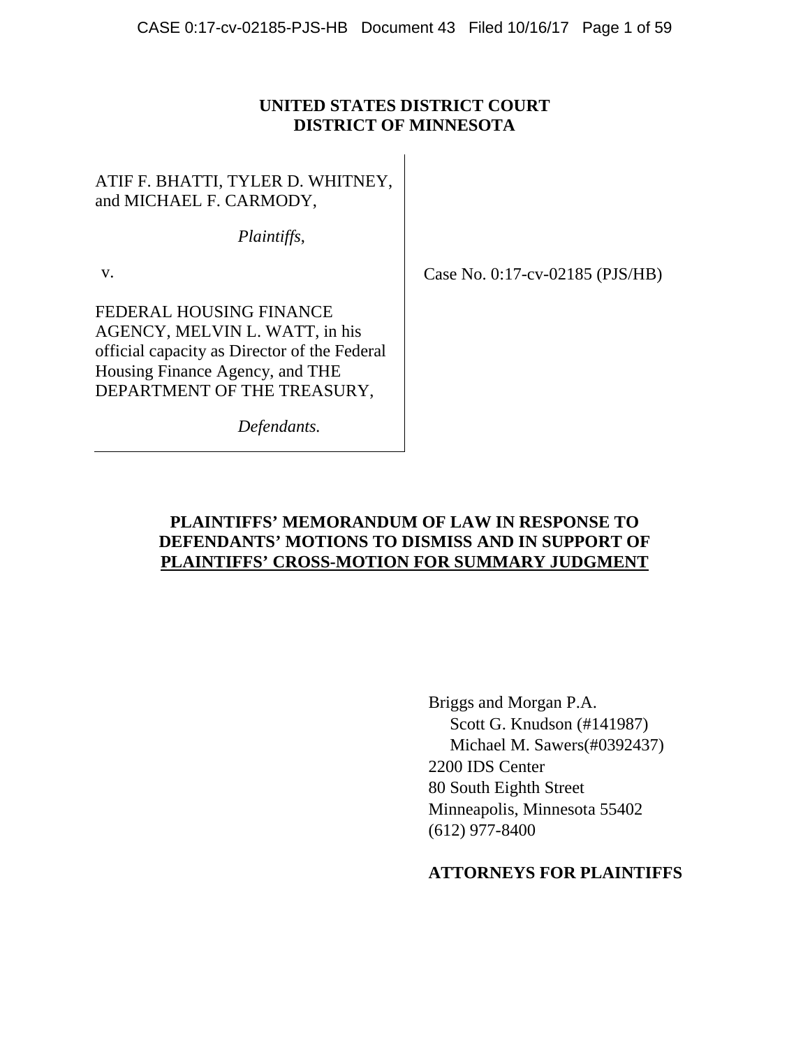**UNITED STATES DISTRICT COURT**
**DISTRICT OF MINNESOTA**

| | |
|---|---|
| ATIF F. BHATTI, TYLER D. WHITNEY, and MICHAEL F. CARMODY,<br><br>*Plaintiffs,*<br><br>v.<br><br>FEDERAL HOUSING FINANCE AGENCY, MELVIN L. WATT, in his official capacity as Director of the Federal Housing Finance Agency, and THE DEPARTMENT OF THE TREASURY,<br><br>*Defendants.* | Case No. 0:17-cv-02185 (PJS/HB) |

**PLAINTIFFS' MEMORANDUM OF LAW IN RESPONSE TO DEFENDANTS' MOTIONS TO DISMISS AND IN SUPPORT OF PLAINTIFFS' CROSS-MOTION FOR SUMMARY JUDGMENT**

Briggs and Morgan P.A.
Scott G. Knudson (#141987)
Michael M. Sawers(#0392437)
2200 IDS Center
80 South Eighth Street
Minneapolis, Minnesota 55402
(612) 977-8400

**ATTORNEYS FOR PLAINTIFFS**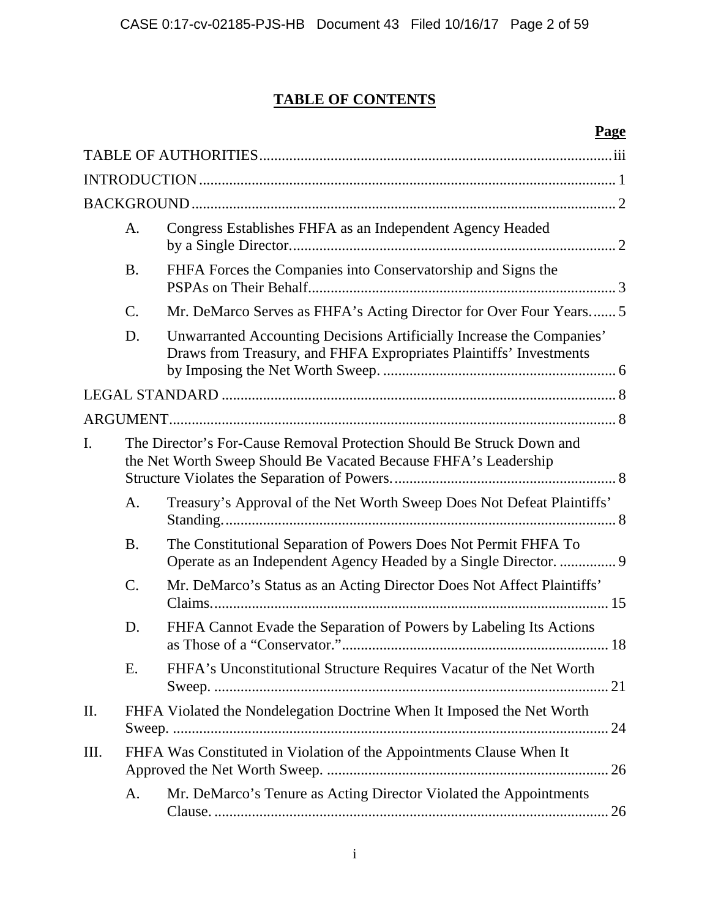# TABLE OF CONTENTS

| | | Page |
|---|---|---|
| TABLE OF AUTHORITIES | | iii |
| INTRODUCTION | | 1 |
| BACKGROUND | | 2 |
| A. | Congress Establishes FHFA as an Independent Agency Headed by a Single Director. | 2 |
| B. | FHFA Forces the Companies into Conservatorship and Signs the PSPAs on Their Behalf. | 3 |
| C. | Mr. DeMarco Serves as FHFA's Acting Director for Over Four Years. | 5 |
| D. | Unwarranted Accounting Decisions Artificially Increase the Companies' Draws from Treasury, and FHFA Expropriates Plaintiffs' Investments by Imposing the Net Worth Sweep. | 6 |
| LEGAL STANDARD | | 8 |
| ARGUMENT | | 8 |
| I. | The Director's For-Cause Removal Protection Should Be Struck Down and the Net Worth Sweep Should Be Vacated Because FHFA's Leadership Structure Violates the Separation of Powers. | 8 |
| A. | Treasury's Approval of the Net Worth Sweep Does Not Defeat Plaintiffs' Standing. | 8 |
| B. | The Constitutional Separation of Powers Does Not Permit FHFA To Operate as an Independent Agency Headed by a Single Director. | 9 |
| C. | Mr. DeMarco's Status as an Acting Director Does Not Affect Plaintiffs' Claims. | 15 |
| D. | FHFA Cannot Evade the Separation of Powers by Labeling Its Actions as Those of a "Conservator." | 18 |
| E. | FHFA's Unconstitutional Structure Requires Vacatur of the Net Worth Sweep. | 21 |
| II. | FHFA Violated the Nondelegation Doctrine When It Imposed the Net Worth Sweep. | 24 |
| III. | FHFA Was Constituted in Violation of the Appointments Clause When It Approved the Net Worth Sweep. | 26 |
| A. | Mr. DeMarco's Tenure as Acting Director Violated the Appointments Clause. | 26 |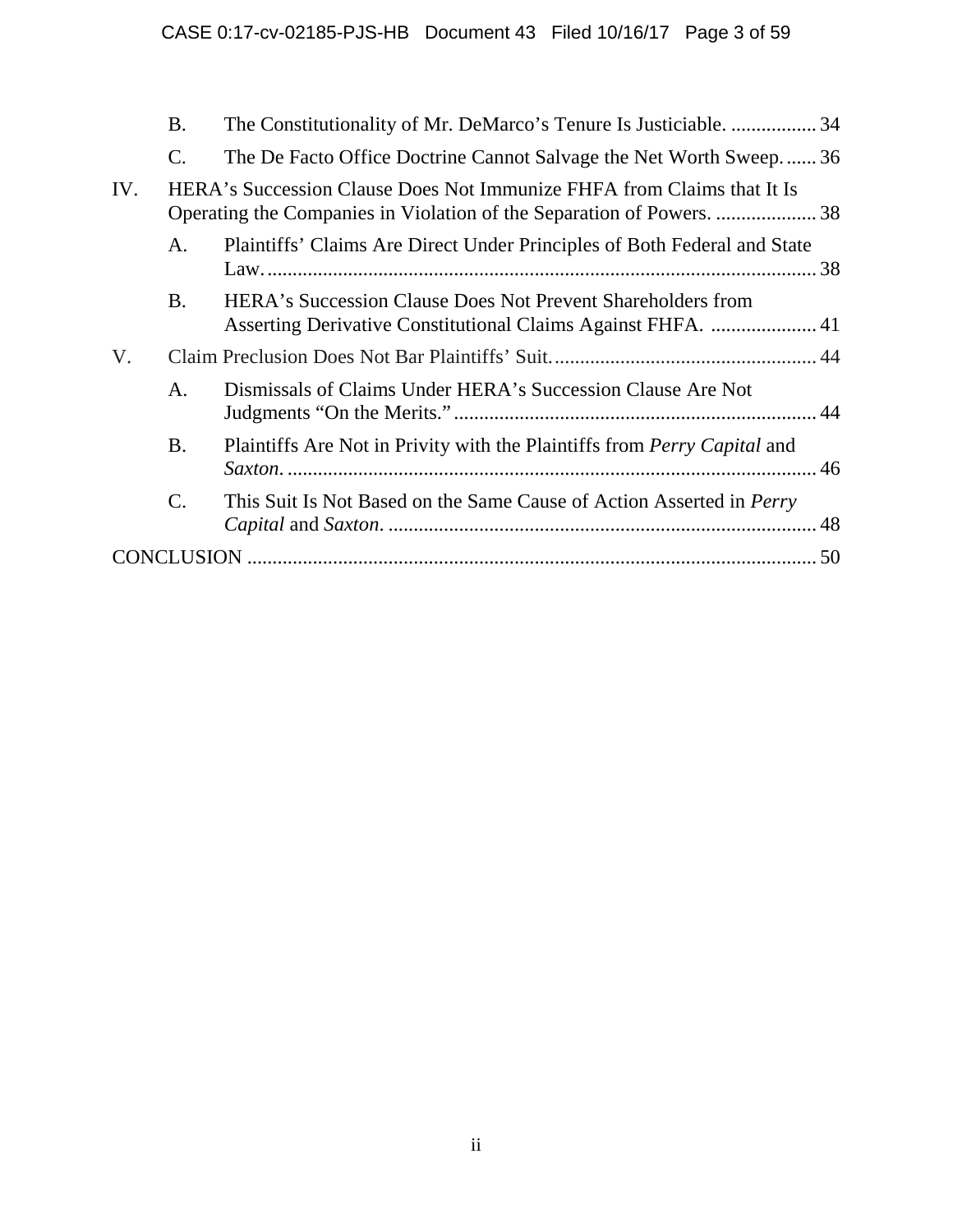B. The Constitutionality of Mr. DeMarco's Tenure Is Justiciable. ................. 34

C. The De Facto Office Doctrine Cannot Salvage the Net Worth Sweep. ...... 36

IV. HERA's Succession Clause Does Not Immunize FHFA from Claims that It Is Operating the Companies in Violation of the Separation of Powers. .................... 38

A. Plaintiffs' Claims Are Direct Under Principles of Both Federal and State Law. ............................................................................................................ 38

B. HERA's Succession Clause Does Not Prevent Shareholders from Asserting Derivative Constitutional Claims Against FHFA. ..................... 41

V. Claim Preclusion Does Not Bar Plaintiffs' Suit. ................................................... 44

A. Dismissals of Claims Under HERA's Succession Clause Are Not Judgments "On the Merits." ........................................................................ 44

B. Plaintiffs Are Not in Privity with the Plaintiffs from *Perry Capital* and *Saxton*. ........................................................................................................ 46

C. This Suit Is Not Based on the Same Cause of Action Asserted in *Perry Capital* and *Saxton*. ..................................................................................... 48

CONCLUSION ................................................................................................................ 50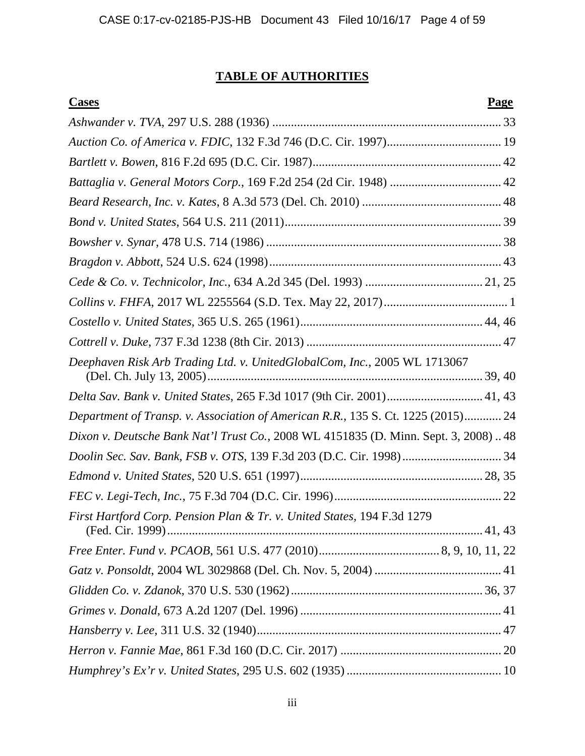## TABLE OF AUTHORITIES

| Cases | Page |
|---|---|
| *Ashwander v. TVA*, 297 U.S. 288 (1936) | 33 |
| *Auction Co. of America v. FDIC*, 132 F.3d 746 (D.C. Cir. 1997) | 19 |
| *Bartlett v. Bowen*, 816 F.2d 695 (D.C. Cir. 1987) | 42 |
| *Battaglia v. General Motors Corp.*, 169 F.2d 254 (2d Cir. 1948) | 42 |
| *Beard Research, Inc. v. Kates*, 8 A.3d 573 (Del. Ch. 2010) | 48 |
| *Bond v. United States*, 564 U.S. 211 (2011) | 39 |
| *Bowsher v. Synar*, 478 U.S. 714 (1986) | 38 |
| *Bragdon v. Abbott*, 524 U.S. 624 (1998) | 43 |
| *Cede & Co. v. Technicolor, Inc.*, 634 A.2d 345 (Del. 1993) | 21, 25 |
| *Collins v. FHFA*, 2017 WL 2255564 (S.D. Tex. May 22, 2017) | 1 |
| *Costello v. United States*, 365 U.S. 265 (1961) | 44, 46 |
| *Cottrell v. Duke*, 737 F.3d 1238 (8th Cir. 2013) | 47 |
| *Deephaven Risk Arb Trading Ltd. v. UnitedGlobalCom, Inc.*, 2005 WL 1713067 (Del. Ch. July 13, 2005) | 39, 40 |
| *Delta Sav. Bank v. United States*, 265 F.3d 1017 (9th Cir. 2001) | 41, 43 |
| *Department of Transp. v. Association of American R.R.*, 135 S. Ct. 1225 (2015) | 24 |
| *Dixon v. Deutsche Bank Nat'l Trust Co.*, 2008 WL 4151835 (D. Minn. Sept. 3, 2008) | 48 |
| *Doolin Sec. Sav. Bank, FSB v. OTS*, 139 F.3d 203 (D.C. Cir. 1998) | 34 |
| *Edmond v. United States*, 520 U.S. 651 (1997) | 28, 35 |
| *FEC v. Legi-Tech, Inc.*, 75 F.3d 704 (D.C. Cir. 1996) | 22 |
| *First Hartford Corp. Pension Plan & Tr. v. United States*, 194 F.3d 1279 (Fed. Cir. 1999) | 41, 43 |
| *Free Enter. Fund v. PCAOB*, 561 U.S. 477 (2010) | 8, 9, 10, 11, 22 |
| *Gatz v. Ponsoldt*, 2004 WL 3029868 (Del. Ch. Nov. 5, 2004) | 41 |
| *Glidden Co. v. Zdanok*, 370 U.S. 530 (1962) | 36, 37 |
| *Grimes v. Donald*, 673 A.2d 1207 (Del. 1996) | 41 |
| *Hansberry v. Lee*, 311 U.S. 32 (1940) | 47 |
| *Herron v. Fannie Mae*, 861 F.3d 160 (D.C. Cir. 2017) | 20 |
| *Humphrey's Ex'r v. United States*, 295 U.S. 602 (1935) | 10 |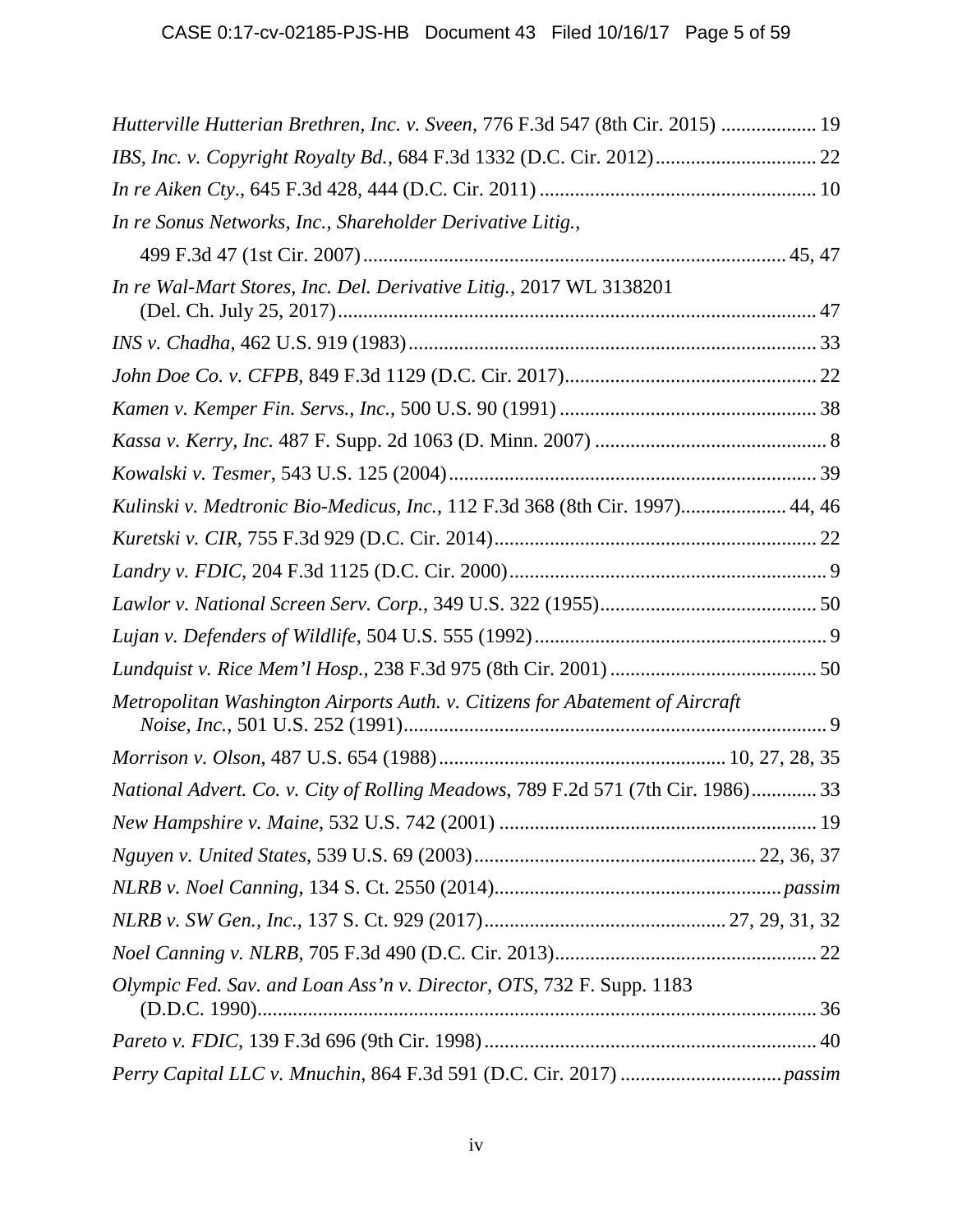*Hutterville Hutterian Brethren, Inc. v. Sveen*, 776 F.3d 547 (8th Cir. 2015) .................. 19

*IBS, Inc. v. Copyright Royalty Bd.*, 684 F.3d 1332 (D.C. Cir. 2012)................................ 22

*In re Aiken Cty*., 645 F.3d 428, 444 (D.C. Cir. 2011) ...................................................... 10

*In re Sonus Networks, Inc., Shareholder Derivative Litig.*,
  499 F.3d 47 (1st Cir. 2007)................................................................................... 45, 47

*In re Wal-Mart Stores, Inc. Del. Derivative Litig.*, 2017 WL 3138201
  (Del. Ch. July 25, 2017)............................................................................................. 47

*INS v. Chadha*, 462 U.S. 919 (1983)................................................................................ 33

*John Doe Co. v. CFPB*, 849 F.3d 1129 (D.C. Cir. 2017)................................................. 22

*Kamen v. Kemper Fin. Servs., Inc.*, 500 U.S. 90 (1991) .................................................. 38

*Kassa v. Kerry, Inc.* 487 F. Supp. 2d 1063 (D. Minn. 2007) ............................................. 8

*Kowalski v. Tesmer*, 543 U.S. 125 (2004)........................................................................ 39

*Kulinski v. Medtronic Bio-Medicus, Inc.*, 112 F.3d 368 (8th Cir. 1997).................... 44, 46

*Kuretski v. CIR*, 755 F.3d 929 (D.C. Cir. 2014)................................................................ 22

*Landry v. FDIC*, 204 F.3d 1125 (D.C. Cir. 2000)............................................................... 9

*Lawlor v. National Screen Serv. Corp.*, 349 U.S. 322 (1955)........................................... 50

*Lujan v. Defenders of Wildlife*, 504 U.S. 555 (1992).......................................................... 9

*Lundquist v. Rice Mem'l Hosp.*, 238 F.3d 975 (8th Cir. 2001) ......................................... 50

*Metropolitan Washington Airports Auth. v. Citizens for Abatement of Aircraft Noise, Inc.*, 501 U.S. 252 (1991)................................................................................... 9

*Morrison v. Olson*, 487 U.S. 654 (1988)........................................................ 10, 27, 28, 35

*National Advert. Co. v. City of Rolling Meadows*, 789 F.2d 571 (7th Cir. 1986)............. 33

*New Hampshire v. Maine*, 532 U.S. 742 (2001) ............................................................... 19

*Nguyen v. United States*, 539 U.S. 69 (2003)....................................................... 22, 36, 37

*NLRB v. Noel Canning*, 134 S. Ct. 2550 (2014)........................................................*passim*

*NLRB v. SW Gen., Inc.*, 137 S. Ct. 929 (2017)................................................ 27, 29, 31, 32

*Noel Canning v. NLRB*, 705 F.3d 490 (D.C. Cir. 2013)................................................... 22

*Olympic Fed. Sav. and Loan Ass'n v. Director, OTS*, 732 F. Supp. 1183
  (D.D.C. 1990).............................................................................................................. 36

*Pareto v. FDIC*, 139 F.3d 696 (9th Cir. 1998).................................................................. 40

*Perry Capital LLC v. Mnuchin*, 864 F.3d 591 (D.C. Cir. 2017) ...............................*passim*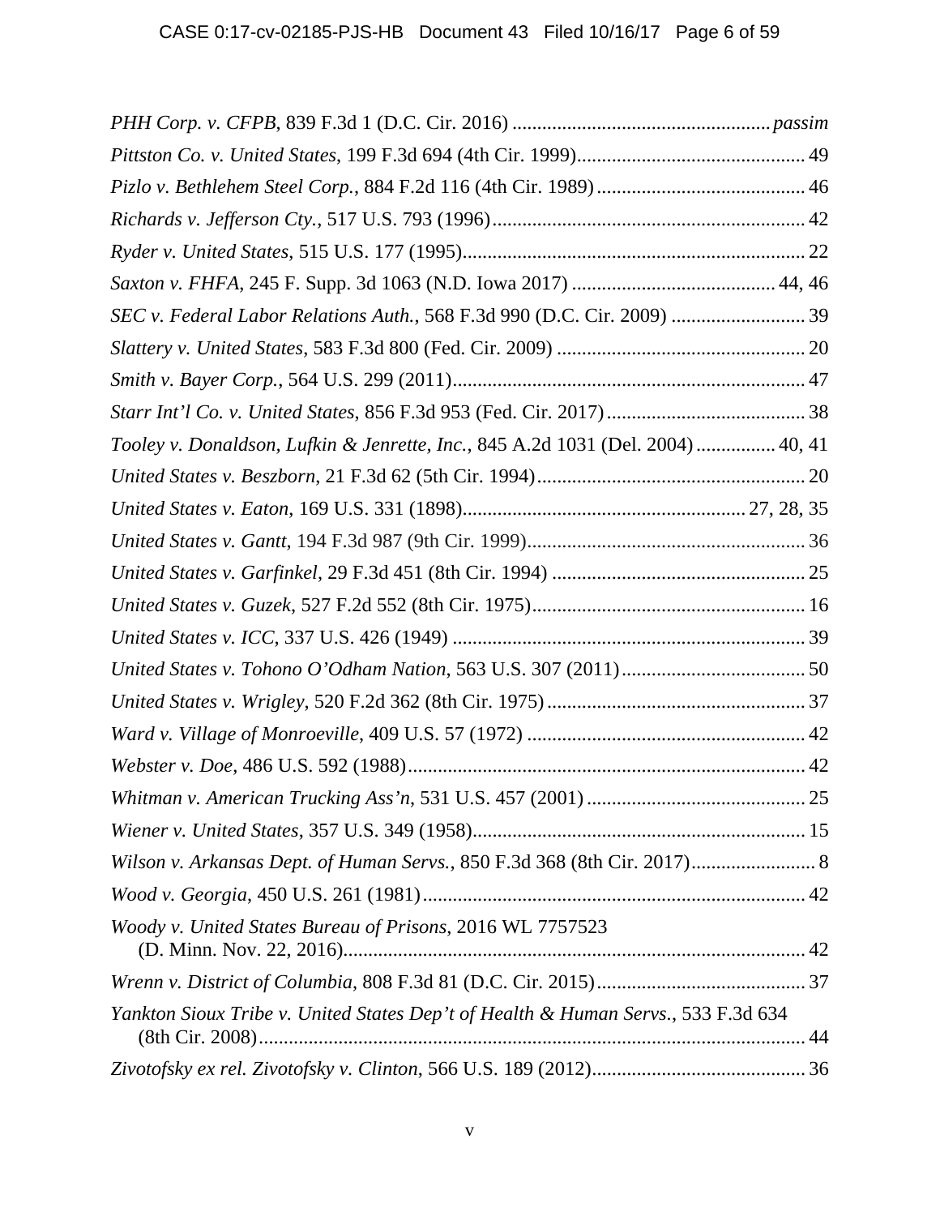*PHH Corp. v. CFPB*, 839 F.3d 1 (D.C. Cir. 2016) .................................................. *passim*

*Pittston Co. v. United States*, 199 F.3d 694 (4th Cir. 1999)............................................. 49

*Pizlo v. Bethlehem Steel Corp.*, 884 F.2d 116 (4th Cir. 1989).......................................... 46

*Richards v. Jefferson Cty.*, 517 U.S. 793 (1996)............................................................... 42

*Ryder v. United States*, 515 U.S. 177 (1995)..................................................................... 22

*Saxton v. FHFA*, 245 F. Supp. 3d 1063 (N.D. Iowa 2017) ........................................ 44, 46

*SEC v. Federal Labor Relations Auth.*, 568 F.3d 990 (D.C. Cir. 2009) .......................... 39

*Slattery v. United States*, 583 F.3d 800 (Fed. Cir. 2009) ................................................. 20

*Smith v. Bayer Corp.*, 564 U.S. 299 (2011)....................................................................... 47

*Starr Int'l Co. v. United States*, 856 F.3d 953 (Fed. Cir. 2017)........................................ 38

*Tooley v. Donaldson, Lufkin & Jenrette, Inc.*, 845 A.2d 1031 (Del. 2004)................ 40, 41

*United States v. Beszborn*, 21 F.3d 62 (5th Cir. 1994)...................................................... 20

*United States v. Eaton*, 169 U.S. 331 (1898)........................................................ 27, 28, 35

*United States v. Gantt*, 194 F.3d 987 (9th Cir. 1999)........................................................ 36

*United States v. Garfinkel*, 29 F.3d 451 (8th Cir. 1994) ................................................... 25

*United States v. Guzek*, 527 F.2d 552 (8th Cir. 1975)...................................................... 16

*United States v. ICC*, 337 U.S. 426 (1949) ...................................................................... 39

*United States v. Tohono O'Odham Nation*, 563 U.S. 307 (2011)..................................... 50

*United States v. Wrigley*, 520 F.2d 362 (8th Cir. 1975) ................................................... 37

*Ward v. Village of Monroeville*, 409 U.S. 57 (1972) ........................................................ 42

*Webster v. Doe*, 486 U.S. 592 (1988)................................................................................ 42

*Whitman v. American Trucking Ass'n*, 531 U.S. 457 (2001) ............................................ 25

*Wiener v. United States*, 357 U.S. 349 (1958).................................................................. 15

*Wilson v. Arkansas Dept. of Human Servs.*, 850 F.3d 368 (8th Cir. 2017)......................... 8

*Wood v. Georgia*, 450 U.S. 261 (1981)............................................................................ 42

*Woody v. United States Bureau of Prisons*, 2016 WL 7757523 (D. Minn. Nov. 22, 2016)............................................................................................ 42

*Wrenn v. District of Columbia*, 808 F.3d 81 (D.C. Cir. 2015).......................................... 37

*Yankton Sioux Tribe v. United States Dep't of Health & Human Servs.*, 533 F.3d 634 (8th Cir. 2008)............................................................................................................. 44

*Zivotofsky ex rel. Zivotofsky v. Clinton*, 566 U.S. 189 (2012).......................................... 36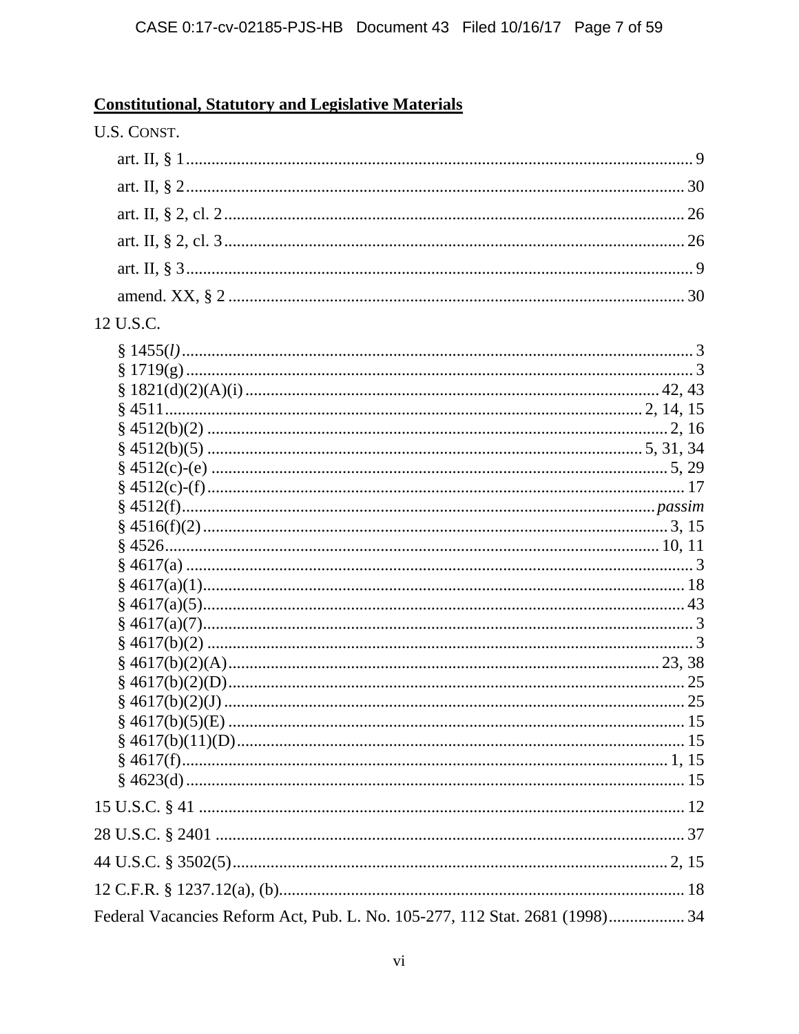**Constitutional, Statutory and Legislative Materials**

U.S. CONST.

- art. II, § 1 ... 9
- art. II, § 2 ... 30
- art. II, § 2, cl. 2 ... 26
- art. II, § 2, cl. 3 ... 26
- art. II, § 3 ... 9
- amend. XX, § 2 ... 30

12 U.S.C.

- § 1455(*l*) ... 3
- § 1719(g) ... 3
- § 1821(d)(2)(A)(i) ... 42, 43
- § 4511 ... 2, 14, 15
- § 4512(b)(2) ... 2, 16
- § 4512(b)(5) ... 5, 31, 34
- § 4512(c)-(e) ... 5, 29
- § 4512(c)-(f) ... 17
- § 4512(f) ... *passim*
- § 4516(f)(2) ... 3, 15
- § 4526 ... 10, 11
- § 4617(a) ... 3
- § 4617(a)(1) ... 18
- § 4617(a)(5) ... 43
- § 4617(a)(7) ... 3
- § 4617(b)(2) ... 3
- § 4617(b)(2)(A) ... 23, 38
- § 4617(b)(2)(D) ... 25
- § 4617(b)(2)(J) ... 25
- § 4617(b)(5)(E) ... 15
- § 4617(b)(11)(D) ... 15
- § 4617(f) ... 1, 15
- § 4623(d) ... 15

15 U.S.C. § 41 ... 12

28 U.S.C. § 2401 ... 37

44 U.S.C. § 3502(5) ... 2, 15

12 C.F.R. § 1237.12(a), (b) ... 18

Federal Vacancies Reform Act, Pub. L. No. 105-277, 112 Stat. 2681 (1998) ... 34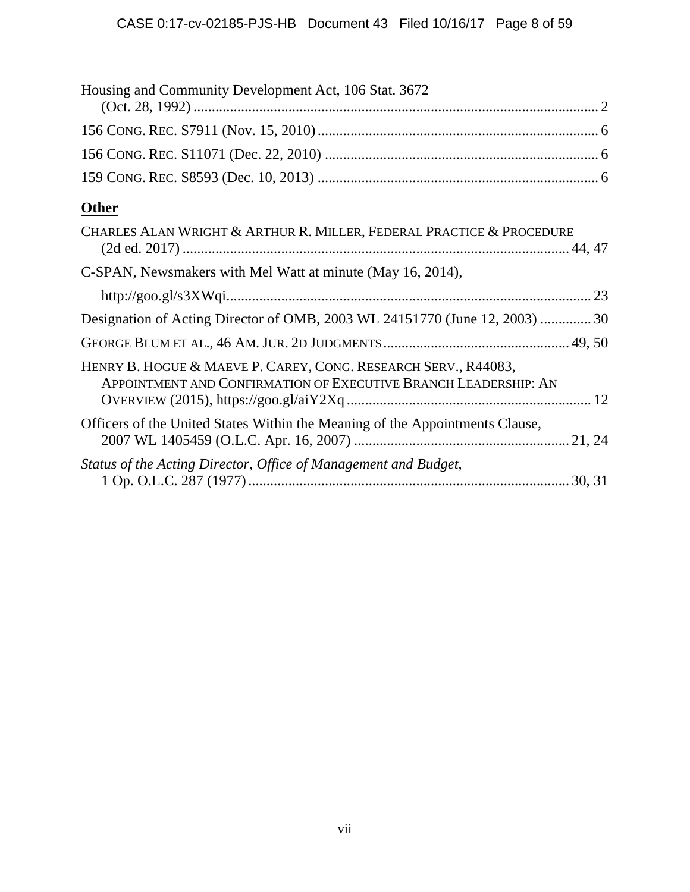Housing and Community Development Act, 106 Stat. 3672 (Oct. 28, 1992) .............................................................................................................. 2

156 CONG. REC. S7911 (Nov. 15, 2010)............................................................................ 6

156 CONG. REC. S11071 (Dec. 22, 2010) .......................................................................... 6

159 CONG. REC. S8593 (Dec. 10, 2013) ............................................................................ 6

## **Other**

CHARLES ALAN WRIGHT & ARTHUR R. MILLER, FEDERAL PRACTICE & PROCEDURE (2d ed. 2017) ......................................................................................................... 44, 47

C-SPAN, Newsmakers with Mel Watt at minute (May 16, 2014), http://goo.gl/s3XWqi.................................................................................................... 23

Designation of Acting Director of OMB, 2003 WL 24151770 (June 12, 2003) ............. 30

GEORGE BLUM ET AL., 46 AM. JUR. 2D JUDGMENTS.................................................. 49, 50

HENRY B. HOGUE & MAEVE P. CAREY, CONG. RESEARCH SERV., R44083, APPOINTMENT AND CONFIRMATION OF EXECUTIVE BRANCH LEADERSHIP: AN OVERVIEW (2015), https://goo.gl/aiY2Xq .................................................................. 12

Officers of the United States Within the Meaning of the Appointments Clause, 2007 WL 1405459 (O.L.C. Apr. 16, 2007) .......................................................... 21, 24

*Status of the Acting Director, Office of Management and Budget*, 1 Op. O.L.C. 287 (1977)....................................................................................... 30, 31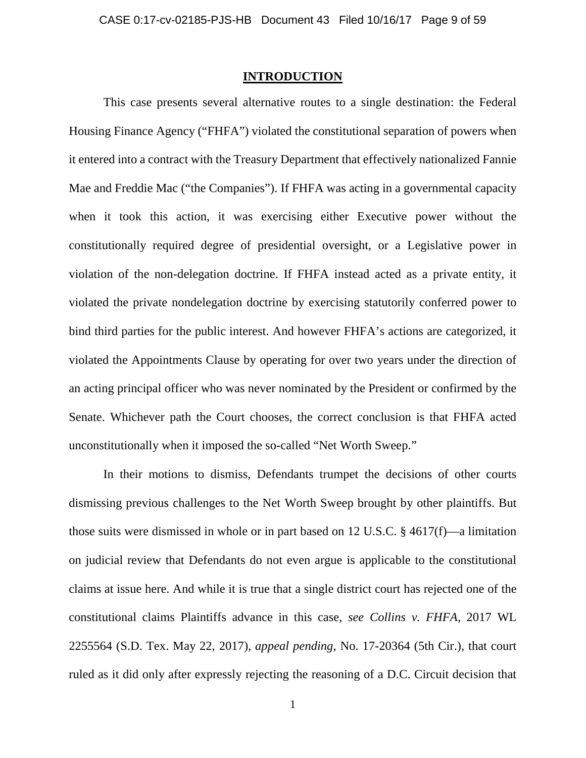# INTRODUCTION

This case presents several alternative routes to a single destination: the Federal Housing Finance Agency ("FHFA") violated the constitutional separation of powers when it entered into a contract with the Treasury Department that effectively nationalized Fannie Mae and Freddie Mac ("the Companies"). If FHFA was acting in a governmental capacity when it took this action, it was exercising either Executive power without the constitutionally required degree of presidential oversight, or a Legislative power in violation of the non-delegation doctrine. If FHFA instead acted as a private entity, it violated the private nondelegation doctrine by exercising statutorily conferred power to bind third parties for the public interest. And however FHFA's actions are categorized, it violated the Appointments Clause by operating for over two years under the direction of an acting principal officer who was never nominated by the President or confirmed by the Senate. Whichever path the Court chooses, the correct conclusion is that FHFA acted unconstitutionally when it imposed the so-called "Net Worth Sweep."

In their motions to dismiss, Defendants trumpet the decisions of other courts dismissing previous challenges to the Net Worth Sweep brought by other plaintiffs. But those suits were dismissed in whole or in part based on 12 U.S.C. § 4617(f)—a limitation on judicial review that Defendants do not even argue is applicable to the constitutional claims at issue here. And while it is true that a single district court has rejected one of the constitutional claims Plaintiffs advance in this case, *see Collins v. FHFA*, 2017 WL 2255564 (S.D. Tex. May 22, 2017), *appeal pending*, No. 17-20364 (5th Cir.), that court ruled as it did only after expressly rejecting the reasoning of a D.C. Circuit decision that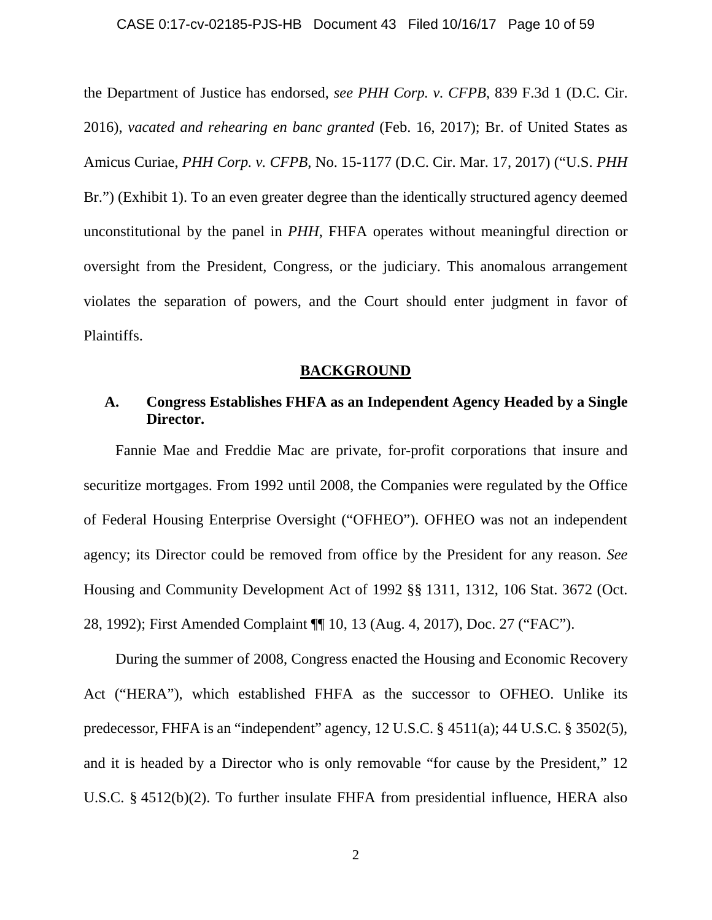the Department of Justice has endorsed, *see PHH Corp. v. CFPB*, 839 F.3d 1 (D.C. Cir. 2016), *vacated and rehearing en banc granted* (Feb. 16, 2017); Br. of United States as Amicus Curiae, *PHH Corp. v. CFPB*, No. 15-1177 (D.C. Cir. Mar. 17, 2017) ("U.S. *PHH* Br.") (Exhibit 1). To an even greater degree than the identically structured agency deemed unconstitutional by the panel in *PHH*, FHFA operates without meaningful direction or oversight from the President, Congress, or the judiciary. This anomalous arrangement violates the separation of powers, and the Court should enter judgment in favor of Plaintiffs.

## BACKGROUND

### A. Congress Establishes FHFA as an Independent Agency Headed by a Single Director.

Fannie Mae and Freddie Mac are private, for-profit corporations that insure and securitize mortgages. From 1992 until 2008, the Companies were regulated by the Office of Federal Housing Enterprise Oversight ("OFHEO"). OFHEO was not an independent agency; its Director could be removed from office by the President for any reason. *See* Housing and Community Development Act of 1992 §§ 1311, 1312, 106 Stat. 3672 (Oct. 28, 1992); First Amended Complaint ¶¶ 10, 13 (Aug. 4, 2017), Doc. 27 ("FAC").

During the summer of 2008, Congress enacted the Housing and Economic Recovery Act ("HERA"), which established FHFA as the successor to OFHEO. Unlike its predecessor, FHFA is an "independent" agency, 12 U.S.C. § 4511(a); 44 U.S.C. § 3502(5), and it is headed by a Director who is only removable "for cause by the President," 12 U.S.C. § 4512(b)(2). To further insulate FHFA from presidential influence, HERA also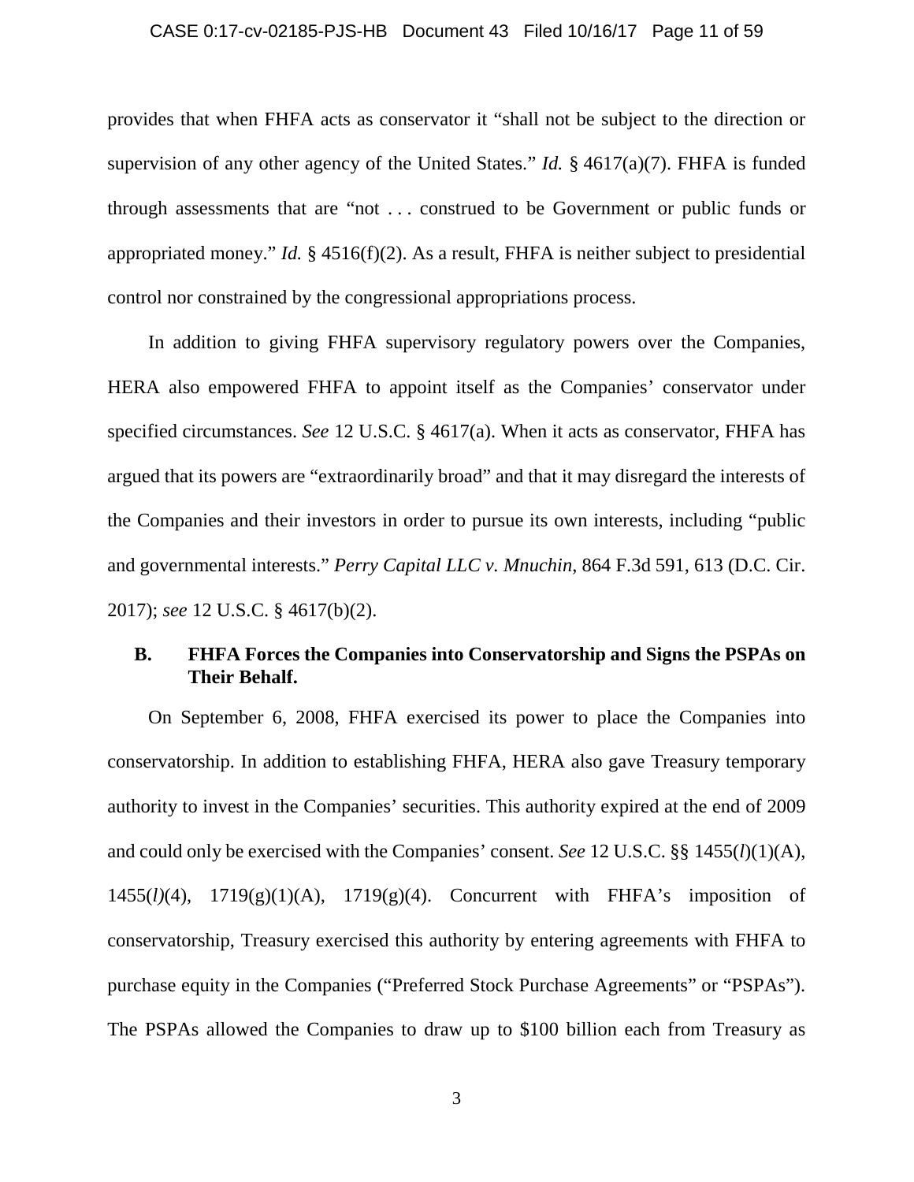provides that when FHFA acts as conservator it "shall not be subject to the direction or supervision of any other agency of the United States." *Id.* § 4617(a)(7). FHFA is funded through assessments that are "not . . . construed to be Government or public funds or appropriated money." *Id.* § 4516(f)(2). As a result, FHFA is neither subject to presidential control nor constrained by the congressional appropriations process.

In addition to giving FHFA supervisory regulatory powers over the Companies, HERA also empowered FHFA to appoint itself as the Companies' conservator under specified circumstances. *See* 12 U.S.C. § 4617(a). When it acts as conservator, FHFA has argued that its powers are "extraordinarily broad" and that it may disregard the interests of the Companies and their investors in order to pursue its own interests, including "public and governmental interests." *Perry Capital LLC v. Mnuchin*, 864 F.3d 591, 613 (D.C. Cir. 2017); *see* 12 U.S.C. § 4617(b)(2).

### B. FHFA Forces the Companies into Conservatorship and Signs the PSPAs on Their Behalf.

On September 6, 2008, FHFA exercised its power to place the Companies into conservatorship. In addition to establishing FHFA, HERA also gave Treasury temporary authority to invest in the Companies' securities. This authority expired at the end of 2009 and could only be exercised with the Companies' consent. *See* 12 U.S.C. §§ 1455(*l*)(1)(A), 1455(*l*)(4), 1719(g)(1)(A), 1719(g)(4). Concurrent with FHFA's imposition of conservatorship, Treasury exercised this authority by entering agreements with FHFA to purchase equity in the Companies ("Preferred Stock Purchase Agreements" or "PSPAs"). The PSPAs allowed the Companies to draw up to $100 billion each from Treasury as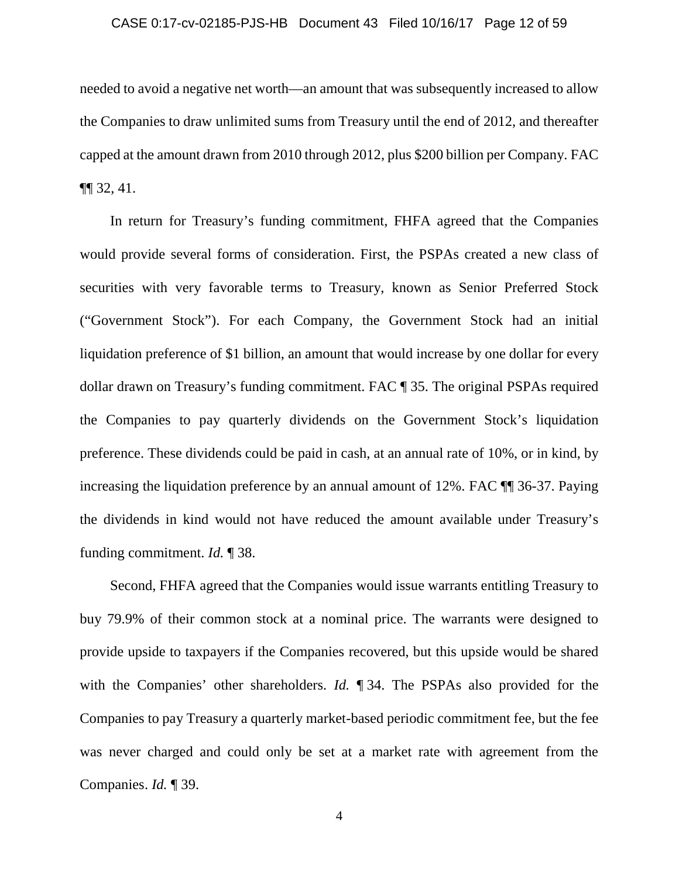needed to avoid a negative net worth—an amount that was subsequently increased to allow the Companies to draw unlimited sums from Treasury until the end of 2012, and thereafter capped at the amount drawn from 2010 through 2012, plus $200 billion per Company. FAC ¶¶ 32, 41.

In return for Treasury's funding commitment, FHFA agreed that the Companies would provide several forms of consideration. First, the PSPAs created a new class of securities with very favorable terms to Treasury, known as Senior Preferred Stock ("Government Stock"). For each Company, the Government Stock had an initial liquidation preference of $1 billion, an amount that would increase by one dollar for every dollar drawn on Treasury's funding commitment. FAC ¶ 35. The original PSPAs required the Companies to pay quarterly dividends on the Government Stock's liquidation preference. These dividends could be paid in cash, at an annual rate of 10%, or in kind, by increasing the liquidation preference by an annual amount of 12%. FAC ¶¶ 36-37. Paying the dividends in kind would not have reduced the amount available under Treasury's funding commitment. *Id.* ¶ 38.

Second, FHFA agreed that the Companies would issue warrants entitling Treasury to buy 79.9% of their common stock at a nominal price. The warrants were designed to provide upside to taxpayers if the Companies recovered, but this upside would be shared with the Companies' other shareholders. *Id.* ¶ 34. The PSPAs also provided for the Companies to pay Treasury a quarterly market-based periodic commitment fee, but the fee was never charged and could only be set at a market rate with agreement from the Companies. *Id.* ¶ 39.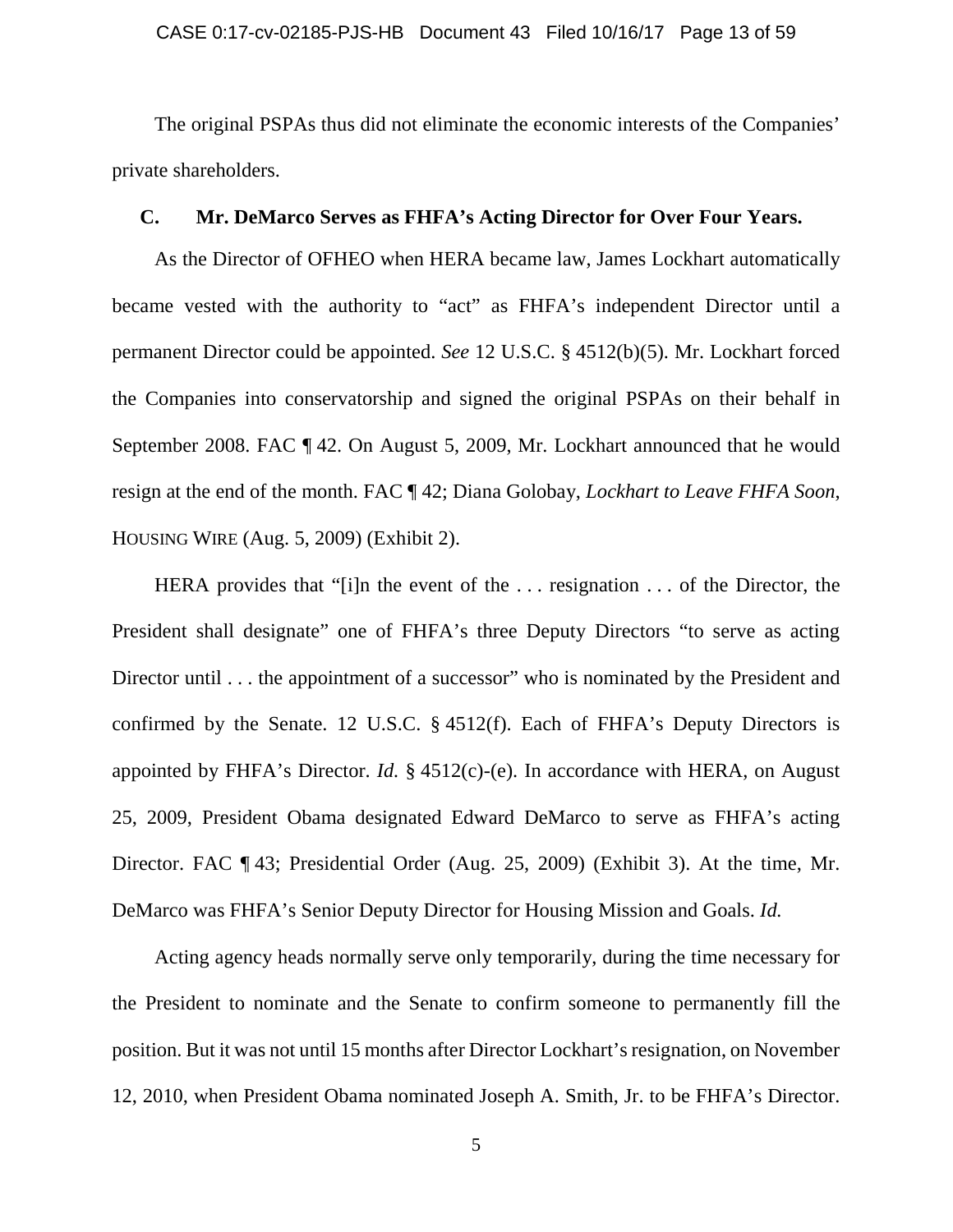The original PSPAs thus did not eliminate the economic interests of the Companies' private shareholders.

### C. Mr. DeMarco Serves as FHFA's Acting Director for Over Four Years.

As the Director of OFHEO when HERA became law, James Lockhart automatically became vested with the authority to "act" as FHFA's independent Director until a permanent Director could be appointed. *See* 12 U.S.C. § 4512(b)(5). Mr. Lockhart forced the Companies into conservatorship and signed the original PSPAs on their behalf in September 2008. FAC ¶ 42. On August 5, 2009, Mr. Lockhart announced that he would resign at the end of the month. FAC ¶ 42; Diana Golobay, *Lockhart to Leave FHFA Soon*, HOUSING WIRE (Aug. 5, 2009) (Exhibit 2).

HERA provides that "[i]n the event of the . . . resignation . . . of the Director, the President shall designate" one of FHFA's three Deputy Directors "to serve as acting Director until . . . the appointment of a successor" who is nominated by the President and confirmed by the Senate. 12 U.S.C. § 4512(f). Each of FHFA's Deputy Directors is appointed by FHFA's Director. *Id.* § 4512(c)-(e). In accordance with HERA, on August 25, 2009, President Obama designated Edward DeMarco to serve as FHFA's acting Director. FAC ¶ 43; Presidential Order (Aug. 25, 2009) (Exhibit 3). At the time, Mr. DeMarco was FHFA's Senior Deputy Director for Housing Mission and Goals. *Id.*

Acting agency heads normally serve only temporarily, during the time necessary for the President to nominate and the Senate to confirm someone to permanently fill the position. But it was not until 15 months after Director Lockhart's resignation, on November 12, 2010, when President Obama nominated Joseph A. Smith, Jr. to be FHFA's Director.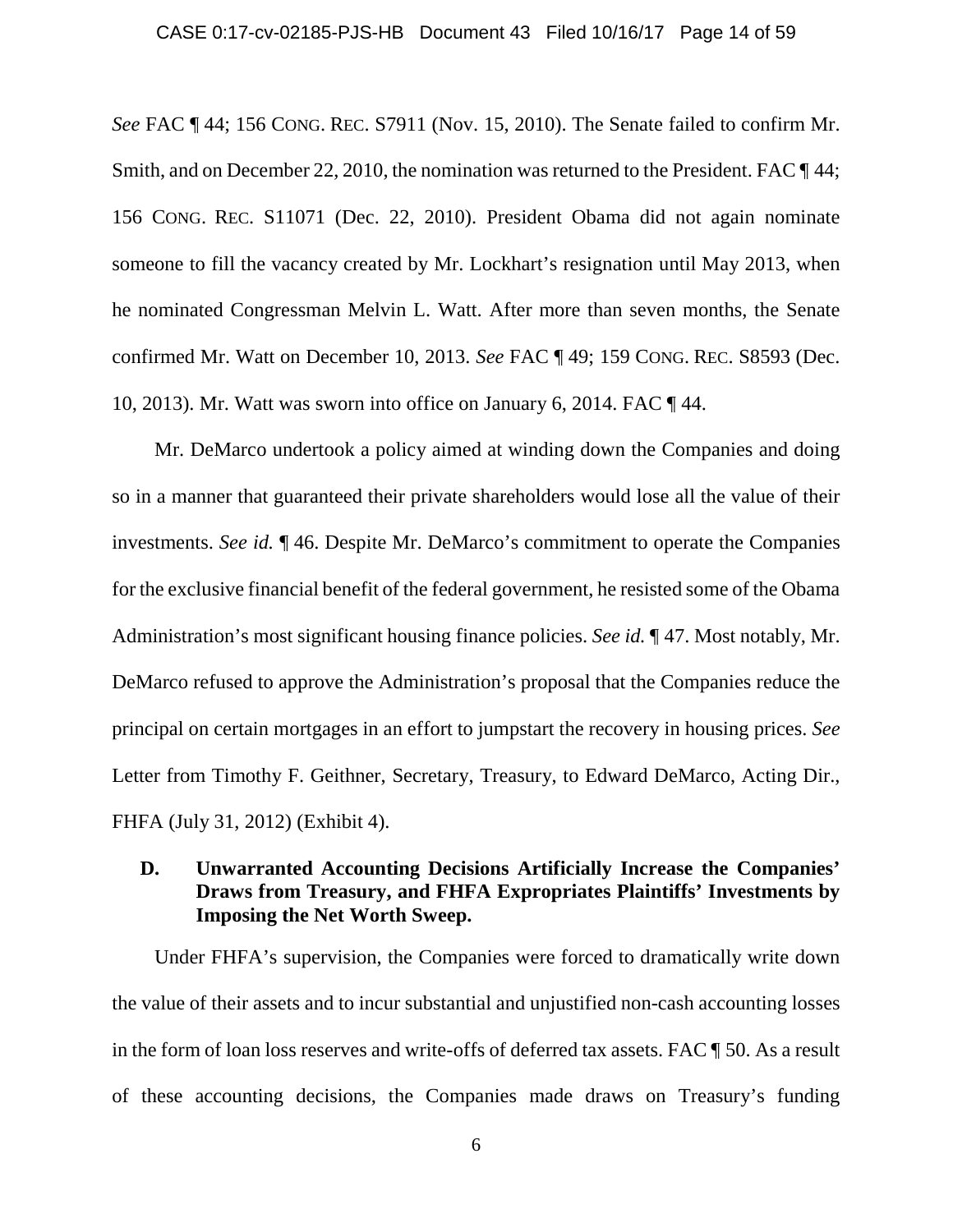*See* FAC ¶ 44; 156 CONG. REC. S7911 (Nov. 15, 2010). The Senate failed to confirm Mr. Smith, and on December 22, 2010, the nomination was returned to the President. FAC ¶ 44; 156 CONG. REC. S11071 (Dec. 22, 2010). President Obama did not again nominate someone to fill the vacancy created by Mr. Lockhart's resignation until May 2013, when he nominated Congressman Melvin L. Watt. After more than seven months, the Senate confirmed Mr. Watt on December 10, 2013. *See* FAC ¶ 49; 159 CONG. REC. S8593 (Dec. 10, 2013). Mr. Watt was sworn into office on January 6, 2014. FAC ¶ 44.

Mr. DeMarco undertook a policy aimed at winding down the Companies and doing so in a manner that guaranteed their private shareholders would lose all the value of their investments. *See id.* ¶ 46. Despite Mr. DeMarco's commitment to operate the Companies for the exclusive financial benefit of the federal government, he resisted some of the Obama Administration's most significant housing finance policies. *See id.* ¶ 47. Most notably, Mr. DeMarco refused to approve the Administration's proposal that the Companies reduce the principal on certain mortgages in an effort to jumpstart the recovery in housing prices. *See* Letter from Timothy F. Geithner, Secretary, Treasury, to Edward DeMarco, Acting Dir., FHFA (July 31, 2012) (Exhibit 4).

### D. Unwarranted Accounting Decisions Artificially Increase the Companies' Draws from Treasury, and FHFA Expropriates Plaintiffs' Investments by Imposing the Net Worth Sweep.

Under FHFA's supervision, the Companies were forced to dramatically write down the value of their assets and to incur substantial and unjustified non-cash accounting losses in the form of loan loss reserves and write-offs of deferred tax assets. FAC ¶ 50. As a result of these accounting decisions, the Companies made draws on Treasury's funding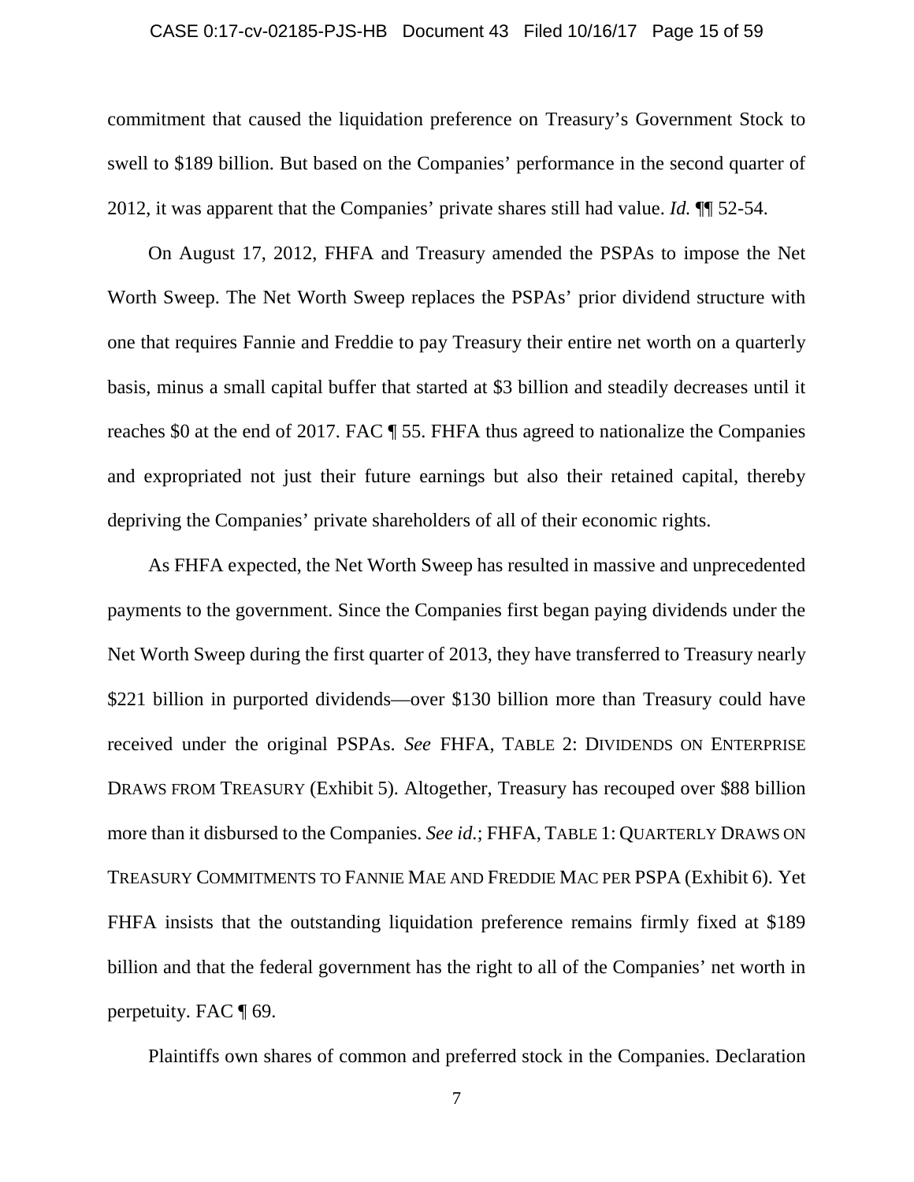commitment that caused the liquidation preference on Treasury's Government Stock to swell to $189 billion. But based on the Companies' performance in the second quarter of 2012, it was apparent that the Companies' private shares still had value. *Id.* ¶¶ 52-54.

On August 17, 2012, FHFA and Treasury amended the PSPAs to impose the Net Worth Sweep. The Net Worth Sweep replaces the PSPAs' prior dividend structure with one that requires Fannie and Freddie to pay Treasury their entire net worth on a quarterly basis, minus a small capital buffer that started at $3 billion and steadily decreases until it reaches $0 at the end of 2017. FAC ¶ 55. FHFA thus agreed to nationalize the Companies and expropriated not just their future earnings but also their retained capital, thereby depriving the Companies' private shareholders of all of their economic rights.

As FHFA expected, the Net Worth Sweep has resulted in massive and unprecedented payments to the government. Since the Companies first began paying dividends under the Net Worth Sweep during the first quarter of 2013, they have transferred to Treasury nearly $221 billion in purported dividends—over $130 billion more than Treasury could have received under the original PSPAs. *See* FHFA, TABLE 2: DIVIDENDS ON ENTERPRISE DRAWS FROM TREASURY (Exhibit 5). Altogether, Treasury has recouped over $88 billion more than it disbursed to the Companies. *See id.*; FHFA, TABLE 1: QUARTERLY DRAWS ON TREASURY COMMITMENTS TO FANNIE MAE AND FREDDIE MAC PER PSPA (Exhibit 6). Yet FHFA insists that the outstanding liquidation preference remains firmly fixed at $189 billion and that the federal government has the right to all of the Companies' net worth in perpetuity. FAC ¶ 69.

Plaintiffs own shares of common and preferred stock in the Companies. Declaration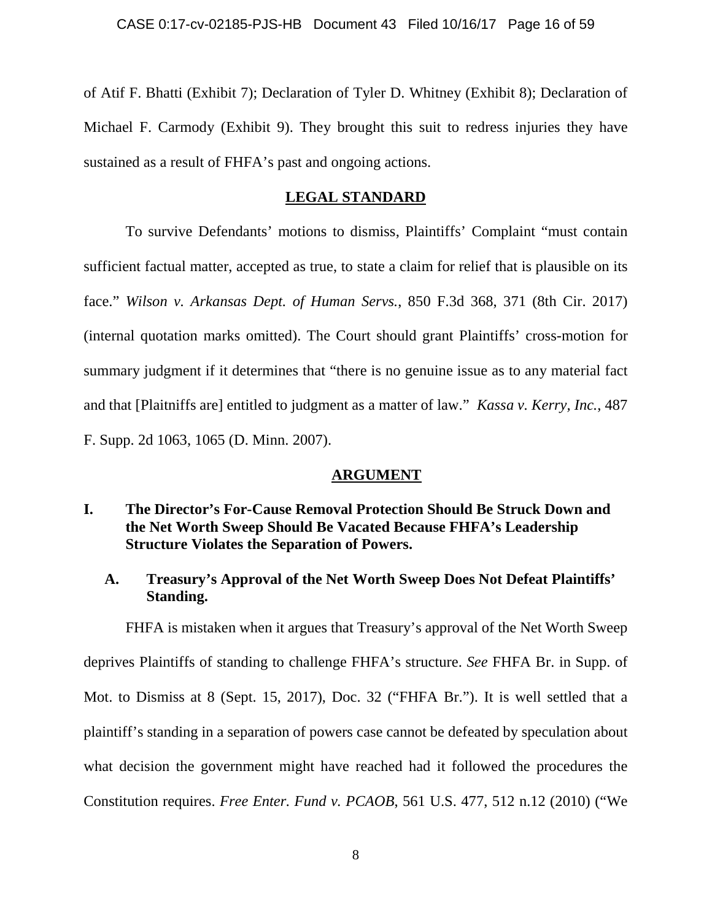of Atif F. Bhatti (Exhibit 7); Declaration of Tyler D. Whitney (Exhibit 8); Declaration of Michael F. Carmody (Exhibit 9). They brought this suit to redress injuries they have sustained as a result of FHFA's past and ongoing actions.

## LEGAL STANDARD

To survive Defendants' motions to dismiss, Plaintiffs' Complaint "must contain sufficient factual matter, accepted as true, to state a claim for relief that is plausible on its face." *Wilson v. Arkansas Dept. of Human Servs.*, 850 F.3d 368, 371 (8th Cir. 2017) (internal quotation marks omitted). The Court should grant Plaintiffs' cross-motion for summary judgment if it determines that "there is no genuine issue as to any material fact and that [Plaitniffs are] entitled to judgment as a matter of law." *Kassa v. Kerry, Inc.*, 487 F. Supp. 2d 1063, 1065 (D. Minn. 2007).

## ARGUMENT

### I. The Director's For-Cause Removal Protection Should Be Struck Down and the Net Worth Sweep Should Be Vacated Because FHFA's Leadership Structure Violates the Separation of Powers.

#### A. Treasury's Approval of the Net Worth Sweep Does Not Defeat Plaintiffs' Standing.

FHFA is mistaken when it argues that Treasury's approval of the Net Worth Sweep deprives Plaintiffs of standing to challenge FHFA's structure. *See* FHFA Br. in Supp. of Mot. to Dismiss at 8 (Sept. 15, 2017), Doc. 32 ("FHFA Br."). It is well settled that a plaintiff's standing in a separation of powers case cannot be defeated by speculation about what decision the government might have reached had it followed the procedures the Constitution requires. *Free Enter. Fund v. PCAOB*, 561 U.S. 477, 512 n.12 (2010) ("We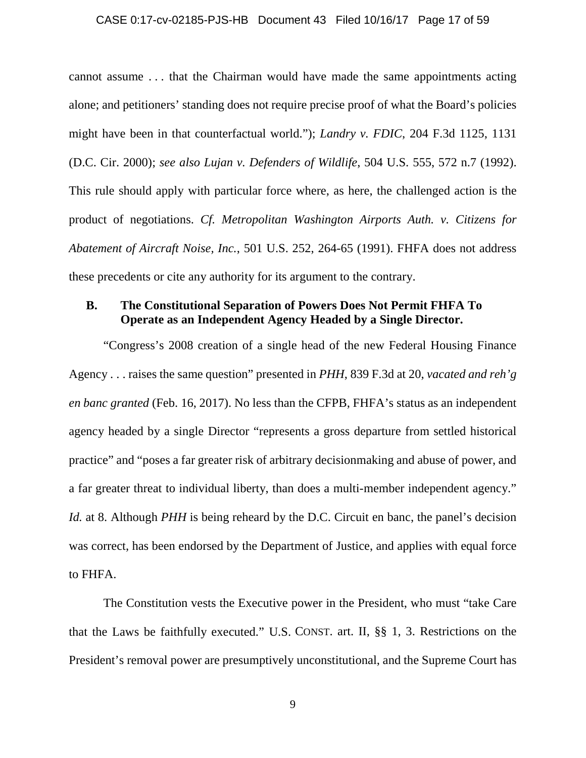cannot assume . . . that the Chairman would have made the same appointments acting alone; and petitioners' standing does not require precise proof of what the Board's policies might have been in that counterfactual world."); *Landry v. FDIC*, 204 F.3d 1125, 1131 (D.C. Cir. 2000); *see also Lujan v. Defenders of Wildlife*, 504 U.S. 555, 572 n.7 (1992). This rule should apply with particular force where, as here, the challenged action is the product of negotiations. *Cf. Metropolitan Washington Airports Auth. v. Citizens for Abatement of Aircraft Noise, Inc.*, 501 U.S. 252, 264-65 (1991). FHFA does not address these precedents or cite any authority for its argument to the contrary.

### B. The Constitutional Separation of Powers Does Not Permit FHFA To Operate as an Independent Agency Headed by a Single Director.

"Congress's 2008 creation of a single head of the new Federal Housing Finance Agency . . . raises the same question" presented in *PHH*, 839 F.3d at 20, *vacated and reh'g en banc granted* (Feb. 16, 2017). No less than the CFPB, FHFA's status as an independent agency headed by a single Director "represents a gross departure from settled historical practice" and "poses a far greater risk of arbitrary decisionmaking and abuse of power, and a far greater threat to individual liberty, than does a multi-member independent agency." *Id.* at 8. Although *PHH* is being reheard by the D.C. Circuit en banc, the panel's decision was correct, has been endorsed by the Department of Justice, and applies with equal force to FHFA.

The Constitution vests the Executive power in the President, who must "take Care that the Laws be faithfully executed." U.S. CONST. art. II, §§ 1, 3. Restrictions on the President's removal power are presumptively unconstitutional, and the Supreme Court has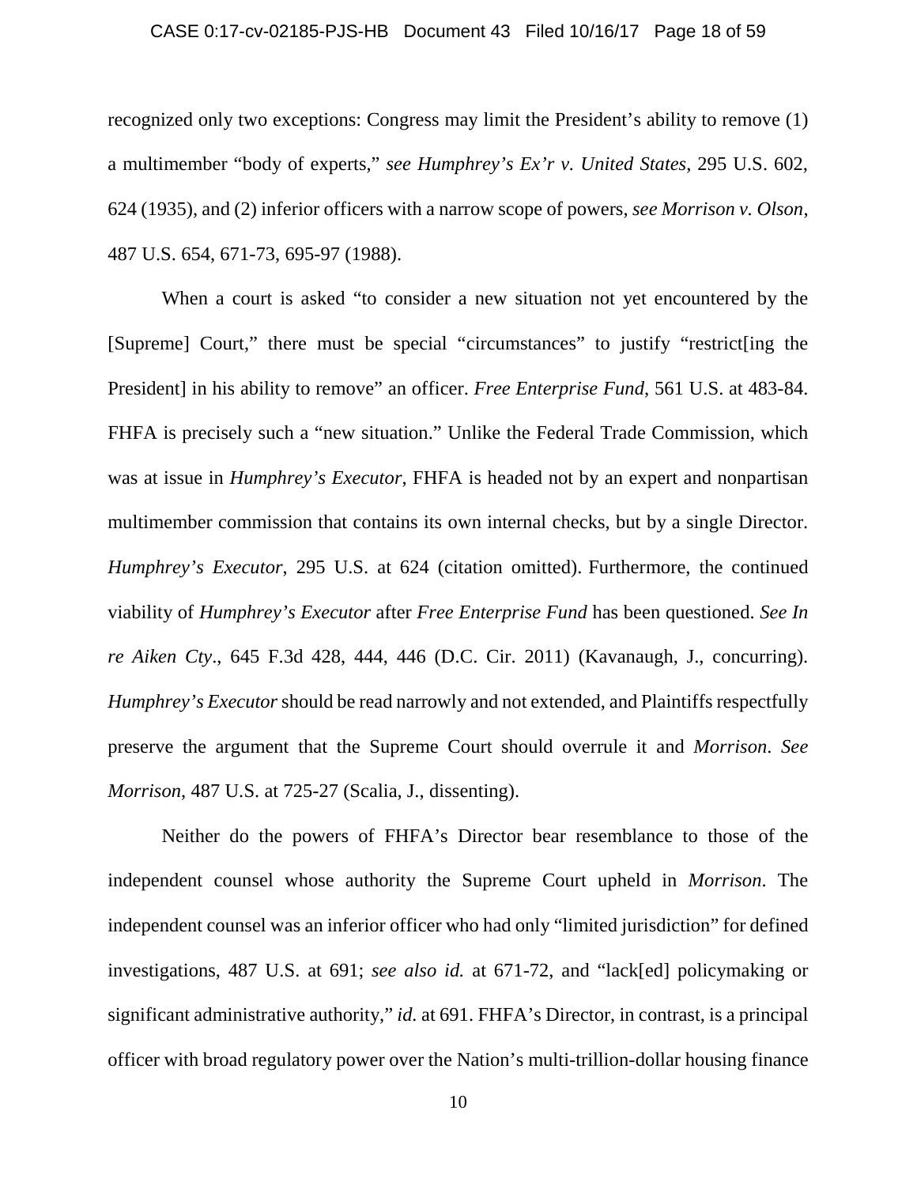recognized only two exceptions: Congress may limit the President's ability to remove (1) a multimember "body of experts," *see Humphrey's Ex'r v. United States*, 295 U.S. 602, 624 (1935), and (2) inferior officers with a narrow scope of powers, *see Morrison v. Olson*, 487 U.S. 654, 671-73, 695-97 (1988).

When a court is asked "to consider a new situation not yet encountered by the [Supreme] Court," there must be special "circumstances" to justify "restrict[ing the President] in his ability to remove" an officer. *Free Enterprise Fund*, 561 U.S. at 483-84. FHFA is precisely such a "new situation." Unlike the Federal Trade Commission, which was at issue in *Humphrey's Executor*, FHFA is headed not by an expert and nonpartisan multimember commission that contains its own internal checks, but by a single Director. *Humphrey's Executor*, 295 U.S. at 624 (citation omitted). Furthermore, the continued viability of *Humphrey's Executor* after *Free Enterprise Fund* has been questioned. *See In re Aiken Cty*., 645 F.3d 428, 444, 446 (D.C. Cir. 2011) (Kavanaugh, J., concurring). *Humphrey's Executor* should be read narrowly and not extended, and Plaintiffs respectfully preserve the argument that the Supreme Court should overrule it and *Morrison*. *See Morrison*, 487 U.S. at 725-27 (Scalia, J., dissenting).

Neither do the powers of FHFA's Director bear resemblance to those of the independent counsel whose authority the Supreme Court upheld in *Morrison*. The independent counsel was an inferior officer who had only "limited jurisdiction" for defined investigations, 487 U.S. at 691; *see also id.* at 671-72, and "lack[ed] policymaking or significant administrative authority," *id.* at 691. FHFA's Director, in contrast, is a principal officer with broad regulatory power over the Nation's multi-trillion-dollar housing finance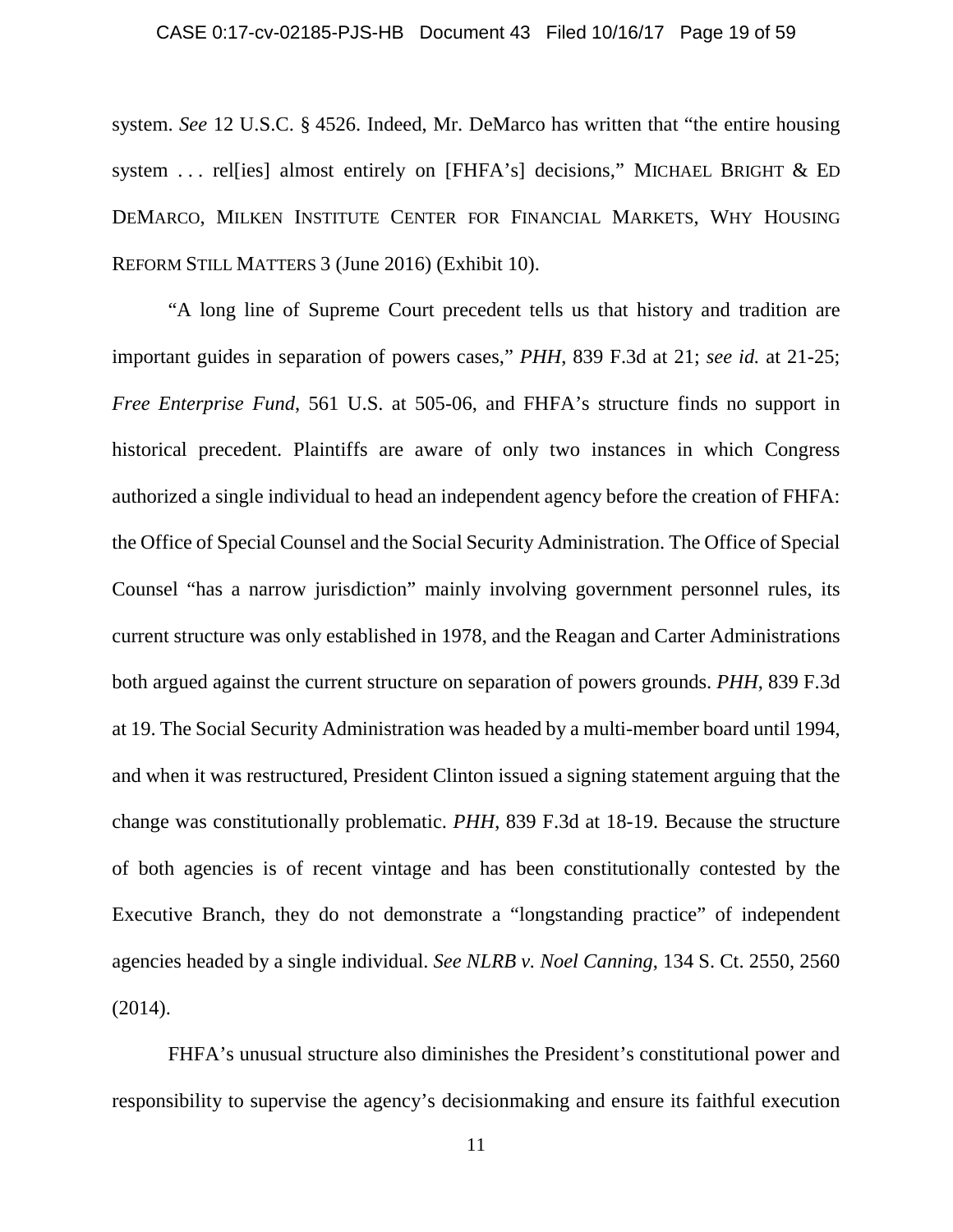system. *See* 12 U.S.C. § 4526. Indeed, Mr. DeMarco has written that "the entire housing system . . . rel[ies] almost entirely on [FHFA's] decisions," MICHAEL BRIGHT & ED DEMARCO, MILKEN INSTITUTE CENTER FOR FINANCIAL MARKETS, WHY HOUSING REFORM STILL MATTERS 3 (June 2016) (Exhibit 10).

"A long line of Supreme Court precedent tells us that history and tradition are important guides in separation of powers cases," *PHH*, 839 F.3d at 21; *see id.* at 21-25; *Free Enterprise Fund*, 561 U.S. at 505-06, and FHFA's structure finds no support in historical precedent. Plaintiffs are aware of only two instances in which Congress authorized a single individual to head an independent agency before the creation of FHFA: the Office of Special Counsel and the Social Security Administration. The Office of Special Counsel "has a narrow jurisdiction" mainly involving government personnel rules, its current structure was only established in 1978, and the Reagan and Carter Administrations both argued against the current structure on separation of powers grounds. *PHH*, 839 F.3d at 19. The Social Security Administration was headed by a multi-member board until 1994, and when it was restructured, President Clinton issued a signing statement arguing that the change was constitutionally problematic. *PHH*, 839 F.3d at 18-19. Because the structure of both agencies is of recent vintage and has been constitutionally contested by the Executive Branch, they do not demonstrate a "longstanding practice" of independent agencies headed by a single individual. *See NLRB v. Noel Canning*, 134 S. Ct. 2550, 2560 (2014).

FHFA's unusual structure also diminishes the President's constitutional power and responsibility to supervise the agency's decisionmaking and ensure its faithful execution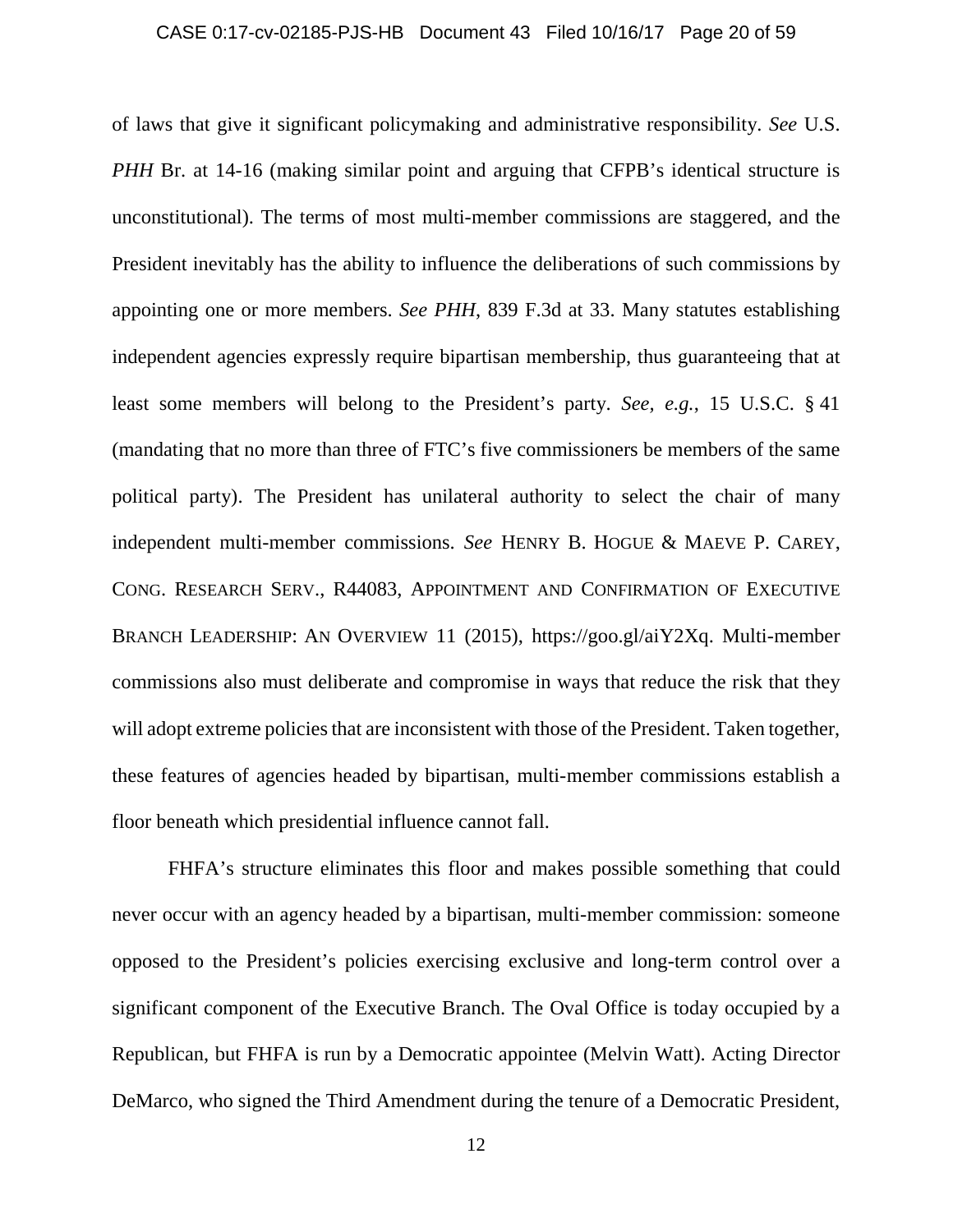of laws that give it significant policymaking and administrative responsibility. *See* U.S. *PHH* Br. at 14-16 (making similar point and arguing that CFPB's identical structure is unconstitutional). The terms of most multi-member commissions are staggered, and the President inevitably has the ability to influence the deliberations of such commissions by appointing one or more members. *See PHH*, 839 F.3d at 33. Many statutes establishing independent agencies expressly require bipartisan membership, thus guaranteeing that at least some members will belong to the President's party. *See, e.g.*, 15 U.S.C. § 41 (mandating that no more than three of FTC's five commissioners be members of the same political party). The President has unilateral authority to select the chair of many independent multi-member commissions. *See* HENRY B. HOGUE & MAEVE P. CAREY, CONG. RESEARCH SERV., R44083, APPOINTMENT AND CONFIRMATION OF EXECUTIVE BRANCH LEADERSHIP: AN OVERVIEW 11 (2015), https://goo.gl/aiY2Xq. Multi-member commissions also must deliberate and compromise in ways that reduce the risk that they will adopt extreme policies that are inconsistent with those of the President. Taken together, these features of agencies headed by bipartisan, multi-member commissions establish a floor beneath which presidential influence cannot fall.

FHFA's structure eliminates this floor and makes possible something that could never occur with an agency headed by a bipartisan, multi-member commission: someone opposed to the President's policies exercising exclusive and long-term control over a significant component of the Executive Branch. The Oval Office is today occupied by a Republican, but FHFA is run by a Democratic appointee (Melvin Watt). Acting Director DeMarco, who signed the Third Amendment during the tenure of a Democratic President,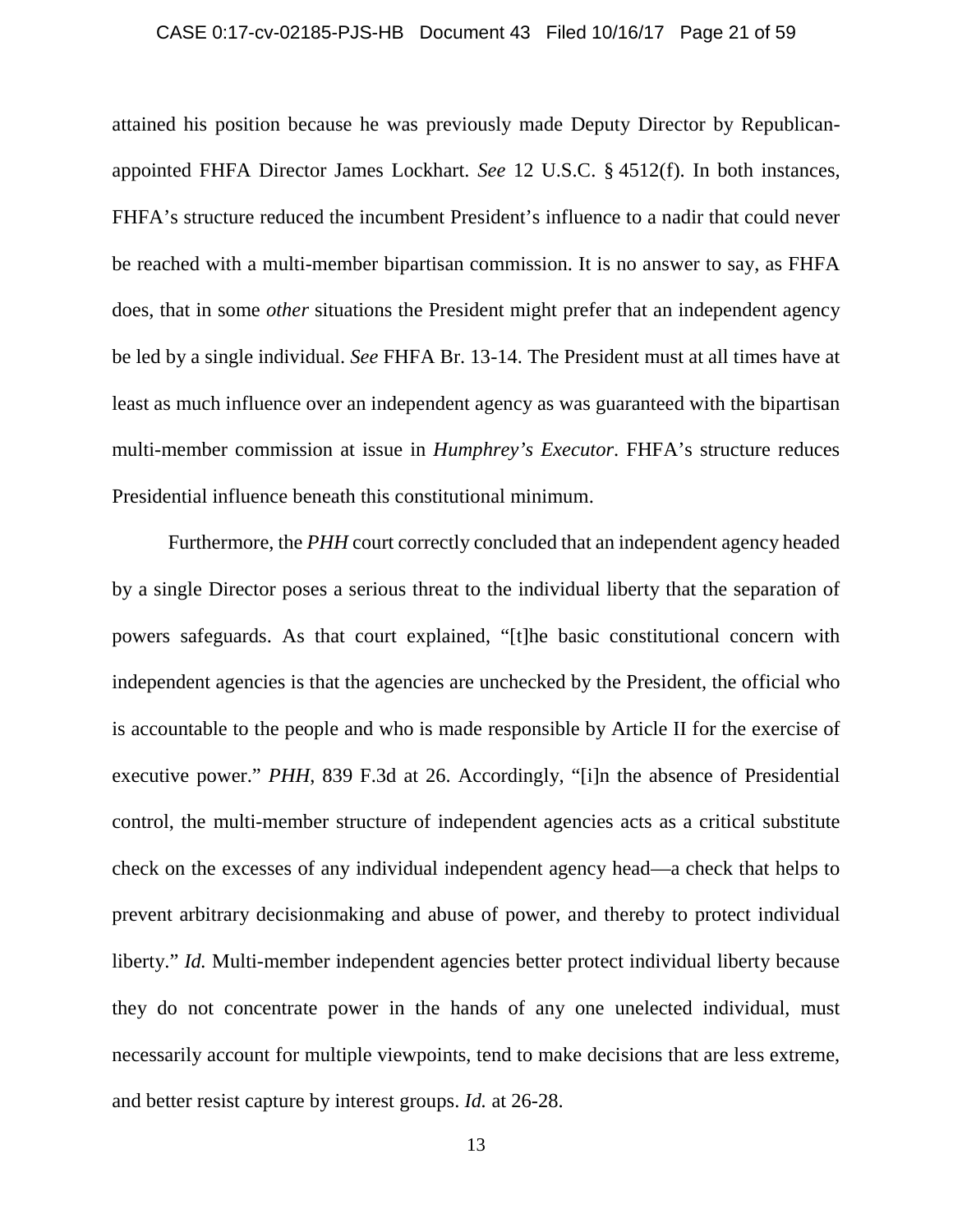attained his position because he was previously made Deputy Director by Republican-appointed FHFA Director James Lockhart. *See* 12 U.S.C. § 4512(f). In both instances, FHFA's structure reduced the incumbent President's influence to a nadir that could never be reached with a multi-member bipartisan commission. It is no answer to say, as FHFA does, that in some *other* situations the President might prefer that an independent agency be led by a single individual. *See* FHFA Br. 13-14. The President must at all times have at least as much influence over an independent agency as was guaranteed with the bipartisan multi-member commission at issue in *Humphrey's Executor*. FHFA's structure reduces Presidential influence beneath this constitutional minimum.

Furthermore, the *PHH* court correctly concluded that an independent agency headed by a single Director poses a serious threat to the individual liberty that the separation of powers safeguards. As that court explained, "[t]he basic constitutional concern with independent agencies is that the agencies are unchecked by the President, the official who is accountable to the people and who is made responsible by Article II for the exercise of executive power." *PHH*, 839 F.3d at 26. Accordingly, "[i]n the absence of Presidential control, the multi-member structure of independent agencies acts as a critical substitute check on the excesses of any individual independent agency head—a check that helps to prevent arbitrary decisionmaking and abuse of power, and thereby to protect individual liberty." *Id.* Multi-member independent agencies better protect individual liberty because they do not concentrate power in the hands of any one unelected individual, must necessarily account for multiple viewpoints, tend to make decisions that are less extreme, and better resist capture by interest groups. *Id.* at 26-28.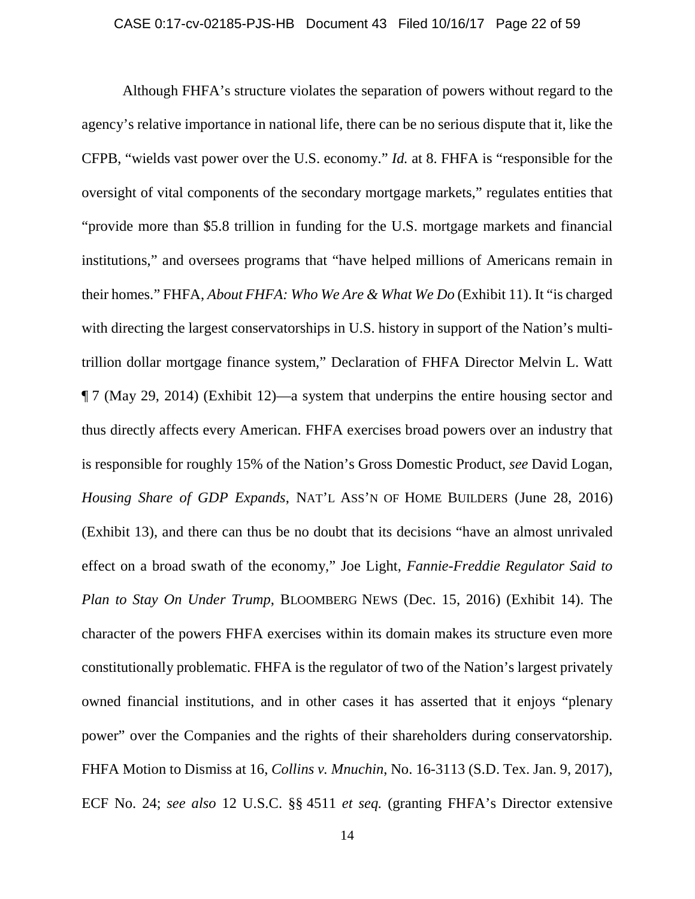Although FHFA's structure violates the separation of powers without regard to the agency's relative importance in national life, there can be no serious dispute that it, like the CFPB, "wields vast power over the U.S. economy." *Id.* at 8. FHFA is "responsible for the oversight of vital components of the secondary mortgage markets," regulates entities that "provide more than $5.8 trillion in funding for the U.S. mortgage markets and financial institutions," and oversees programs that "have helped millions of Americans remain in their homes." FHFA, *About FHFA: Who We Are & What We Do* (Exhibit 11). It "is charged with directing the largest conservatorships in U.S. history in support of the Nation's multi-trillion dollar mortgage finance system," Declaration of FHFA Director Melvin L. Watt ¶ 7 (May 29, 2014) (Exhibit 12)—a system that underpins the entire housing sector and thus directly affects every American. FHFA exercises broad powers over an industry that is responsible for roughly 15% of the Nation's Gross Domestic Product, *see* David Logan, *Housing Share of GDP Expands*, NAT'L ASS'N OF HOME BUILDERS (June 28, 2016) (Exhibit 13), and there can thus be no doubt that its decisions "have an almost unrivaled effect on a broad swath of the economy," Joe Light, *Fannie-Freddie Regulator Said to Plan to Stay On Under Trump*, BLOOMBERG NEWS (Dec. 15, 2016) (Exhibit 14). The character of the powers FHFA exercises within its domain makes its structure even more constitutionally problematic. FHFA is the regulator of two of the Nation's largest privately owned financial institutions, and in other cases it has asserted that it enjoys "plenary power" over the Companies and the rights of their shareholders during conservatorship. FHFA Motion to Dismiss at 16, *Collins v. Mnuchin*, No. 16-3113 (S.D. Tex. Jan. 9, 2017), ECF No. 24; *see also* 12 U.S.C. §§ 4511 *et seq.* (granting FHFA's Director extensive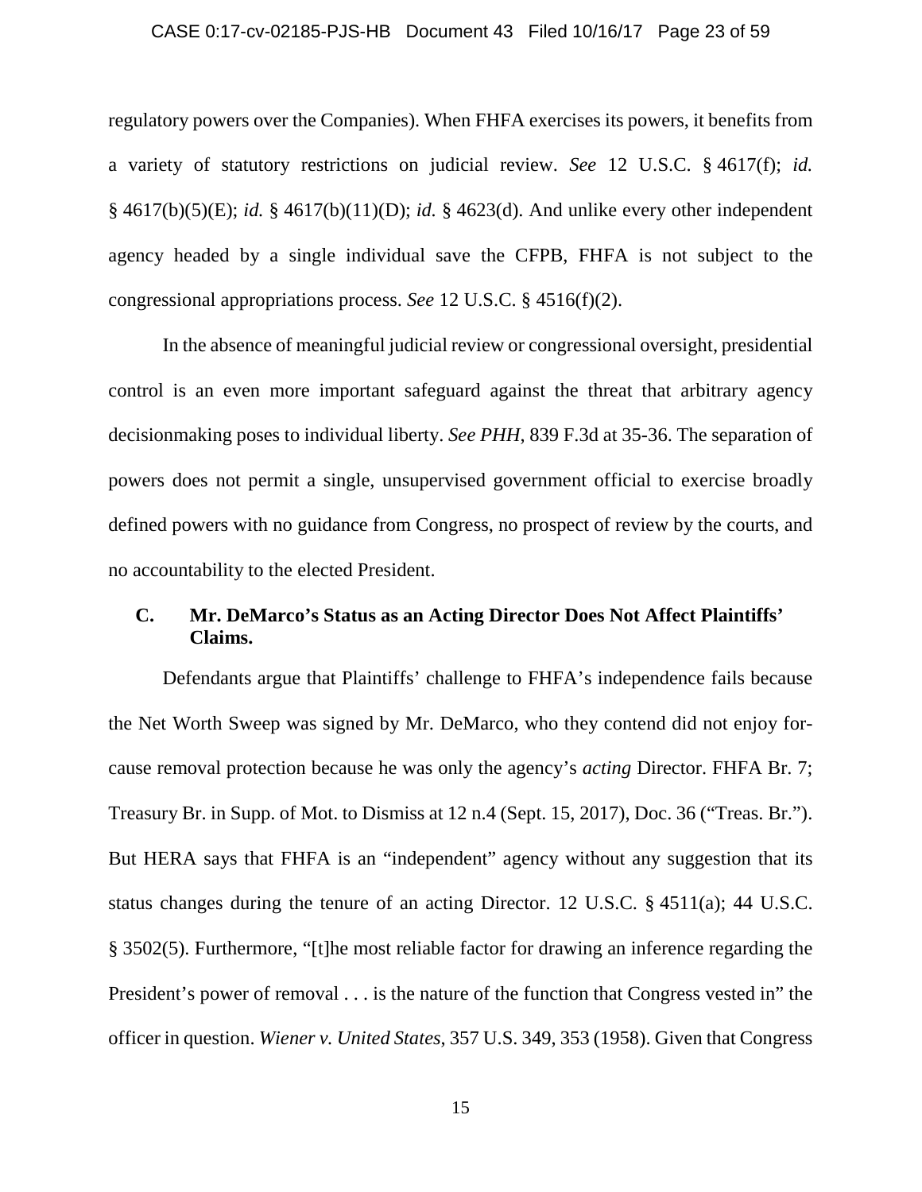regulatory powers over the Companies). When FHFA exercises its powers, it benefits from a variety of statutory restrictions on judicial review. *See* 12 U.S.C. § 4617(f); *id.* § 4617(b)(5)(E); *id.* § 4617(b)(11)(D); *id.* § 4623(d). And unlike every other independent agency headed by a single individual save the CFPB, FHFA is not subject to the congressional appropriations process. *See* 12 U.S.C. § 4516(f)(2).

In the absence of meaningful judicial review or congressional oversight, presidential control is an even more important safeguard against the threat that arbitrary agency decisionmaking poses to individual liberty. *See PHH*, 839 F.3d at 35-36. The separation of powers does not permit a single, unsupervised government official to exercise broadly defined powers with no guidance from Congress, no prospect of review by the courts, and no accountability to the elected President.

### C. Mr. DeMarco's Status as an Acting Director Does Not Affect Plaintiffs' Claims.

Defendants argue that Plaintiffs' challenge to FHFA's independence fails because the Net Worth Sweep was signed by Mr. DeMarco, who they contend did not enjoy for-cause removal protection because he was only the agency's *acting* Director. FHFA Br. 7; Treasury Br. in Supp. of Mot. to Dismiss at 12 n.4 (Sept. 15, 2017), Doc. 36 ("Treas. Br."). But HERA says that FHFA is an "independent" agency without any suggestion that its status changes during the tenure of an acting Director. 12 U.S.C. § 4511(a); 44 U.S.C. § 3502(5). Furthermore, "[t]he most reliable factor for drawing an inference regarding the President's power of removal . . . is the nature of the function that Congress vested in" the officer in question. *Wiener v. United States*, 357 U.S. 349, 353 (1958). Given that Congress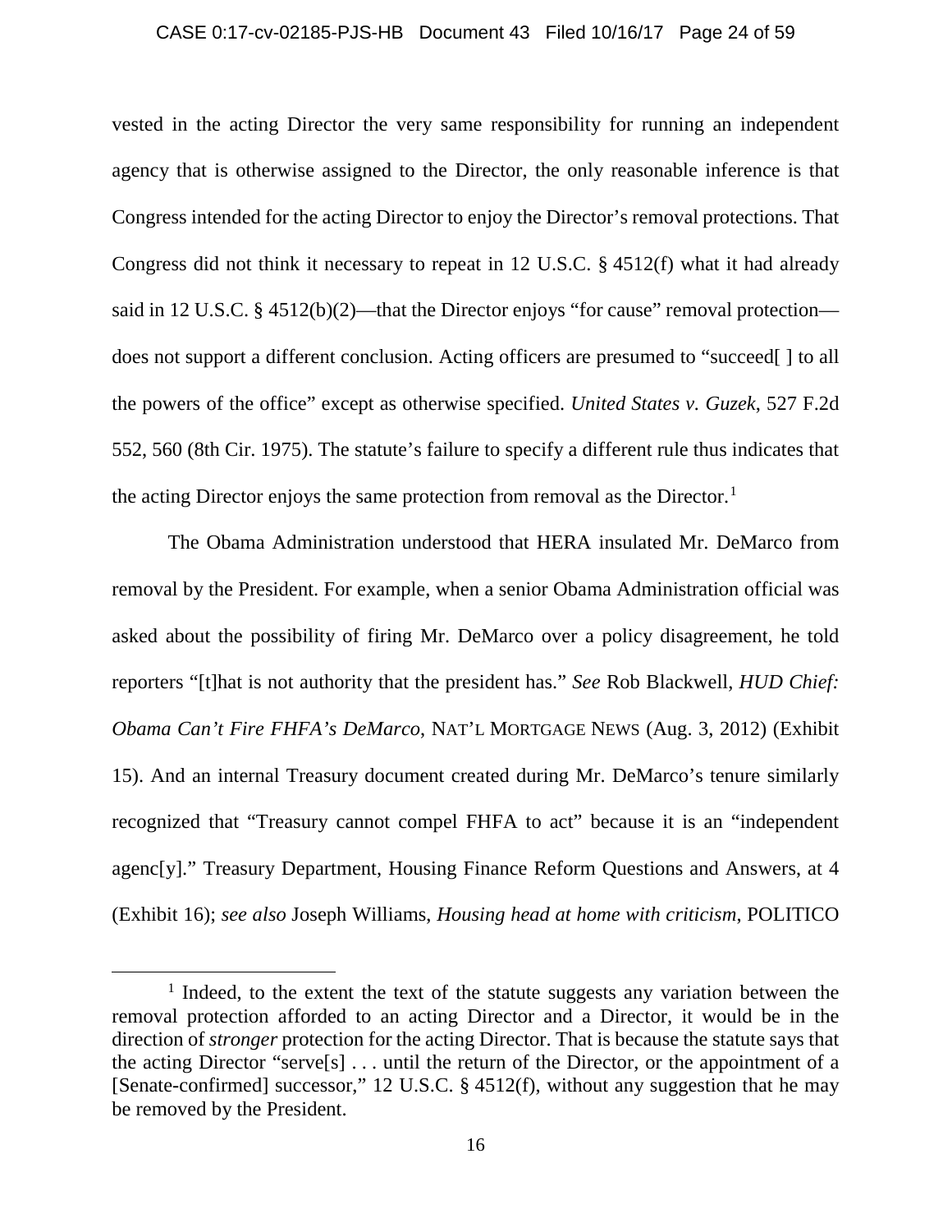vested in the acting Director the very same responsibility for running an independent agency that is otherwise assigned to the Director, the only reasonable inference is that Congress intended for the acting Director to enjoy the Director's removal protections. That Congress did not think it necessary to repeat in 12 U.S.C. § 4512(f) what it had already said in 12 U.S.C. § 4512(b)(2)—that the Director enjoys "for cause" removal protection—does not support a different conclusion. Acting officers are presumed to "succeed[ ] to all the powers of the office" except as otherwise specified. *United States v. Guzek*, 527 F.2d 552, 560 (8th Cir. 1975). The statute's failure to specify a different rule thus indicates that the acting Director enjoys the same protection from removal as the Director.[1]

The Obama Administration understood that HERA insulated Mr. DeMarco from removal by the President. For example, when a senior Obama Administration official was asked about the possibility of firing Mr. DeMarco over a policy disagreement, he told reporters "[t]hat is not authority that the president has." *See* Rob Blackwell, *HUD Chief: Obama Can't Fire FHFA's DeMarco*, NAT'L MORTGAGE NEWS (Aug. 3, 2012) (Exhibit 15). And an internal Treasury document created during Mr. DeMarco's tenure similarly recognized that "Treasury cannot compel FHFA to act" because it is an "independent agenc[y]." Treasury Department, Housing Finance Reform Questions and Answers, at 4 (Exhibit 16); *see also* Joseph Williams, *Housing head at home with criticism*, POLITICO

---

[1] Indeed, to the extent the text of the statute suggests any variation between the removal protection afforded to an acting Director and a Director, it would be in the direction of *stronger* protection for the acting Director. That is because the statute says that the acting Director "serve[s] . . . until the return of the Director, or the appointment of a [Senate-confirmed] successor," 12 U.S.C. § 4512(f), without any suggestion that he may be removed by the President.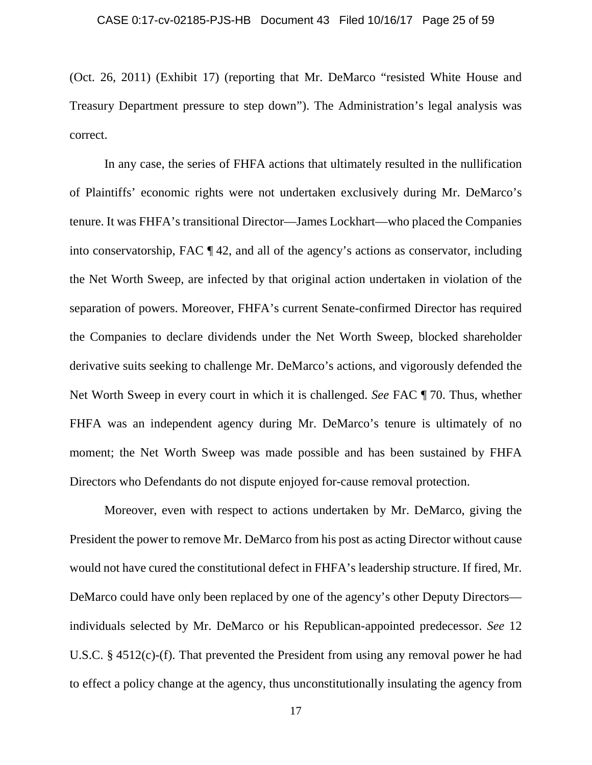(Oct. 26, 2011) (Exhibit 17) (reporting that Mr. DeMarco "resisted White House and Treasury Department pressure to step down"). The Administration's legal analysis was correct.

In any case, the series of FHFA actions that ultimately resulted in the nullification of Plaintiffs' economic rights were not undertaken exclusively during Mr. DeMarco's tenure. It was FHFA's transitional Director—James Lockhart—who placed the Companies into conservatorship, FAC ¶ 42, and all of the agency's actions as conservator, including the Net Worth Sweep, are infected by that original action undertaken in violation of the separation of powers. Moreover, FHFA's current Senate-confirmed Director has required the Companies to declare dividends under the Net Worth Sweep, blocked shareholder derivative suits seeking to challenge Mr. DeMarco's actions, and vigorously defended the Net Worth Sweep in every court in which it is challenged. *See* FAC ¶ 70. Thus, whether FHFA was an independent agency during Mr. DeMarco's tenure is ultimately of no moment; the Net Worth Sweep was made possible and has been sustained by FHFA Directors who Defendants do not dispute enjoyed for-cause removal protection.

Moreover, even with respect to actions undertaken by Mr. DeMarco, giving the President the power to remove Mr. DeMarco from his post as acting Director without cause would not have cured the constitutional defect in FHFA's leadership structure. If fired, Mr. DeMarco could have only been replaced by one of the agency's other Deputy Directors—individuals selected by Mr. DeMarco or his Republican-appointed predecessor. *See* 12 U.S.C. § 4512(c)-(f). That prevented the President from using any removal power he had to effect a policy change at the agency, thus unconstitutionally insulating the agency from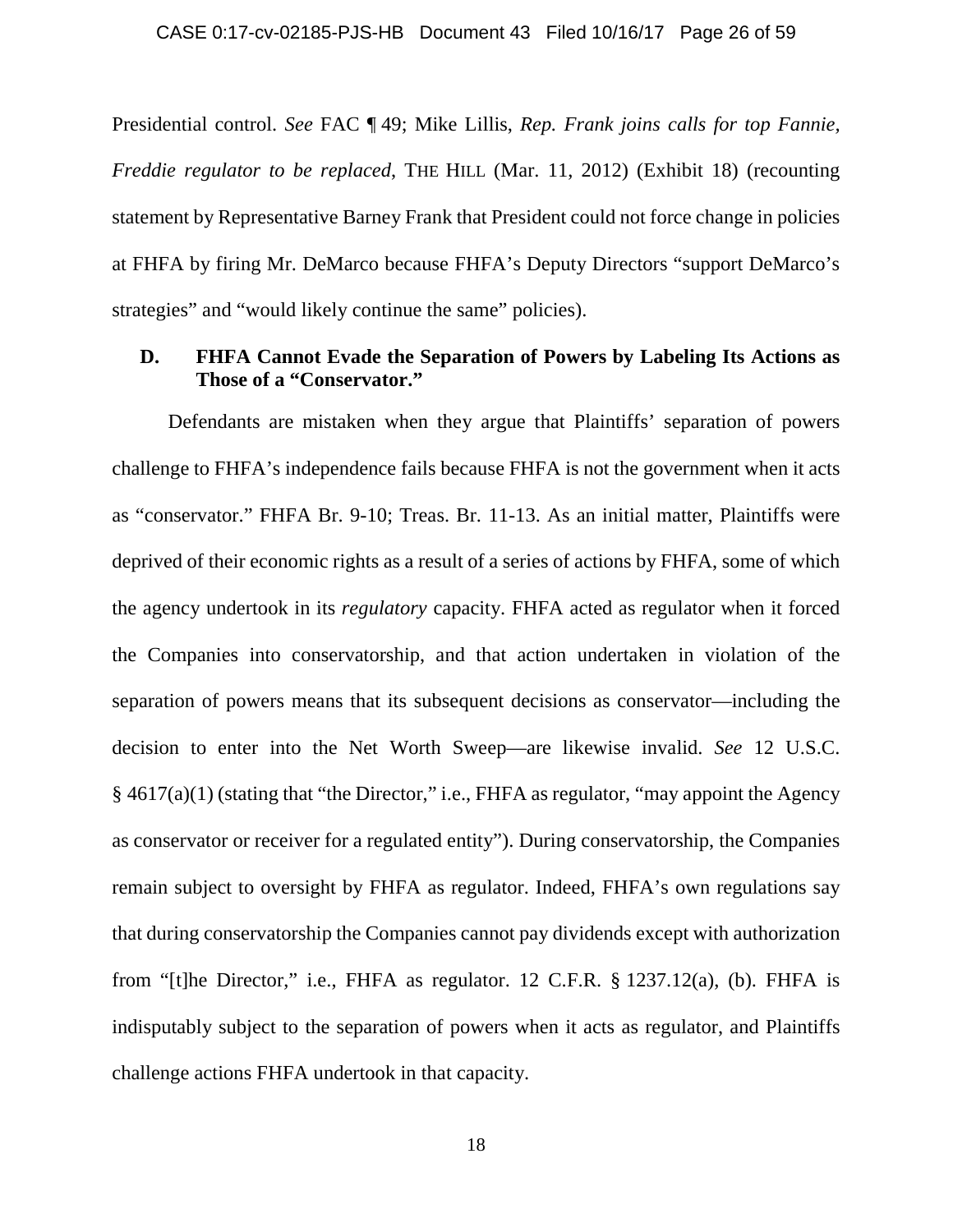Presidential control. *See* FAC ¶ 49; Mike Lillis, *Rep. Frank joins calls for top Fannie, Freddie regulator to be replaced*, THE HILL (Mar. 11, 2012) (Exhibit 18) (recounting statement by Representative Barney Frank that President could not force change in policies at FHFA by firing Mr. DeMarco because FHFA's Deputy Directors "support DeMarco's strategies" and "would likely continue the same" policies).

### D. FHFA Cannot Evade the Separation of Powers by Labeling Its Actions as Those of a "Conservator."

Defendants are mistaken when they argue that Plaintiffs' separation of powers challenge to FHFA's independence fails because FHFA is not the government when it acts as "conservator." FHFA Br. 9-10; Treas. Br. 11-13. As an initial matter, Plaintiffs were deprived of their economic rights as a result of a series of actions by FHFA, some of which the agency undertook in its *regulatory* capacity. FHFA acted as regulator when it forced the Companies into conservatorship, and that action undertaken in violation of the separation of powers means that its subsequent decisions as conservator—including the decision to enter into the Net Worth Sweep—are likewise invalid. *See* 12 U.S.C. § 4617(a)(1) (stating that "the Director," i.e., FHFA as regulator, "may appoint the Agency as conservator or receiver for a regulated entity"). During conservatorship, the Companies remain subject to oversight by FHFA as regulator. Indeed, FHFA's own regulations say that during conservatorship the Companies cannot pay dividends except with authorization from "[t]he Director," i.e., FHFA as regulator. 12 C.F.R. § 1237.12(a), (b). FHFA is indisputably subject to the separation of powers when it acts as regulator, and Plaintiffs challenge actions FHFA undertook in that capacity.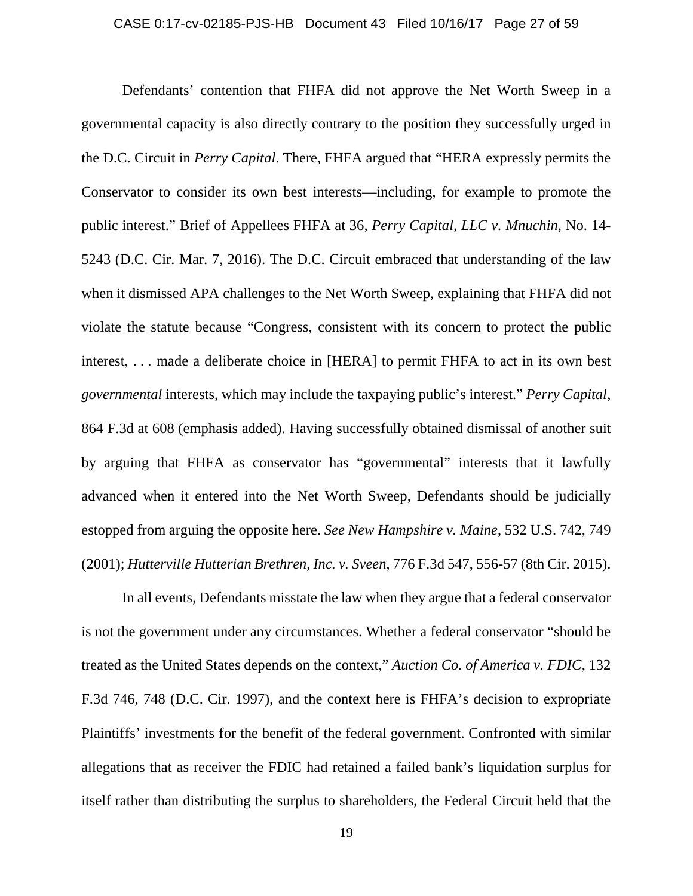Defendants' contention that FHFA did not approve the Net Worth Sweep in a governmental capacity is also directly contrary to the position they successfully urged in the D.C. Circuit in *Perry Capital*. There, FHFA argued that "HERA expressly permits the Conservator to consider its own best interests—including, for example to promote the public interest." Brief of Appellees FHFA at 36, *Perry Capital, LLC v. Mnuchin*, No. 14-5243 (D.C. Cir. Mar. 7, 2016). The D.C. Circuit embraced that understanding of the law when it dismissed APA challenges to the Net Worth Sweep, explaining that FHFA did not violate the statute because "Congress, consistent with its concern to protect the public interest, . . . made a deliberate choice in [HERA] to permit FHFA to act in its own best *governmental* interests, which may include the taxpaying public's interest." *Perry Capital*, 864 F.3d at 608 (emphasis added). Having successfully obtained dismissal of another suit by arguing that FHFA as conservator has "governmental" interests that it lawfully advanced when it entered into the Net Worth Sweep, Defendants should be judicially estopped from arguing the opposite here. *See New Hampshire v. Maine*, 532 U.S. 742, 749 (2001); *Hutterville Hutterian Brethren, Inc. v. Sveen*, 776 F.3d 547, 556-57 (8th Cir. 2015).

In all events, Defendants misstate the law when they argue that a federal conservator is not the government under any circumstances. Whether a federal conservator "should be treated as the United States depends on the context," *Auction Co. of America v. FDIC*, 132 F.3d 746, 748 (D.C. Cir. 1997), and the context here is FHFA's decision to expropriate Plaintiffs' investments for the benefit of the federal government. Confronted with similar allegations that as receiver the FDIC had retained a failed bank's liquidation surplus for itself rather than distributing the surplus to shareholders, the Federal Circuit held that the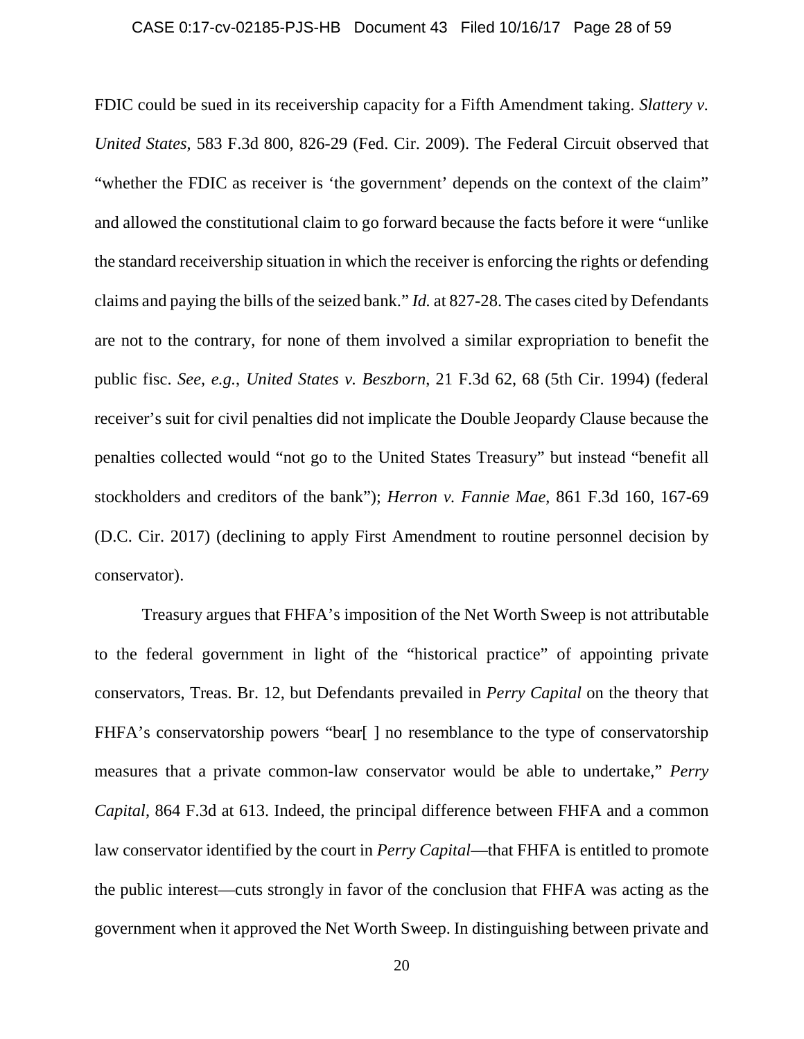FDIC could be sued in its receivership capacity for a Fifth Amendment taking. *Slattery v. United States*, 583 F.3d 800, 826-29 (Fed. Cir. 2009). The Federal Circuit observed that "whether the FDIC as receiver is 'the government' depends on the context of the claim" and allowed the constitutional claim to go forward because the facts before it were "unlike the standard receivership situation in which the receiver is enforcing the rights or defending claims and paying the bills of the seized bank." *Id.* at 827-28. The cases cited by Defendants are not to the contrary, for none of them involved a similar expropriation to benefit the public fisc. *See, e.g.*, *United States v. Beszborn*, 21 F.3d 62, 68 (5th Cir. 1994) (federal receiver's suit for civil penalties did not implicate the Double Jeopardy Clause because the penalties collected would "not go to the United States Treasury" but instead "benefit all stockholders and creditors of the bank"); *Herron v. Fannie Mae*, 861 F.3d 160, 167-69 (D.C. Cir. 2017) (declining to apply First Amendment to routine personnel decision by conservator).

Treasury argues that FHFA's imposition of the Net Worth Sweep is not attributable to the federal government in light of the "historical practice" of appointing private conservators, Treas. Br. 12, but Defendants prevailed in *Perry Capital* on the theory that FHFA's conservatorship powers "bear[ ] no resemblance to the type of conservatorship measures that a private common-law conservator would be able to undertake," *Perry Capital*, 864 F.3d at 613. Indeed, the principal difference between FHFA and a common law conservator identified by the court in *Perry Capital*—that FHFA is entitled to promote the public interest—cuts strongly in favor of the conclusion that FHFA was acting as the government when it approved the Net Worth Sweep. In distinguishing between private and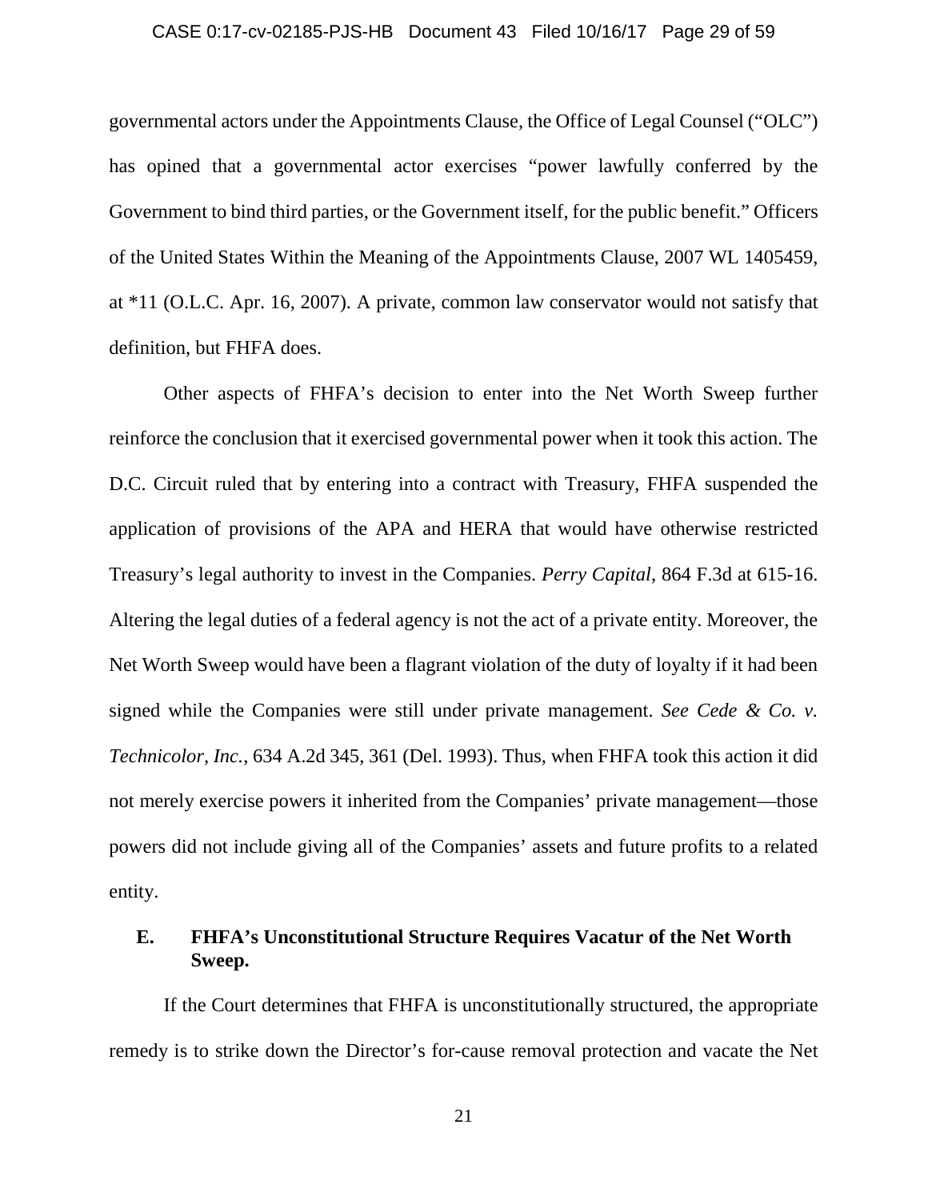governmental actors under the Appointments Clause, the Office of Legal Counsel ("OLC") has opined that a governmental actor exercises "power lawfully conferred by the Government to bind third parties, or the Government itself, for the public benefit." Officers of the United States Within the Meaning of the Appointments Clause, 2007 WL 1405459, at *11 (O.L.C. Apr. 16, 2007). A private, common law conservator would not satisfy that definition, but FHFA does.

Other aspects of FHFA's decision to enter into the Net Worth Sweep further reinforce the conclusion that it exercised governmental power when it took this action. The D.C. Circuit ruled that by entering into a contract with Treasury, FHFA suspended the application of provisions of the APA and HERA that would have otherwise restricted Treasury's legal authority to invest in the Companies. *Perry Capital*, 864 F.3d at 615-16. Altering the legal duties of a federal agency is not the act of a private entity. Moreover, the Net Worth Sweep would have been a flagrant violation of the duty of loyalty if it had been signed while the Companies were still under private management. *See Cede & Co. v. Technicolor, Inc.*, 634 A.2d 345, 361 (Del. 1993). Thus, when FHFA took this action it did not merely exercise powers it inherited from the Companies' private management—those powers did not include giving all of the Companies' assets and future profits to a related entity.

### E. FHFA's Unconstitutional Structure Requires Vacatur of the Net Worth Sweep.

If the Court determines that FHFA is unconstitutionally structured, the appropriate remedy is to strike down the Director's for-cause removal protection and vacate the Net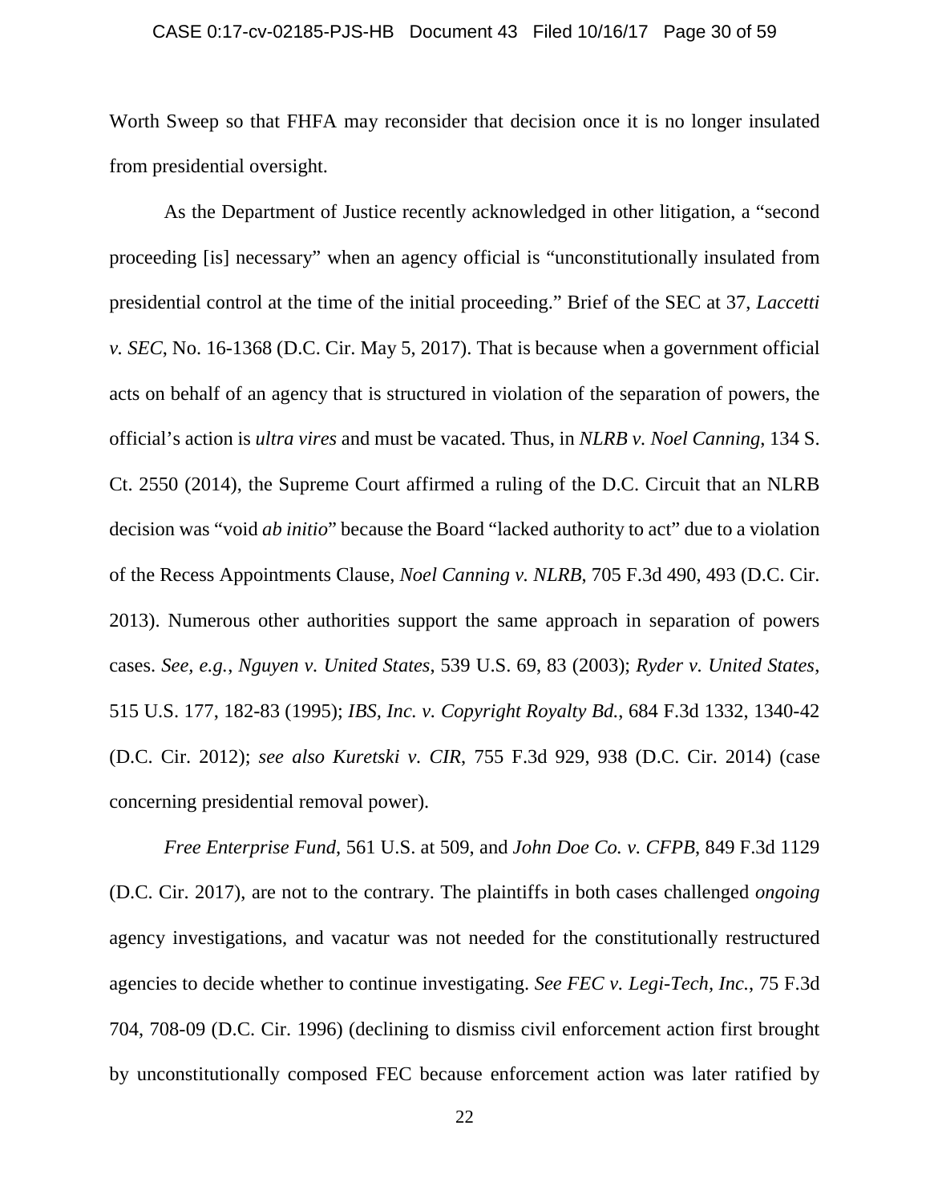Worth Sweep so that FHFA may reconsider that decision once it is no longer insulated from presidential oversight.

As the Department of Justice recently acknowledged in other litigation, a "second proceeding [is] necessary" when an agency official is "unconstitutionally insulated from presidential control at the time of the initial proceeding." Brief of the SEC at 37, *Laccetti v. SEC*, No. 16-1368 (D.C. Cir. May 5, 2017). That is because when a government official acts on behalf of an agency that is structured in violation of the separation of powers, the official's action is *ultra vires* and must be vacated. Thus, in *NLRB v. Noel Canning*, 134 S. Ct. 2550 (2014), the Supreme Court affirmed a ruling of the D.C. Circuit that an NLRB decision was "void *ab initio*" because the Board "lacked authority to act" due to a violation of the Recess Appointments Clause, *Noel Canning v. NLRB*, 705 F.3d 490, 493 (D.C. Cir. 2013). Numerous other authorities support the same approach in separation of powers cases. *See, e.g.*, *Nguyen v. United States*, 539 U.S. 69, 83 (2003); *Ryder v. United States*, 515 U.S. 177, 182-83 (1995); *IBS, Inc. v. Copyright Royalty Bd.*, 684 F.3d 1332, 1340-42 (D.C. Cir. 2012); *see also Kuretski v. CIR*, 755 F.3d 929, 938 (D.C. Cir. 2014) (case concerning presidential removal power).

*Free Enterprise Fund*, 561 U.S. at 509, and *John Doe Co. v. CFPB*, 849 F.3d 1129 (D.C. Cir. 2017), are not to the contrary. The plaintiffs in both cases challenged *ongoing* agency investigations, and vacatur was not needed for the constitutionally restructured agencies to decide whether to continue investigating. *See FEC v. Legi-Tech, Inc.*, 75 F.3d 704, 708-09 (D.C. Cir. 1996) (declining to dismiss civil enforcement action first brought by unconstitutionally composed FEC because enforcement action was later ratified by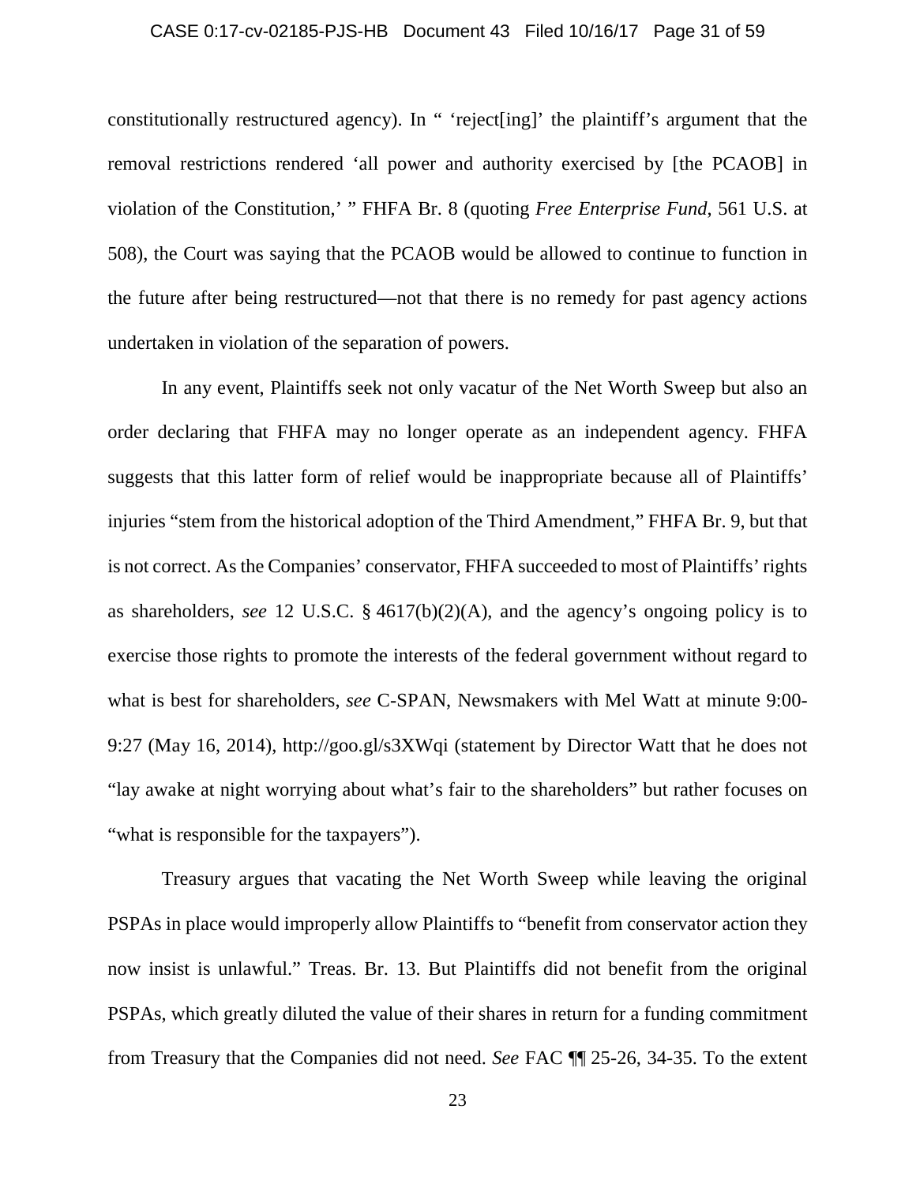constitutionally restructured agency). In " 'reject[ing]' the plaintiff's argument that the removal restrictions rendered 'all power and authority exercised by [the PCAOB] in violation of the Constitution,' " FHFA Br. 8 (quoting *Free Enterprise Fund*, 561 U.S. at 508), the Court was saying that the PCAOB would be allowed to continue to function in the future after being restructured—not that there is no remedy for past agency actions undertaken in violation of the separation of powers.

In any event, Plaintiffs seek not only vacatur of the Net Worth Sweep but also an order declaring that FHFA may no longer operate as an independent agency. FHFA suggests that this latter form of relief would be inappropriate because all of Plaintiffs' injuries "stem from the historical adoption of the Third Amendment," FHFA Br. 9, but that is not correct. As the Companies' conservator, FHFA succeeded to most of Plaintiffs' rights as shareholders, *see* 12 U.S.C. § 4617(b)(2)(A), and the agency's ongoing policy is to exercise those rights to promote the interests of the federal government without regard to what is best for shareholders, *see* C-SPAN, Newsmakers with Mel Watt at minute 9:00-9:27 (May 16, 2014), http://goo.gl/s3XWqi (statement by Director Watt that he does not "lay awake at night worrying about what's fair to the shareholders" but rather focuses on "what is responsible for the taxpayers").

Treasury argues that vacating the Net Worth Sweep while leaving the original PSPAs in place would improperly allow Plaintiffs to "benefit from conservator action they now insist is unlawful." Treas. Br. 13. But Plaintiffs did not benefit from the original PSPAs, which greatly diluted the value of their shares in return for a funding commitment from Treasury that the Companies did not need. *See* FAC ¶¶ 25-26, 34-35. To the extent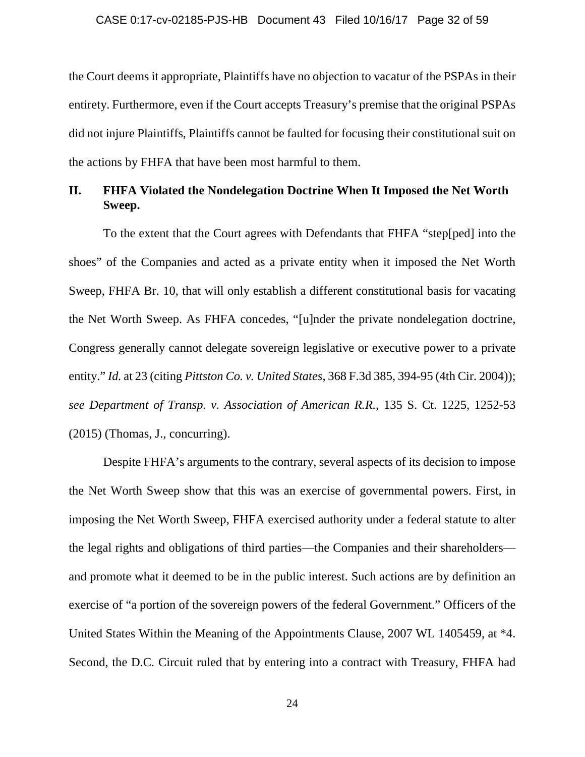the Court deems it appropriate, Plaintiffs have no objection to vacatur of the PSPAs in their entirety. Furthermore, even if the Court accepts Treasury's premise that the original PSPAs did not injure Plaintiffs, Plaintiffs cannot be faulted for focusing their constitutional suit on the actions by FHFA that have been most harmful to them.

## II. FHFA Violated the Nondelegation Doctrine When It Imposed the Net Worth Sweep.

To the extent that the Court agrees with Defendants that FHFA "step[ped] into the shoes" of the Companies and acted as a private entity when it imposed the Net Worth Sweep, FHFA Br. 10, that will only establish a different constitutional basis for vacating the Net Worth Sweep. As FHFA concedes, "[u]nder the private nondelegation doctrine, Congress generally cannot delegate sovereign legislative or executive power to a private entity." *Id.* at 23 (citing *Pittston Co. v. United States*, 368 F.3d 385, 394-95 (4th Cir. 2004)); *see Department of Transp. v. Association of American R.R.*, 135 S. Ct. 1225, 1252-53 (2015) (Thomas, J., concurring).

Despite FHFA's arguments to the contrary, several aspects of its decision to impose the Net Worth Sweep show that this was an exercise of governmental powers. First, in imposing the Net Worth Sweep, FHFA exercised authority under a federal statute to alter the legal rights and obligations of third parties—the Companies and their shareholders—and promote what it deemed to be in the public interest. Such actions are by definition an exercise of "a portion of the sovereign powers of the federal Government." Officers of the United States Within the Meaning of the Appointments Clause, 2007 WL 1405459, at *4. Second, the D.C. Circuit ruled that by entering into a contract with Treasury, FHFA had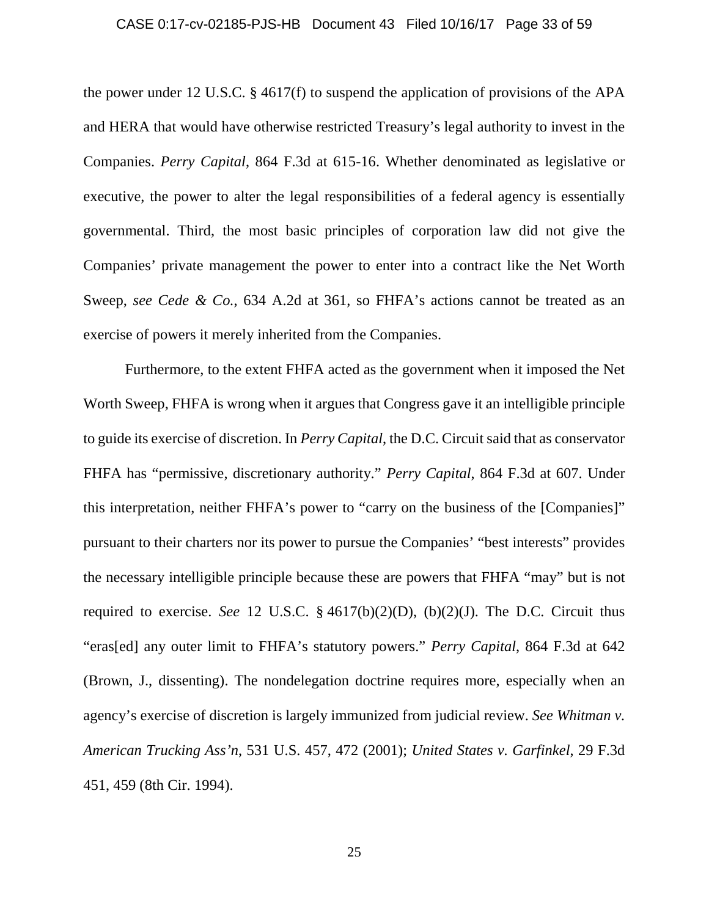the power under 12 U.S.C. § 4617(f) to suspend the application of provisions of the APA and HERA that would have otherwise restricted Treasury's legal authority to invest in the Companies. *Perry Capital*, 864 F.3d at 615-16. Whether denominated as legislative or executive, the power to alter the legal responsibilities of a federal agency is essentially governmental. Third, the most basic principles of corporation law did not give the Companies' private management the power to enter into a contract like the Net Worth Sweep, *see Cede & Co.*, 634 A.2d at 361, so FHFA's actions cannot be treated as an exercise of powers it merely inherited from the Companies.

Furthermore, to the extent FHFA acted as the government when it imposed the Net Worth Sweep, FHFA is wrong when it argues that Congress gave it an intelligible principle to guide its exercise of discretion. In *Perry Capital*, the D.C. Circuit said that as conservator FHFA has "permissive, discretionary authority." *Perry Capital*, 864 F.3d at 607. Under this interpretation, neither FHFA's power to "carry on the business of the [Companies]" pursuant to their charters nor its power to pursue the Companies' "best interests" provides the necessary intelligible principle because these are powers that FHFA "may" but is not required to exercise. *See* 12 U.S.C. § 4617(b)(2)(D), (b)(2)(J). The D.C. Circuit thus "eras[ed] any outer limit to FHFA's statutory powers." *Perry Capital*, 864 F.3d at 642 (Brown, J., dissenting). The nondelegation doctrine requires more, especially when an agency's exercise of discretion is largely immunized from judicial review. *See Whitman v. American Trucking Ass'n*, 531 U.S. 457, 472 (2001); *United States v. Garfinkel*, 29 F.3d 451, 459 (8th Cir. 1994).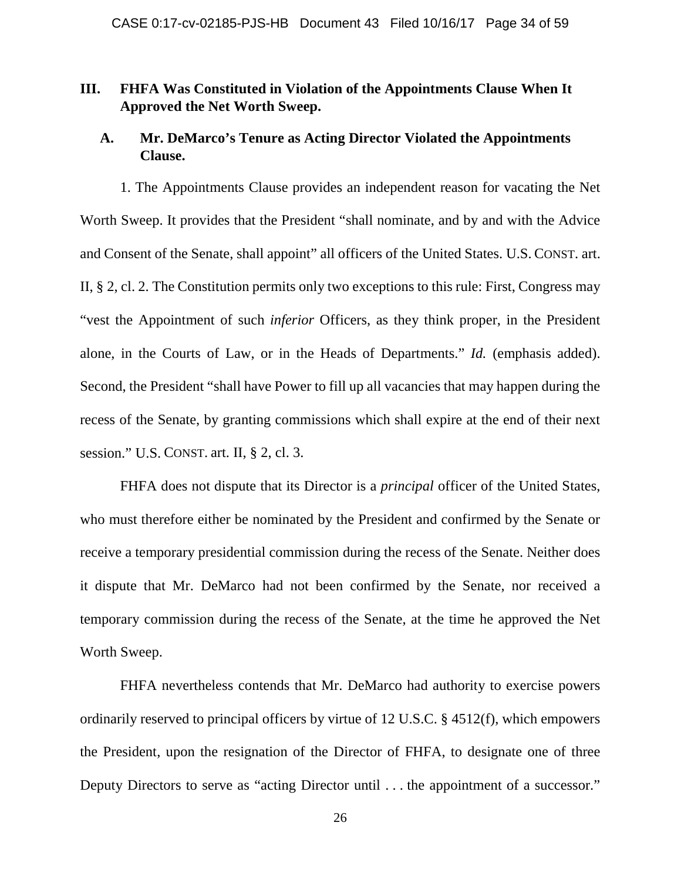## III. FHFA Was Constituted in Violation of the Appointments Clause When It Approved the Net Worth Sweep.

### A. Mr. DeMarco's Tenure as Acting Director Violated the Appointments Clause.

1. The Appointments Clause provides an independent reason for vacating the Net Worth Sweep. It provides that the President "shall nominate, and by and with the Advice and Consent of the Senate, shall appoint" all officers of the United States. U.S. CONST. art. II, § 2, cl. 2. The Constitution permits only two exceptions to this rule: First, Congress may "vest the Appointment of such *inferior* Officers, as they think proper, in the President alone, in the Courts of Law, or in the Heads of Departments." *Id.* (emphasis added). Second, the President "shall have Power to fill up all vacancies that may happen during the recess of the Senate, by granting commissions which shall expire at the end of their next session." U.S. CONST. art. II, § 2, cl. 3.

FHFA does not dispute that its Director is a *principal* officer of the United States, who must therefore either be nominated by the President and confirmed by the Senate or receive a temporary presidential commission during the recess of the Senate. Neither does it dispute that Mr. DeMarco had not been confirmed by the Senate, nor received a temporary commission during the recess of the Senate, at the time he approved the Net Worth Sweep.

FHFA nevertheless contends that Mr. DeMarco had authority to exercise powers ordinarily reserved to principal officers by virtue of 12 U.S.C. § 4512(f), which empowers the President, upon the resignation of the Director of FHFA, to designate one of three Deputy Directors to serve as "acting Director until . . . the appointment of a successor."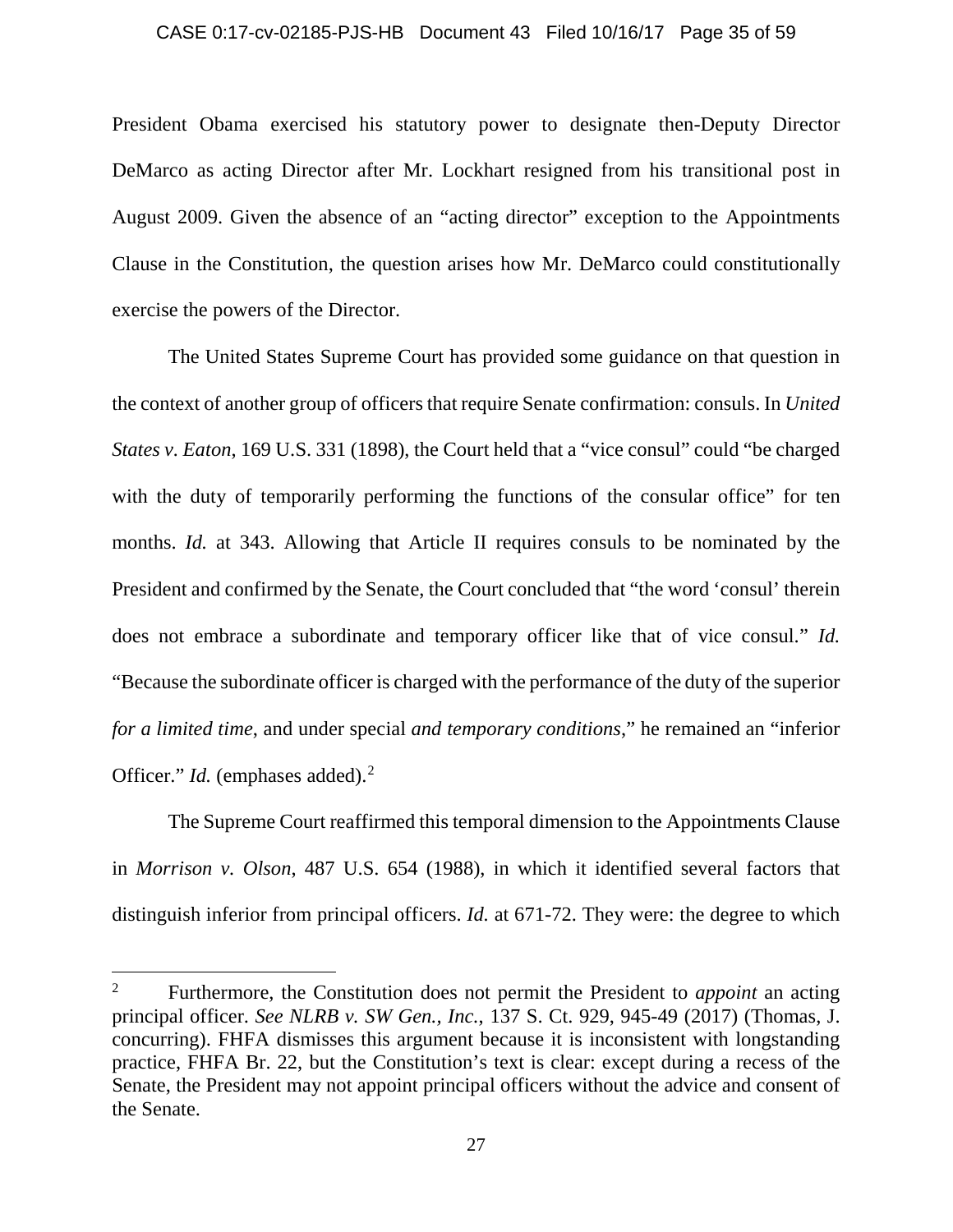President Obama exercised his statutory power to designate then-Deputy Director DeMarco as acting Director after Mr. Lockhart resigned from his transitional post in August 2009. Given the absence of an "acting director" exception to the Appointments Clause in the Constitution, the question arises how Mr. DeMarco could constitutionally exercise the powers of the Director.

The United States Supreme Court has provided some guidance on that question in the context of another group of officers that require Senate confirmation: consuls. In *United States v. Eaton*, 169 U.S. 331 (1898), the Court held that a "vice consul" could "be charged with the duty of temporarily performing the functions of the consular office" for ten months. *Id.* at 343. Allowing that Article II requires consuls to be nominated by the President and confirmed by the Senate, the Court concluded that "the word 'consul' therein does not embrace a subordinate and temporary officer like that of vice consul." *Id.* "Because the subordinate officer is charged with the performance of the duty of the superior *for a limited time*, and under special *and temporary conditions*," he remained an "inferior Officer." *Id.* (emphases added).[2]

The Supreme Court reaffirmed this temporal dimension to the Appointments Clause in *Morrison v. Olson*, 487 U.S. 654 (1988), in which it identified several factors that distinguish inferior from principal officers. *Id.* at 671-72. They were: the degree to which

[2] Furthermore, the Constitution does not permit the President to *appoint* an acting principal officer. *See NLRB v. SW Gen., Inc.*, 137 S. Ct. 929, 945-49 (2017) (Thomas, J. concurring). FHFA dismisses this argument because it is inconsistent with longstanding practice, FHFA Br. 22, but the Constitution's text is clear: except during a recess of the Senate, the President may not appoint principal officers without the advice and consent of the Senate.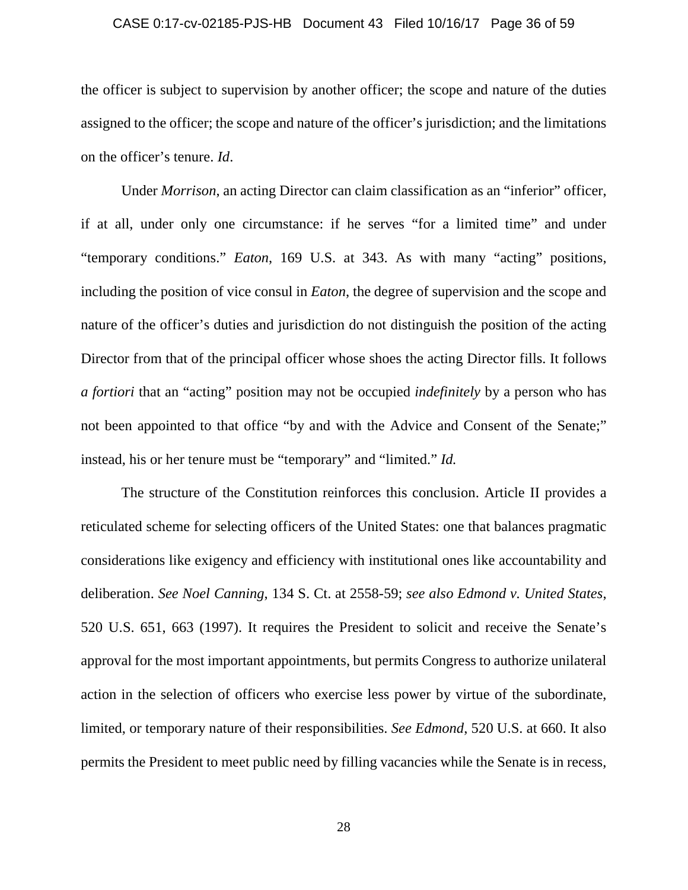the officer is subject to supervision by another officer; the scope and nature of the duties assigned to the officer; the scope and nature of the officer's jurisdiction; and the limitations on the officer's tenure. *Id*.

Under *Morrison*, an acting Director can claim classification as an "inferior" officer, if at all, under only one circumstance: if he serves "for a limited time" and under "temporary conditions." *Eaton*, 169 U.S. at 343. As with many "acting" positions, including the position of vice consul in *Eaton*, the degree of supervision and the scope and nature of the officer's duties and jurisdiction do not distinguish the position of the acting Director from that of the principal officer whose shoes the acting Director fills. It follows *a fortiori* that an "acting" position may not be occupied *indefinitely* by a person who has not been appointed to that office "by and with the Advice and Consent of the Senate;" instead, his or her tenure must be "temporary" and "limited." *Id.*

The structure of the Constitution reinforces this conclusion. Article II provides a reticulated scheme for selecting officers of the United States: one that balances pragmatic considerations like exigency and efficiency with institutional ones like accountability and deliberation. *See Noel Canning*, 134 S. Ct. at 2558-59; *see also Edmond v. United States*, 520 U.S. 651, 663 (1997). It requires the President to solicit and receive the Senate's approval for the most important appointments, but permits Congress to authorize unilateral action in the selection of officers who exercise less power by virtue of the subordinate, limited, or temporary nature of their responsibilities. *See Edmond*, 520 U.S. at 660. It also permits the President to meet public need by filling vacancies while the Senate is in recess,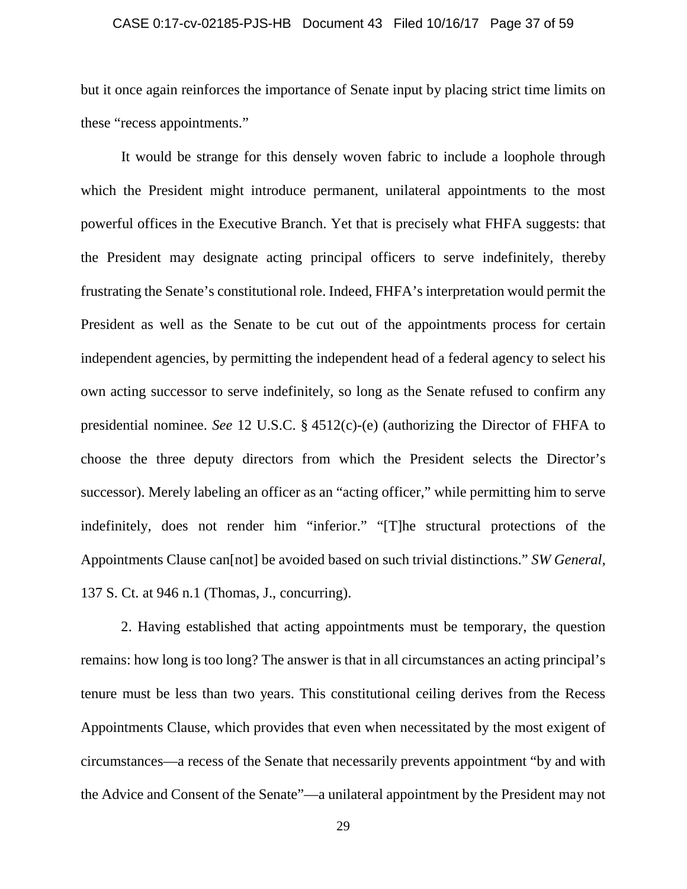but it once again reinforces the importance of Senate input by placing strict time limits on these "recess appointments."

It would be strange for this densely woven fabric to include a loophole through which the President might introduce permanent, unilateral appointments to the most powerful offices in the Executive Branch. Yet that is precisely what FHFA suggests: that the President may designate acting principal officers to serve indefinitely, thereby frustrating the Senate's constitutional role. Indeed, FHFA's interpretation would permit the President as well as the Senate to be cut out of the appointments process for certain independent agencies, by permitting the independent head of a federal agency to select his own acting successor to serve indefinitely, so long as the Senate refused to confirm any presidential nominee. *See* 12 U.S.C. § 4512(c)-(e) (authorizing the Director of FHFA to choose the three deputy directors from which the President selects the Director's successor). Merely labeling an officer as an "acting officer," while permitting him to serve indefinitely, does not render him "inferior." "[T]he structural protections of the Appointments Clause can[not] be avoided based on such trivial distinctions." *SW General*, 137 S. Ct. at 946 n.1 (Thomas, J., concurring).

2. Having established that acting appointments must be temporary, the question remains: how long is too long? The answer is that in all circumstances an acting principal's tenure must be less than two years. This constitutional ceiling derives from the Recess Appointments Clause, which provides that even when necessitated by the most exigent of circumstances—a recess of the Senate that necessarily prevents appointment "by and with the Advice and Consent of the Senate"—a unilateral appointment by the President may not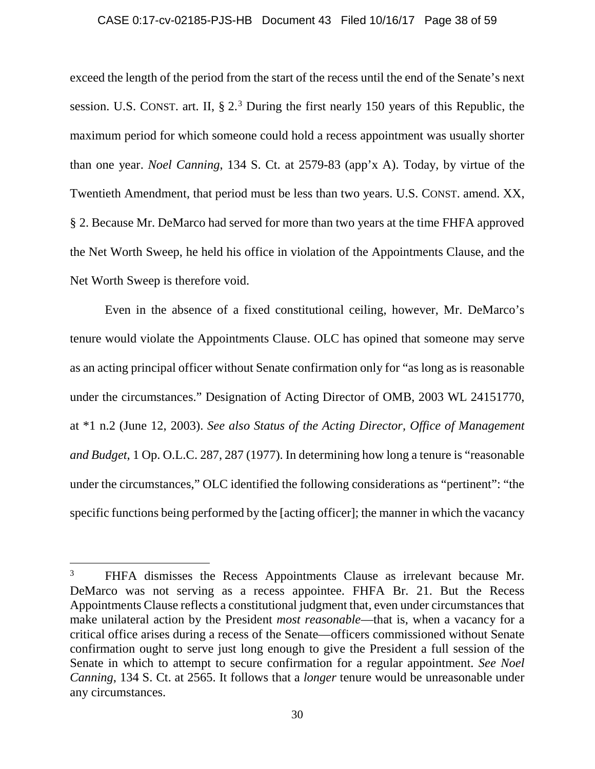exceed the length of the period from the start of the recess until the end of the Senate's next session. U.S. CONST. art. II, § 2.[3] During the first nearly 150 years of this Republic, the maximum period for which someone could hold a recess appointment was usually shorter than one year. *Noel Canning*, 134 S. Ct. at 2579-83 (app'x A). Today, by virtue of the Twentieth Amendment, that period must be less than two years. U.S. CONST. amend. XX, § 2. Because Mr. DeMarco had served for more than two years at the time FHFA approved the Net Worth Sweep, he held his office in violation of the Appointments Clause, and the Net Worth Sweep is therefore void.

Even in the absence of a fixed constitutional ceiling, however, Mr. DeMarco's tenure would violate the Appointments Clause. OLC has opined that someone may serve as an acting principal officer without Senate confirmation only for "as long as is reasonable under the circumstances." Designation of Acting Director of OMB, 2003 WL 24151770, at *1 n.2 (June 12, 2003). *See also Status of the Acting Director, Office of Management and Budget*, 1 Op. O.L.C. 287, 287 (1977). In determining how long a tenure is "reasonable under the circumstances," OLC identified the following considerations as "pertinent": "the specific functions being performed by the [acting officer]; the manner in which the vacancy

---

[3] FHFA dismisses the Recess Appointments Clause as irrelevant because Mr. DeMarco was not serving as a recess appointee. FHFA Br. 21. But the Recess Appointments Clause reflects a constitutional judgment that, even under circumstances that make unilateral action by the President *most reasonable*—that is, when a vacancy for a critical office arises during a recess of the Senate—officers commissioned without Senate confirmation ought to serve just long enough to give the President a full session of the Senate in which to attempt to secure confirmation for a regular appointment. *See Noel Canning*, 134 S. Ct. at 2565. It follows that a *longer* tenure would be unreasonable under any circumstances.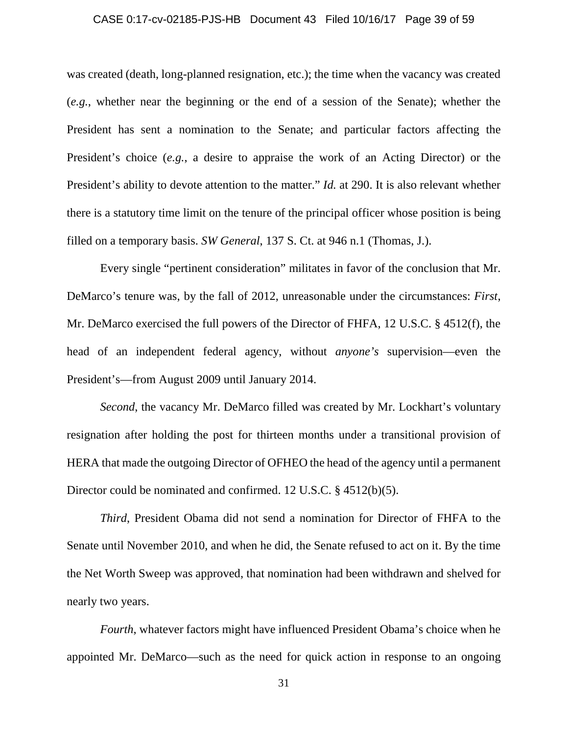was created (death, long-planned resignation, etc.); the time when the vacancy was created (*e.g.*, whether near the beginning or the end of a session of the Senate); whether the President has sent a nomination to the Senate; and particular factors affecting the President's choice (*e.g.*, a desire to appraise the work of an Acting Director) or the President's ability to devote attention to the matter." *Id.* at 290. It is also relevant whether there is a statutory time limit on the tenure of the principal officer whose position is being filled on a temporary basis. *SW General*, 137 S. Ct. at 946 n.1 (Thomas, J.).

Every single "pertinent consideration" militates in favor of the conclusion that Mr. DeMarco's tenure was, by the fall of 2012, unreasonable under the circumstances: *First*, Mr. DeMarco exercised the full powers of the Director of FHFA, 12 U.S.C. § 4512(f), the head of an independent federal agency, without *anyone's* supervision—even the President's—from August 2009 until January 2014.

*Second*, the vacancy Mr. DeMarco filled was created by Mr. Lockhart's voluntary resignation after holding the post for thirteen months under a transitional provision of HERA that made the outgoing Director of OFHEO the head of the agency until a permanent Director could be nominated and confirmed. 12 U.S.C. § 4512(b)(5).

*Third*, President Obama did not send a nomination for Director of FHFA to the Senate until November 2010, and when he did, the Senate refused to act on it. By the time the Net Worth Sweep was approved, that nomination had been withdrawn and shelved for nearly two years.

*Fourth*, whatever factors might have influenced President Obama's choice when he appointed Mr. DeMarco—such as the need for quick action in response to an ongoing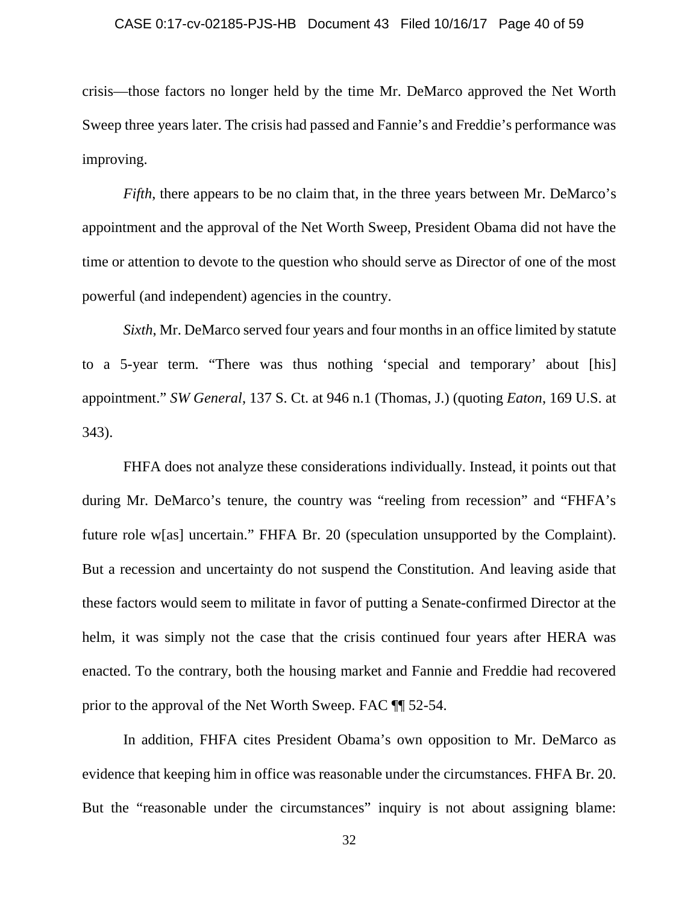crisis—those factors no longer held by the time Mr. DeMarco approved the Net Worth Sweep three years later. The crisis had passed and Fannie's and Freddie's performance was improving.

*Fifth*, there appears to be no claim that, in the three years between Mr. DeMarco's appointment and the approval of the Net Worth Sweep, President Obama did not have the time or attention to devote to the question who should serve as Director of one of the most powerful (and independent) agencies in the country.

*Sixth*, Mr. DeMarco served four years and four months in an office limited by statute to a 5-year term. "There was thus nothing 'special and temporary' about [his] appointment." *SW General*, 137 S. Ct. at 946 n.1 (Thomas, J.) (quoting *Eaton*, 169 U.S. at 343).

FHFA does not analyze these considerations individually. Instead, it points out that during Mr. DeMarco's tenure, the country was "reeling from recession" and "FHFA's future role w[as] uncertain." FHFA Br. 20 (speculation unsupported by the Complaint). But a recession and uncertainty do not suspend the Constitution. And leaving aside that these factors would seem to militate in favor of putting a Senate-confirmed Director at the helm, it was simply not the case that the crisis continued four years after HERA was enacted. To the contrary, both the housing market and Fannie and Freddie had recovered prior to the approval of the Net Worth Sweep. FAC ¶¶ 52-54.

In addition, FHFA cites President Obama's own opposition to Mr. DeMarco as evidence that keeping him in office was reasonable under the circumstances. FHFA Br. 20. But the "reasonable under the circumstances" inquiry is not about assigning blame: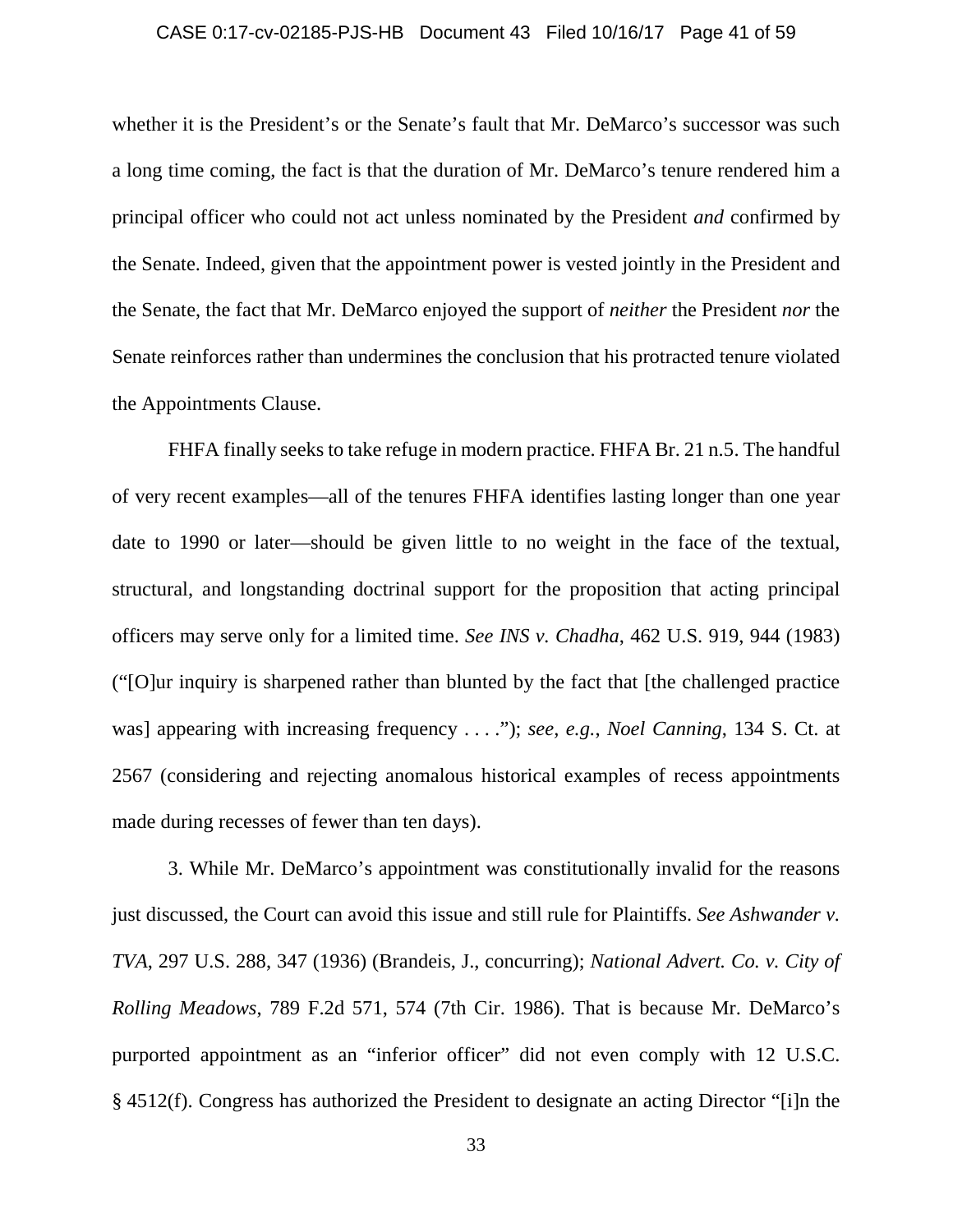whether it is the President's or the Senate's fault that Mr. DeMarco's successor was such a long time coming, the fact is that the duration of Mr. DeMarco's tenure rendered him a principal officer who could not act unless nominated by the President *and* confirmed by the Senate. Indeed, given that the appointment power is vested jointly in the President and the Senate, the fact that Mr. DeMarco enjoyed the support of *neither* the President *nor* the Senate reinforces rather than undermines the conclusion that his protracted tenure violated the Appointments Clause.

FHFA finally seeks to take refuge in modern practice. FHFA Br. 21 n.5. The handful of very recent examples—all of the tenures FHFA identifies lasting longer than one year date to 1990 or later—should be given little to no weight in the face of the textual, structural, and longstanding doctrinal support for the proposition that acting principal officers may serve only for a limited time. *See INS v. Chadha*, 462 U.S. 919, 944 (1983) ("[O]ur inquiry is sharpened rather than blunted by the fact that [the challenged practice was] appearing with increasing frequency . . . ."); *see, e.g.*, *Noel Canning*, 134 S. Ct. at 2567 (considering and rejecting anomalous historical examples of recess appointments made during recesses of fewer than ten days).

3. While Mr. DeMarco's appointment was constitutionally invalid for the reasons just discussed, the Court can avoid this issue and still rule for Plaintiffs. *See Ashwander v. TVA*, 297 U.S. 288, 347 (1936) (Brandeis, J., concurring); *National Advert. Co. v. City of Rolling Meadows*, 789 F.2d 571, 574 (7th Cir. 1986). That is because Mr. DeMarco's purported appointment as an "inferior officer" did not even comply with 12 U.S.C. § 4512(f). Congress has authorized the President to designate an acting Director "[i]n the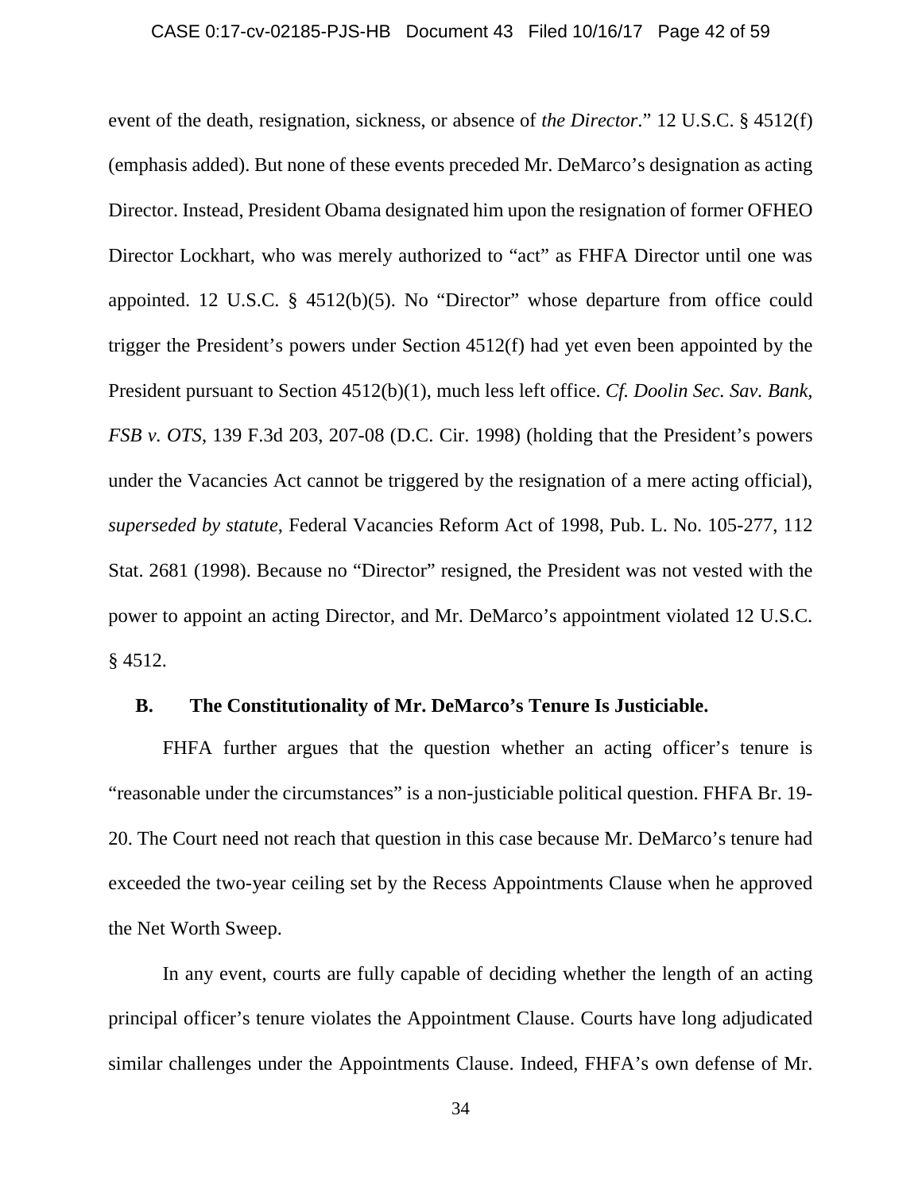event of the death, resignation, sickness, or absence of *the Director*." 12 U.S.C. § 4512(f) (emphasis added). But none of these events preceded Mr. DeMarco's designation as acting Director. Instead, President Obama designated him upon the resignation of former OFHEO Director Lockhart, who was merely authorized to "act" as FHFA Director until one was appointed. 12 U.S.C. § 4512(b)(5). No "Director" whose departure from office could trigger the President's powers under Section 4512(f) had yet even been appointed by the President pursuant to Section 4512(b)(1), much less left office. *Cf. Doolin Sec. Sav. Bank, FSB v. OTS*, 139 F.3d 203, 207-08 (D.C. Cir. 1998) (holding that the President's powers under the Vacancies Act cannot be triggered by the resignation of a mere acting official), *superseded by statute*, Federal Vacancies Reform Act of 1998, Pub. L. No. 105-277, 112 Stat. 2681 (1998). Because no "Director" resigned, the President was not vested with the power to appoint an acting Director, and Mr. DeMarco's appointment violated 12 U.S.C. § 4512.

## B. The Constitutionality of Mr. DeMarco's Tenure Is Justiciable.

FHFA further argues that the question whether an acting officer's tenure is "reasonable under the circumstances" is a non-justiciable political question. FHFA Br. 19-20. The Court need not reach that question in this case because Mr. DeMarco's tenure had exceeded the two-year ceiling set by the Recess Appointments Clause when he approved the Net Worth Sweep.

In any event, courts are fully capable of deciding whether the length of an acting principal officer's tenure violates the Appointment Clause. Courts have long adjudicated similar challenges under the Appointments Clause. Indeed, FHFA's own defense of Mr.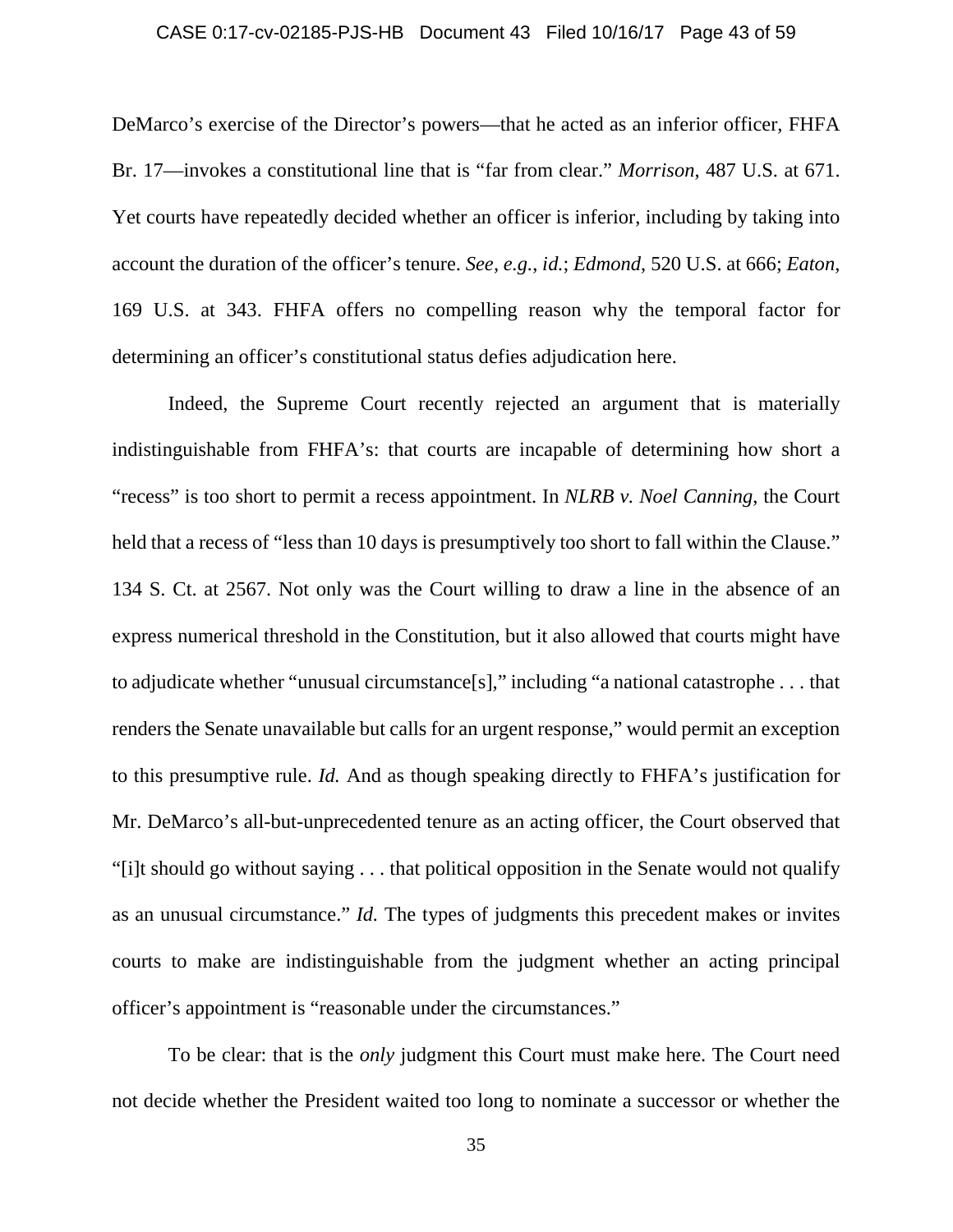DeMarco's exercise of the Director's powers—that he acted as an inferior officer, FHFA Br. 17—invokes a constitutional line that is "far from clear." *Morrison*, 487 U.S. at 671. Yet courts have repeatedly decided whether an officer is inferior, including by taking into account the duration of the officer's tenure. *See, e.g.*, *id.*; *Edmond*, 520 U.S. at 666; *Eaton*, 169 U.S. at 343. FHFA offers no compelling reason why the temporal factor for determining an officer's constitutional status defies adjudication here.

Indeed, the Supreme Court recently rejected an argument that is materially indistinguishable from FHFA's: that courts are incapable of determining how short a "recess" is too short to permit a recess appointment. In *NLRB v. Noel Canning*, the Court held that a recess of "less than 10 days is presumptively too short to fall within the Clause." 134 S. Ct. at 2567. Not only was the Court willing to draw a line in the absence of an express numerical threshold in the Constitution, but it also allowed that courts might have to adjudicate whether "unusual circumstance[s]," including "a national catastrophe . . . that renders the Senate unavailable but calls for an urgent response," would permit an exception to this presumptive rule. *Id.* And as though speaking directly to FHFA's justification for Mr. DeMarco's all-but-unprecedented tenure as an acting officer, the Court observed that "[i]t should go without saying . . . that political opposition in the Senate would not qualify as an unusual circumstance." *Id.* The types of judgments this precedent makes or invites courts to make are indistinguishable from the judgment whether an acting principal officer's appointment is "reasonable under the circumstances."

To be clear: that is the *only* judgment this Court must make here. The Court need not decide whether the President waited too long to nominate a successor or whether the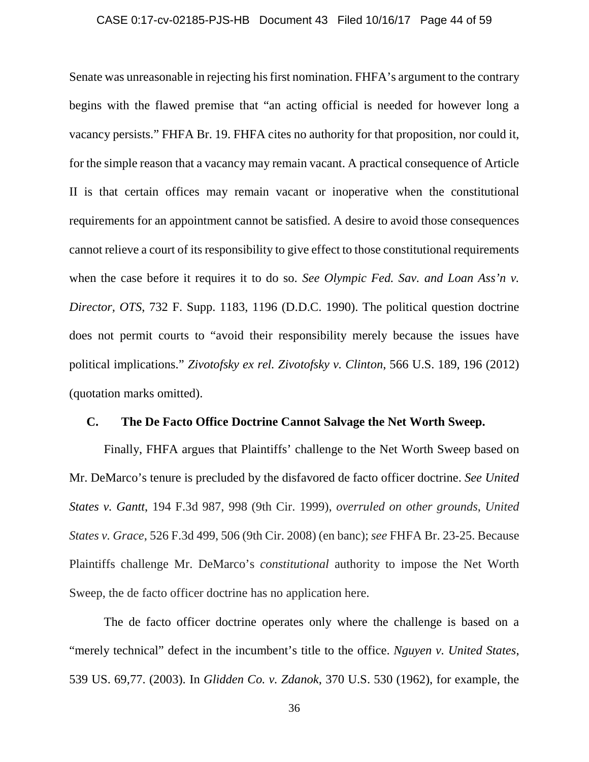Senate was unreasonable in rejecting his first nomination. FHFA's argument to the contrary begins with the flawed premise that "an acting official is needed for however long a vacancy persists." FHFA Br. 19. FHFA cites no authority for that proposition, nor could it, for the simple reason that a vacancy may remain vacant. A practical consequence of Article II is that certain offices may remain vacant or inoperative when the constitutional requirements for an appointment cannot be satisfied. A desire to avoid those consequences cannot relieve a court of its responsibility to give effect to those constitutional requirements when the case before it requires it to do so. *See Olympic Fed. Sav. and Loan Ass'n v. Director, OTS*, 732 F. Supp. 1183, 1196 (D.D.C. 1990). The political question doctrine does not permit courts to "avoid their responsibility merely because the issues have political implications." *Zivotofsky ex rel. Zivotofsky v. Clinton*, 566 U.S. 189, 196 (2012) (quotation marks omitted).

### C. The De Facto Office Doctrine Cannot Salvage the Net Worth Sweep.

Finally, FHFA argues that Plaintiffs' challenge to the Net Worth Sweep based on Mr. DeMarco's tenure is precluded by the disfavored de facto officer doctrine. *See United States v. Gantt*, 194 F.3d 987, 998 (9th Cir. 1999), *overruled on other grounds*, *United States v. Grace*, 526 F.3d 499, 506 (9th Cir. 2008) (en banc); *see* FHFA Br. 23-25. Because Plaintiffs challenge Mr. DeMarco's *constitutional* authority to impose the Net Worth Sweep, the de facto officer doctrine has no application here.

The de facto officer doctrine operates only where the challenge is based on a "merely technical" defect in the incumbent's title to the office. *Nguyen v. United States*, 539 US. 69,77. (2003). In *Glidden Co. v. Zdanok*, 370 U.S. 530 (1962), for example, the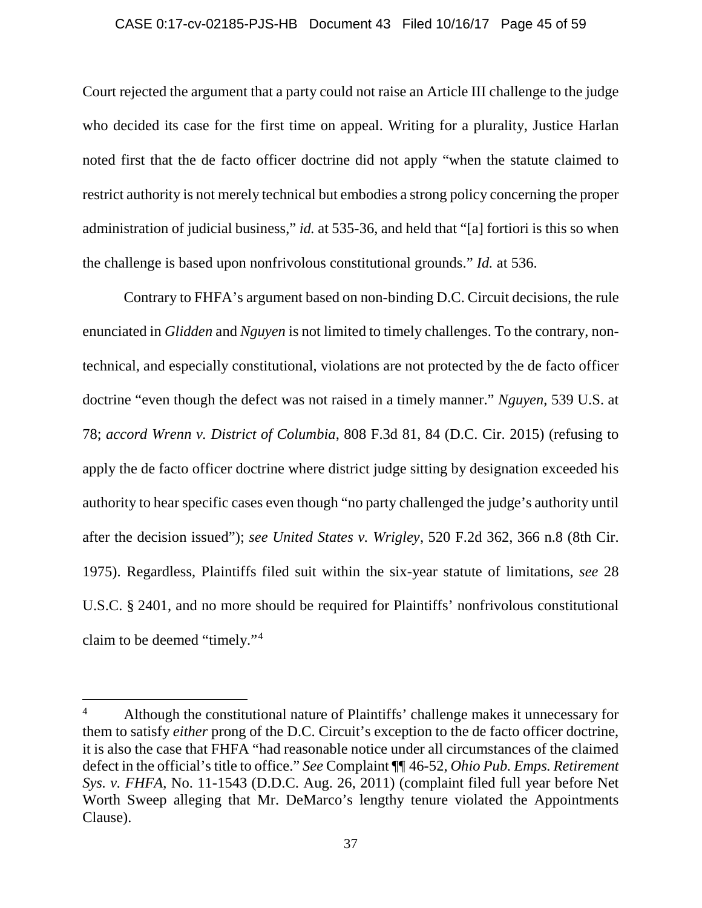Court rejected the argument that a party could not raise an Article III challenge to the judge who decided its case for the first time on appeal. Writing for a plurality, Justice Harlan noted first that the de facto officer doctrine did not apply "when the statute claimed to restrict authority is not merely technical but embodies a strong policy concerning the proper administration of judicial business," *id.* at 535-36, and held that "[a] fortiori is this so when the challenge is based upon nonfrivolous constitutional grounds." *Id.* at 536.

Contrary to FHFA's argument based on non-binding D.C. Circuit decisions, the rule enunciated in *Glidden* and *Nguyen* is not limited to timely challenges. To the contrary, non-technical, and especially constitutional, violations are not protected by the de facto officer doctrine "even though the defect was not raised in a timely manner." *Nguyen*, 539 U.S. at 78; *accord Wrenn v. District of Columbia*, 808 F.3d 81, 84 (D.C. Cir. 2015) (refusing to apply the de facto officer doctrine where district judge sitting by designation exceeded his authority to hear specific cases even though "no party challenged the judge's authority until after the decision issued"); *see United States v. Wrigley*, 520 F.2d 362, 366 n.8 (8th Cir. 1975). Regardless, Plaintiffs filed suit within the six-year statute of limitations, *see* 28 U.S.C. § 2401, and no more should be required for Plaintiffs' nonfrivolous constitutional claim to be deemed "timely."[4]

---

[4] Although the constitutional nature of Plaintiffs' challenge makes it unnecessary for them to satisfy *either* prong of the D.C. Circuit's exception to the de facto officer doctrine, it is also the case that FHFA "had reasonable notice under all circumstances of the claimed defect in the official's title to office." *See* Complaint ¶¶ 46-52, *Ohio Pub. Emps. Retirement Sys. v. FHFA*, No. 11-1543 (D.D.C. Aug. 26, 2011) (complaint filed full year before Net Worth Sweep alleging that Mr. DeMarco's lengthy tenure violated the Appointments Clause).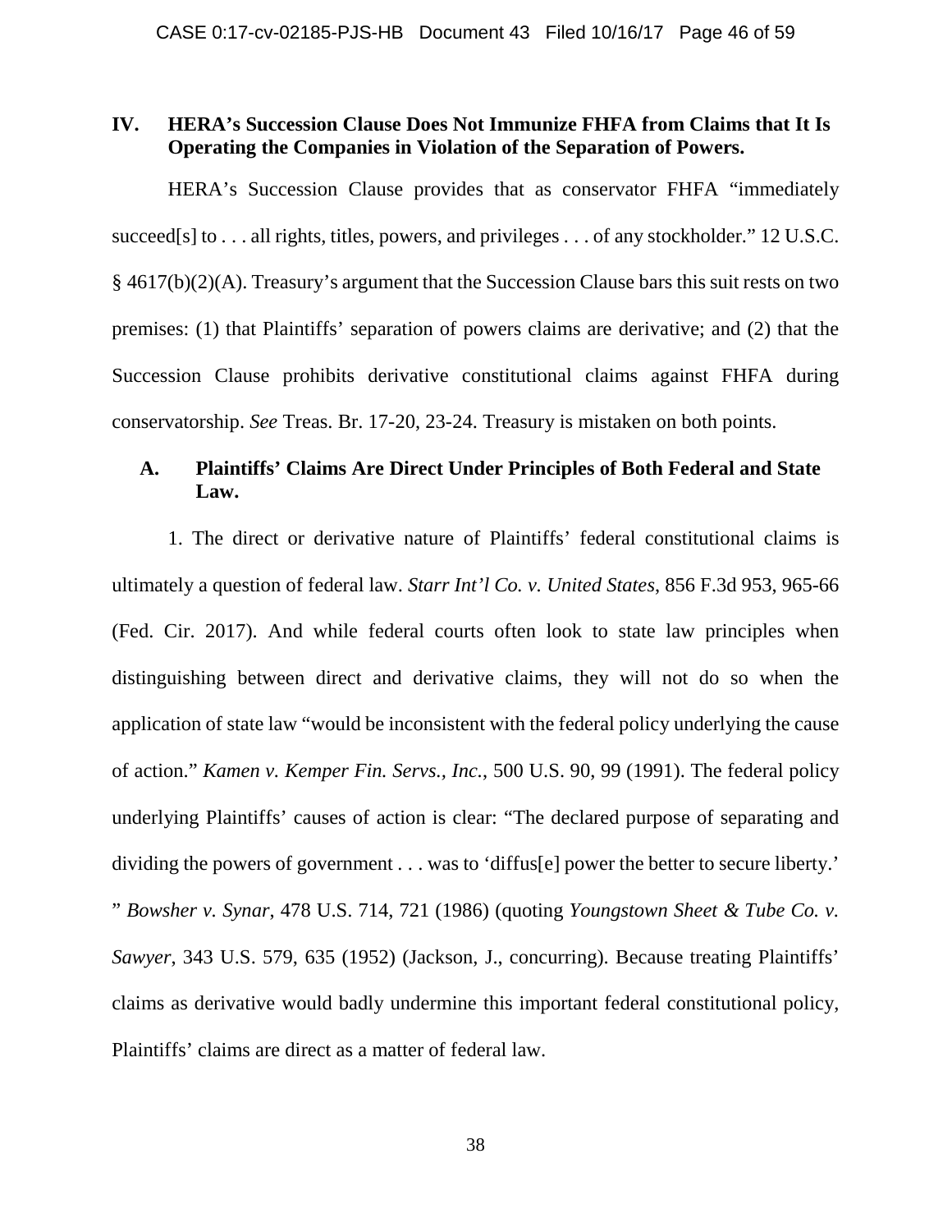## IV. HERA's Succession Clause Does Not Immunize FHFA from Claims that It Is Operating the Companies in Violation of the Separation of Powers.

HERA's Succession Clause provides that as conservator FHFA "immediately succeed[s] to . . . all rights, titles, powers, and privileges . . . of any stockholder." 12 U.S.C. § 4617(b)(2)(A). Treasury's argument that the Succession Clause bars this suit rests on two premises: (1) that Plaintiffs' separation of powers claims are derivative; and (2) that the Succession Clause prohibits derivative constitutional claims against FHFA during conservatorship. *See* Treas. Br. 17-20, 23-24. Treasury is mistaken on both points.

### A. Plaintiffs' Claims Are Direct Under Principles of Both Federal and State Law.

1. The direct or derivative nature of Plaintiffs' federal constitutional claims is ultimately a question of federal law. *Starr Int'l Co. v. United States*, 856 F.3d 953, 965-66 (Fed. Cir. 2017). And while federal courts often look to state law principles when distinguishing between direct and derivative claims, they will not do so when the application of state law "would be inconsistent with the federal policy underlying the cause of action." *Kamen v. Kemper Fin. Servs., Inc.*, 500 U.S. 90, 99 (1991). The federal policy underlying Plaintiffs' causes of action is clear: "The declared purpose of separating and dividing the powers of government . . . was to 'diffus[e] power the better to secure liberty.' " *Bowsher v. Synar*, 478 U.S. 714, 721 (1986) (quoting *Youngstown Sheet & Tube Co. v. Sawyer*, 343 U.S. 579, 635 (1952) (Jackson, J., concurring). Because treating Plaintiffs' claims as derivative would badly undermine this important federal constitutional policy, Plaintiffs' claims are direct as a matter of federal law.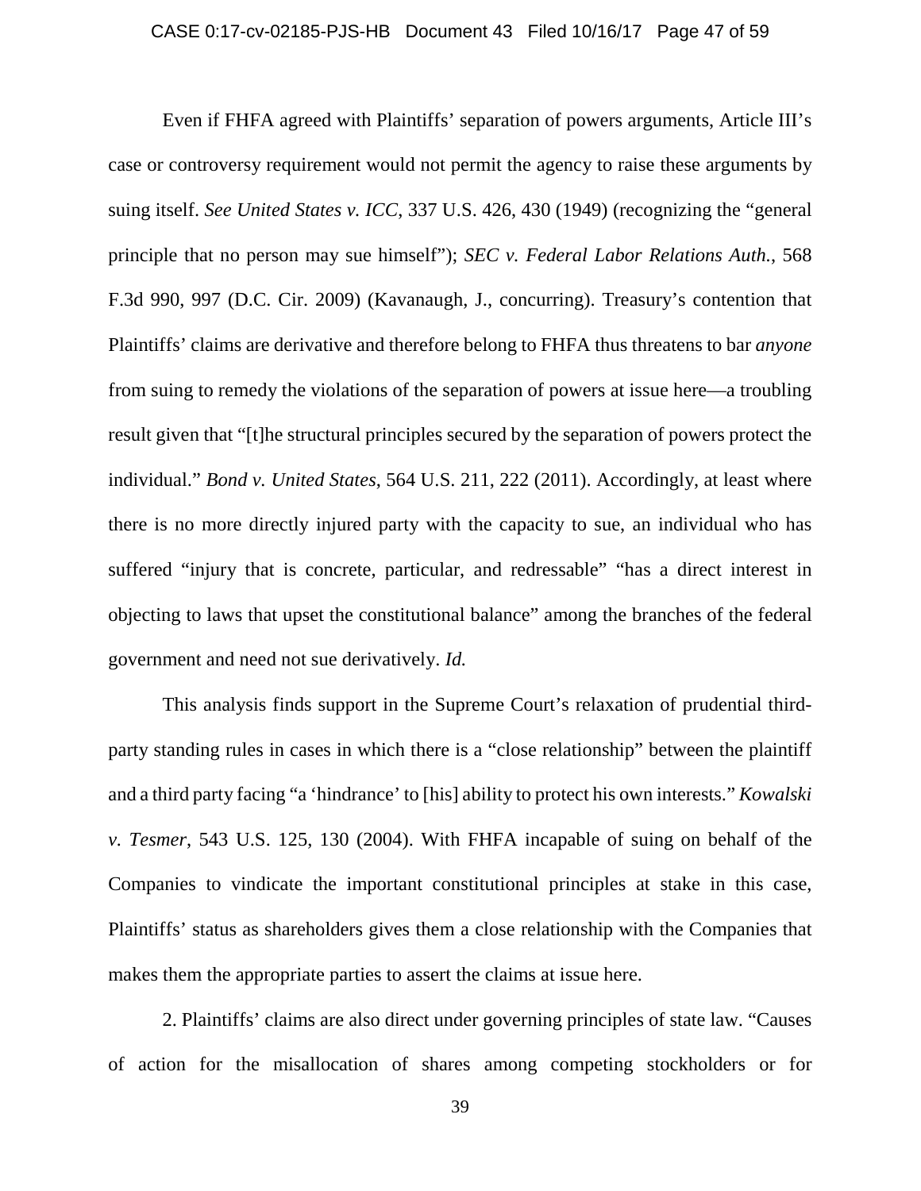Even if FHFA agreed with Plaintiffs' separation of powers arguments, Article III's case or controversy requirement would not permit the agency to raise these arguments by suing itself. *See United States v. ICC*, 337 U.S. 426, 430 (1949) (recognizing the "general principle that no person may sue himself"); *SEC v. Federal Labor Relations Auth.*, 568 F.3d 990, 997 (D.C. Cir. 2009) (Kavanaugh, J., concurring). Treasury's contention that Plaintiffs' claims are derivative and therefore belong to FHFA thus threatens to bar *anyone* from suing to remedy the violations of the separation of powers at issue here—a troubling result given that "[t]he structural principles secured by the separation of powers protect the individual." *Bond v. United States*, 564 U.S. 211, 222 (2011). Accordingly, at least where there is no more directly injured party with the capacity to sue, an individual who has suffered "injury that is concrete, particular, and redressable" "has a direct interest in objecting to laws that upset the constitutional balance" among the branches of the federal government and need not sue derivatively. *Id.*

This analysis finds support in the Supreme Court's relaxation of prudential third-party standing rules in cases in which there is a "close relationship" between the plaintiff and a third party facing "a 'hindrance' to [his] ability to protect his own interests." *Kowalski v. Tesmer*, 543 U.S. 125, 130 (2004). With FHFA incapable of suing on behalf of the Companies to vindicate the important constitutional principles at stake in this case, Plaintiffs' status as shareholders gives them a close relationship with the Companies that makes them the appropriate parties to assert the claims at issue here.

2. Plaintiffs' claims are also direct under governing principles of state law. "Causes of action for the misallocation of shares among competing stockholders or for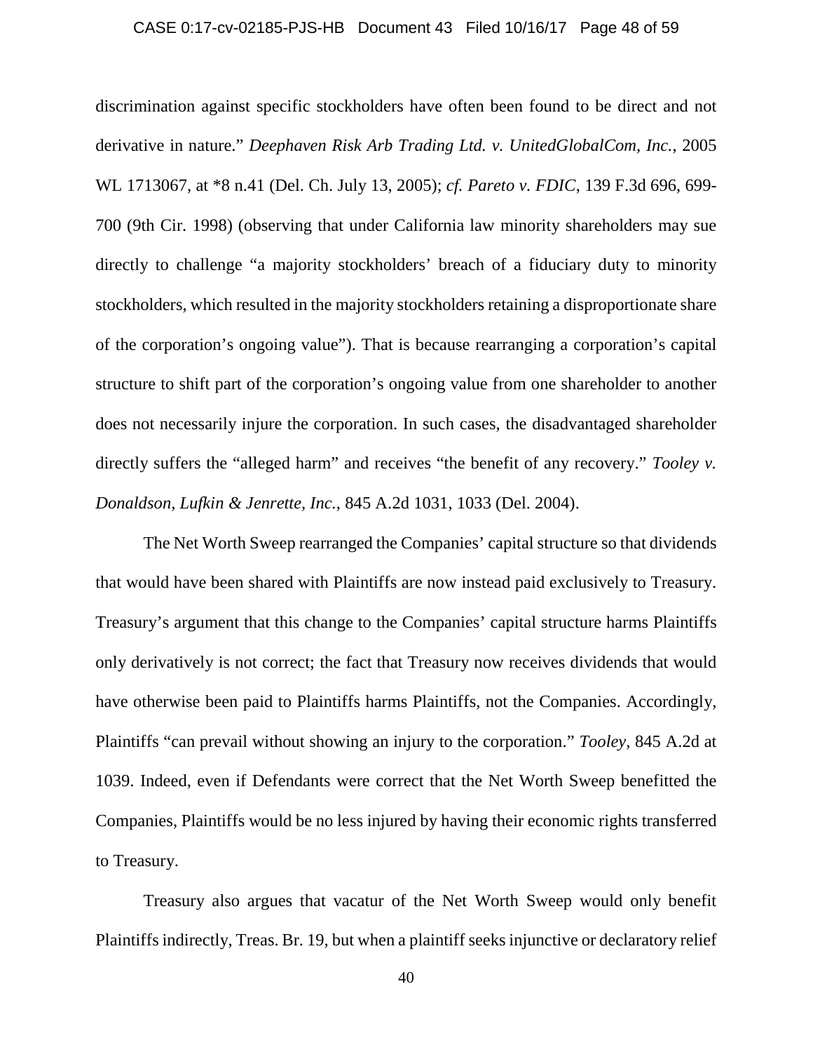discrimination against specific stockholders have often been found to be direct and not derivative in nature." *Deephaven Risk Arb Trading Ltd. v. UnitedGlobalCom, Inc.*, 2005 WL 1713067, at *8 n.41 (Del. Ch. July 13, 2005); *cf. Pareto v. FDIC*, 139 F.3d 696, 699-700 (9th Cir. 1998) (observing that under California law minority shareholders may sue directly to challenge "a majority stockholders' breach of a fiduciary duty to minority stockholders, which resulted in the majority stockholders retaining a disproportionate share of the corporation's ongoing value"). That is because rearranging a corporation's capital structure to shift part of the corporation's ongoing value from one shareholder to another does not necessarily injure the corporation. In such cases, the disadvantaged shareholder directly suffers the "alleged harm" and receives "the benefit of any recovery." *Tooley v. Donaldson, Lufkin & Jenrette, Inc.*, 845 A.2d 1031, 1033 (Del. 2004).

The Net Worth Sweep rearranged the Companies' capital structure so that dividends that would have been shared with Plaintiffs are now instead paid exclusively to Treasury. Treasury's argument that this change to the Companies' capital structure harms Plaintiffs only derivatively is not correct; the fact that Treasury now receives dividends that would have otherwise been paid to Plaintiffs harms Plaintiffs, not the Companies. Accordingly, Plaintiffs "can prevail without showing an injury to the corporation." *Tooley*, 845 A.2d at 1039. Indeed, even if Defendants were correct that the Net Worth Sweep benefitted the Companies, Plaintiffs would be no less injured by having their economic rights transferred to Treasury.

Treasury also argues that vacatur of the Net Worth Sweep would only benefit Plaintiffs indirectly, Treas. Br. 19, but when a plaintiff seeks injunctive or declaratory relief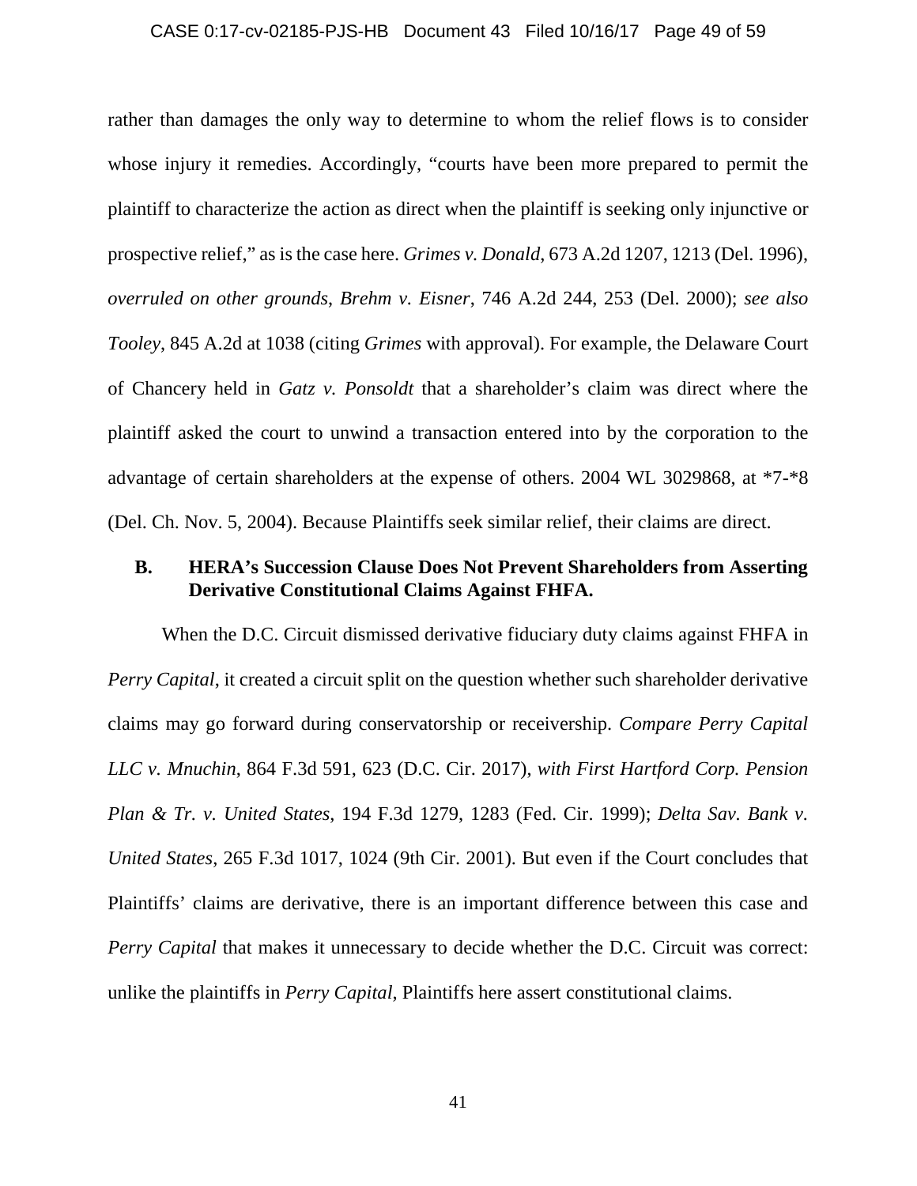rather than damages the only way to determine to whom the relief flows is to consider whose injury it remedies. Accordingly, "courts have been more prepared to permit the plaintiff to characterize the action as direct when the plaintiff is seeking only injunctive or prospective relief," as is the case here. *Grimes v. Donald*, 673 A.2d 1207, 1213 (Del. 1996), *overruled on other grounds*, *Brehm v. Eisner*, 746 A.2d 244, 253 (Del. 2000); *see also Tooley*, 845 A.2d at 1038 (citing *Grimes* with approval). For example, the Delaware Court of Chancery held in *Gatz v. Ponsoldt* that a shareholder's claim was direct where the plaintiff asked the court to unwind a transaction entered into by the corporation to the advantage of certain shareholders at the expense of others. 2004 WL 3029868, at *7-*8 (Del. Ch. Nov. 5, 2004). Because Plaintiffs seek similar relief, their claims are direct.

### B. HERA's Succession Clause Does Not Prevent Shareholders from Asserting Derivative Constitutional Claims Against FHFA.

When the D.C. Circuit dismissed derivative fiduciary duty claims against FHFA in *Perry Capital*, it created a circuit split on the question whether such shareholder derivative claims may go forward during conservatorship or receivership. *Compare Perry Capital LLC v. Mnuchin*, 864 F.3d 591, 623 (D.C. Cir. 2017), *with First Hartford Corp. Pension Plan & Tr. v. United States*, 194 F.3d 1279, 1283 (Fed. Cir. 1999); *Delta Sav. Bank v. United States*, 265 F.3d 1017, 1024 (9th Cir. 2001). But even if the Court concludes that Plaintiffs' claims are derivative, there is an important difference between this case and *Perry Capital* that makes it unnecessary to decide whether the D.C. Circuit was correct: unlike the plaintiffs in *Perry Capital*, Plaintiffs here assert constitutional claims.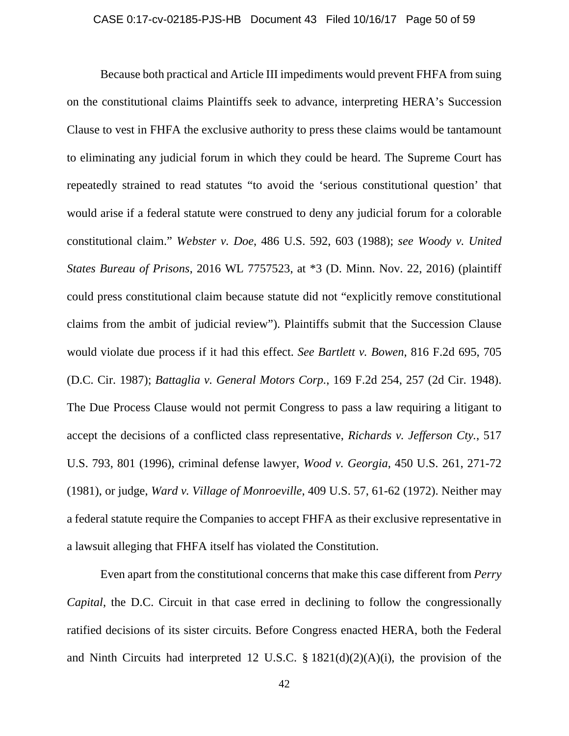Because both practical and Article III impediments would prevent FHFA from suing on the constitutional claims Plaintiffs seek to advance, interpreting HERA's Succession Clause to vest in FHFA the exclusive authority to press these claims would be tantamount to eliminating any judicial forum in which they could be heard. The Supreme Court has repeatedly strained to read statutes "to avoid the 'serious constitutional question' that would arise if a federal statute were construed to deny any judicial forum for a colorable constitutional claim." *Webster v. Doe*, 486 U.S. 592, 603 (1988); *see Woody v. United States Bureau of Prisons*, 2016 WL 7757523, at *3 (D. Minn. Nov. 22, 2016) (plaintiff could press constitutional claim because statute did not "explicitly remove constitutional claims from the ambit of judicial review"). Plaintiffs submit that the Succession Clause would violate due process if it had this effect. *See Bartlett v. Bowen*, 816 F.2d 695, 705 (D.C. Cir. 1987); *Battaglia v. General Motors Corp.*, 169 F.2d 254, 257 (2d Cir. 1948). The Due Process Clause would not permit Congress to pass a law requiring a litigant to accept the decisions of a conflicted class representative, *Richards v. Jefferson Cty.*, 517 U.S. 793, 801 (1996), criminal defense lawyer, *Wood v. Georgia*, 450 U.S. 261, 271-72 (1981), or judge, *Ward v. Village of Monroeville*, 409 U.S. 57, 61-62 (1972). Neither may a federal statute require the Companies to accept FHFA as their exclusive representative in a lawsuit alleging that FHFA itself has violated the Constitution.

Even apart from the constitutional concerns that make this case different from *Perry Capital*, the D.C. Circuit in that case erred in declining to follow the congressionally ratified decisions of its sister circuits. Before Congress enacted HERA, both the Federal and Ninth Circuits had interpreted 12 U.S.C. § 1821(d)(2)(A)(i), the provision of the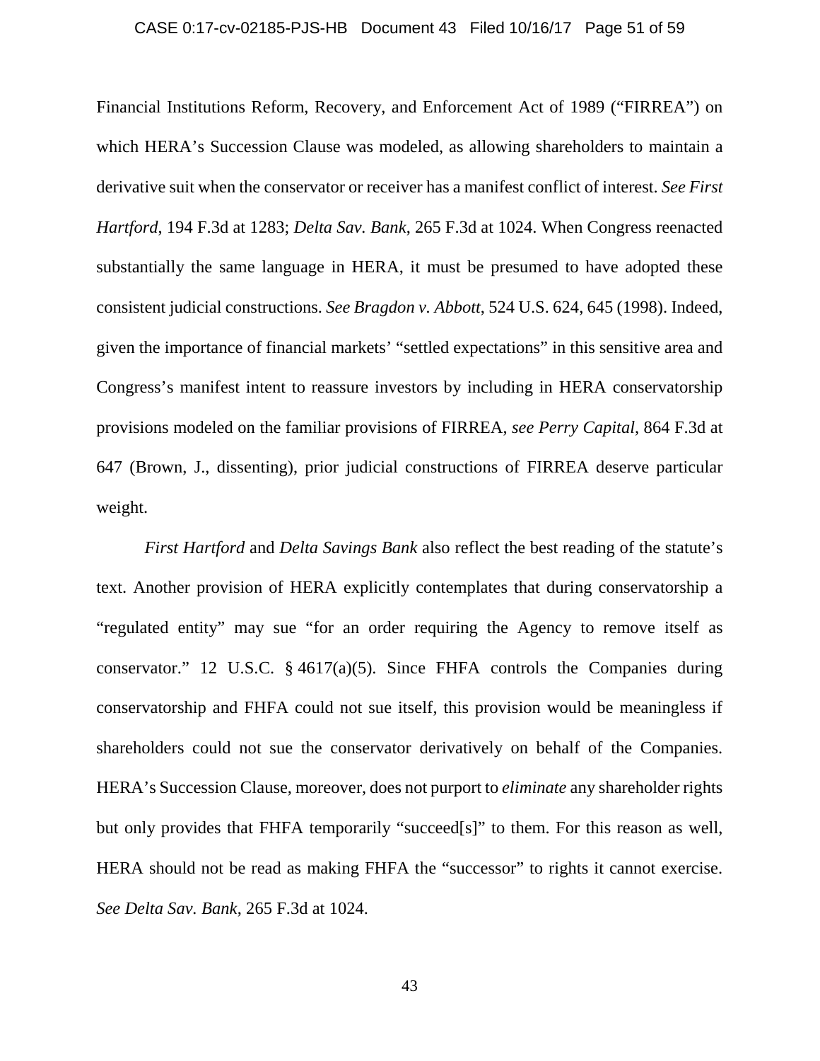Financial Institutions Reform, Recovery, and Enforcement Act of 1989 ("FIRREA") on which HERA's Succession Clause was modeled, as allowing shareholders to maintain a derivative suit when the conservator or receiver has a manifest conflict of interest. *See First Hartford*, 194 F.3d at 1283; *Delta Sav. Bank*, 265 F.3d at 1024. When Congress reenacted substantially the same language in HERA, it must be presumed to have adopted these consistent judicial constructions. *See Bragdon v. Abbott*, 524 U.S. 624, 645 (1998). Indeed, given the importance of financial markets' "settled expectations" in this sensitive area and Congress's manifest intent to reassure investors by including in HERA conservatorship provisions modeled on the familiar provisions of FIRREA, *see Perry Capital*, 864 F.3d at 647 (Brown, J., dissenting), prior judicial constructions of FIRREA deserve particular weight.

*First Hartford* and *Delta Savings Bank* also reflect the best reading of the statute's text. Another provision of HERA explicitly contemplates that during conservatorship a "regulated entity" may sue "for an order requiring the Agency to remove itself as conservator." 12 U.S.C. § 4617(a)(5). Since FHFA controls the Companies during conservatorship and FHFA could not sue itself, this provision would be meaningless if shareholders could not sue the conservator derivatively on behalf of the Companies. HERA's Succession Clause, moreover, does not purport to *eliminate* any shareholder rights but only provides that FHFA temporarily "succeed[s]" to them. For this reason as well, HERA should not be read as making FHFA the "successor" to rights it cannot exercise. *See Delta Sav. Bank*, 265 F.3d at 1024.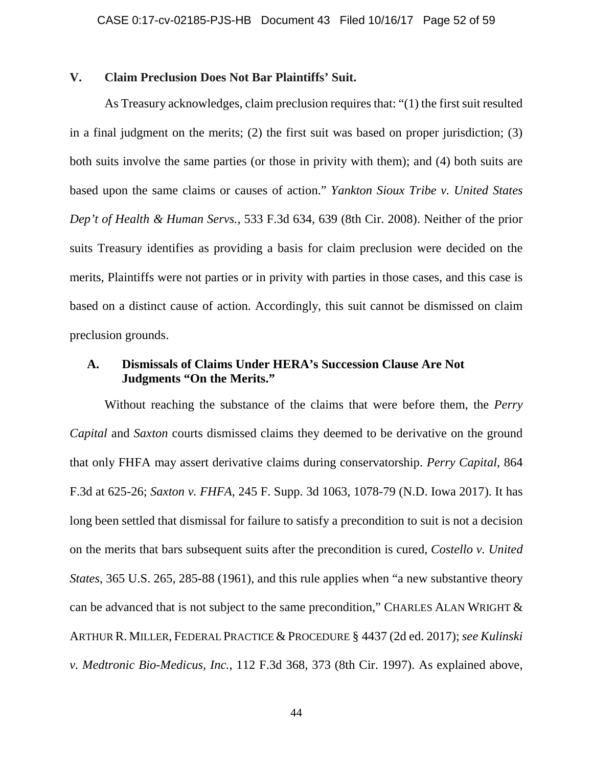## V. Claim Preclusion Does Not Bar Plaintiffs' Suit.

As Treasury acknowledges, claim preclusion requires that: "(1) the first suit resulted in a final judgment on the merits; (2) the first suit was based on proper jurisdiction; (3) both suits involve the same parties (or those in privity with them); and (4) both suits are based upon the same claims or causes of action." *Yankton Sioux Tribe v. United States Dep't of Health & Human Servs.*, 533 F.3d 634, 639 (8th Cir. 2008). Neither of the prior suits Treasury identifies as providing a basis for claim preclusion were decided on the merits, Plaintiffs were not parties or in privity with parties in those cases, and this case is based on a distinct cause of action. Accordingly, this suit cannot be dismissed on claim preclusion grounds.

### A. Dismissals of Claims Under HERA's Succession Clause Are Not Judgments "On the Merits."

Without reaching the substance of the claims that were before them, the *Perry Capital* and *Saxton* courts dismissed claims they deemed to be derivative on the ground that only FHFA may assert derivative claims during conservatorship. *Perry Capital*, 864 F.3d at 625-26; *Saxton v. FHFA*, 245 F. Supp. 3d 1063, 1078-79 (N.D. Iowa 2017). It has long been settled that dismissal for failure to satisfy a precondition to suit is not a decision on the merits that bars subsequent suits after the precondition is cured, *Costello v. United States*, 365 U.S. 265, 285-88 (1961), and this rule applies when "a new substantive theory can be advanced that is not subject to the same precondition," CHARLES ALAN WRIGHT & ARTHUR R. MILLER, FEDERAL PRACTICE & PROCEDURE § 4437 (2d ed. 2017); *see Kulinski v. Medtronic Bio-Medicus, Inc.*, 112 F.3d 368, 373 (8th Cir. 1997). As explained above,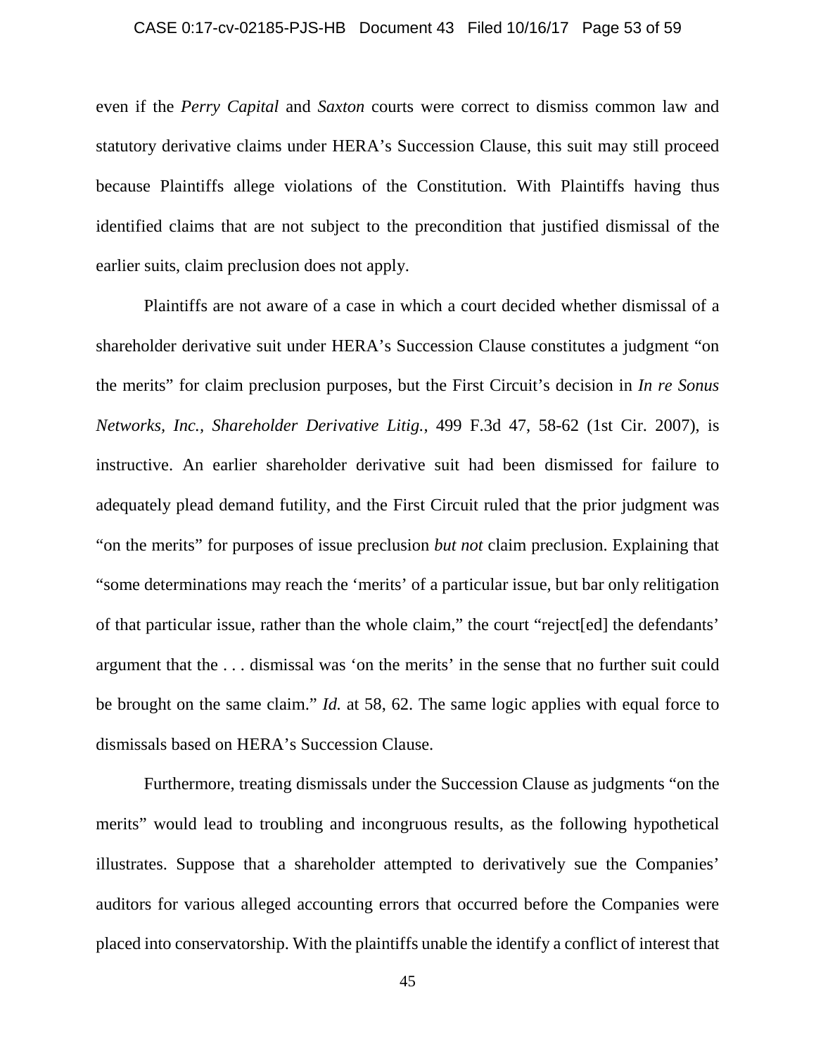even if the *Perry Capital* and *Saxton* courts were correct to dismiss common law and statutory derivative claims under HERA's Succession Clause, this suit may still proceed because Plaintiffs allege violations of the Constitution. With Plaintiffs having thus identified claims that are not subject to the precondition that justified dismissal of the earlier suits, claim preclusion does not apply.

Plaintiffs are not aware of a case in which a court decided whether dismissal of a shareholder derivative suit under HERA's Succession Clause constitutes a judgment "on the merits" for claim preclusion purposes, but the First Circuit's decision in *In re Sonus Networks, Inc., Shareholder Derivative Litig.*, 499 F.3d 47, 58-62 (1st Cir. 2007), is instructive. An earlier shareholder derivative suit had been dismissed for failure to adequately plead demand futility, and the First Circuit ruled that the prior judgment was "on the merits" for purposes of issue preclusion *but not* claim preclusion. Explaining that "some determinations may reach the 'merits' of a particular issue, but bar only relitigation of that particular issue, rather than the whole claim," the court "reject[ed] the defendants' argument that the . . . dismissal was 'on the merits' in the sense that no further suit could be brought on the same claim." *Id.* at 58, 62. The same logic applies with equal force to dismissals based on HERA's Succession Clause.

Furthermore, treating dismissals under the Succession Clause as judgments "on the merits" would lead to troubling and incongruous results, as the following hypothetical illustrates. Suppose that a shareholder attempted to derivatively sue the Companies' auditors for various alleged accounting errors that occurred before the Companies were placed into conservatorship. With the plaintiffs unable the identify a conflict of interest that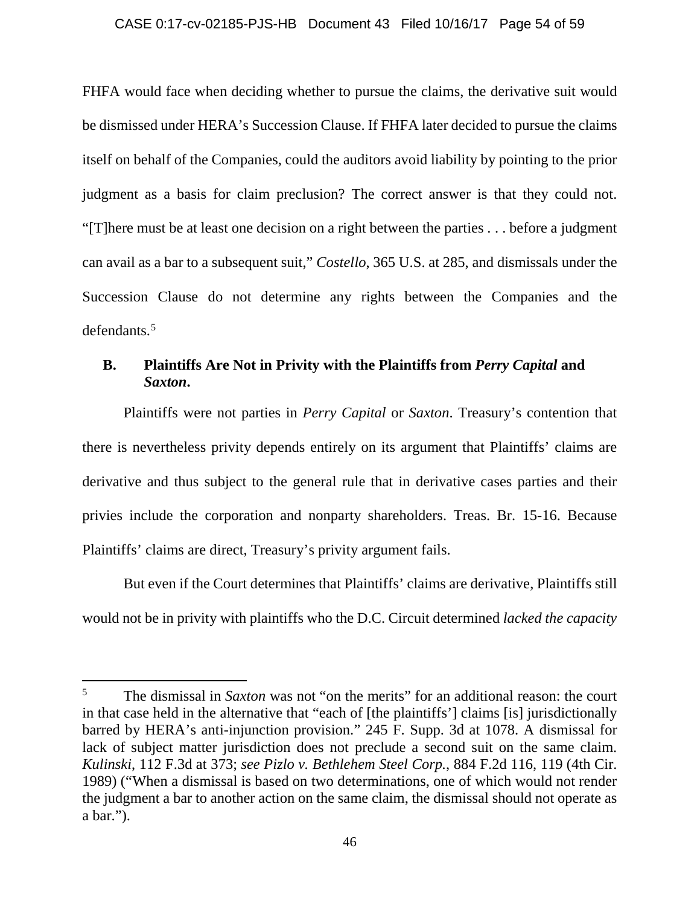FHFA would face when deciding whether to pursue the claims, the derivative suit would be dismissed under HERA's Succession Clause. If FHFA later decided to pursue the claims itself on behalf of the Companies, could the auditors avoid liability by pointing to the prior judgment as a basis for claim preclusion? The correct answer is that they could not. "[T]here must be at least one decision on a right between the parties . . . before a judgment can avail as a bar to a subsequent suit," *Costello*, 365 U.S. at 285, and dismissals under the Succession Clause do not determine any rights between the Companies and the defendants.[5]

### B. Plaintiffs Are Not in Privity with the Plaintiffs from *Perry Capital* and *Saxton*.

Plaintiffs were not parties in *Perry Capital* or *Saxton*. Treasury's contention that there is nevertheless privity depends entirely on its argument that Plaintiffs' claims are derivative and thus subject to the general rule that in derivative cases parties and their privies include the corporation and nonparty shareholders. Treas. Br. 15-16. Because Plaintiffs' claims are direct, Treasury's privity argument fails.

But even if the Court determines that Plaintiffs' claims are derivative, Plaintiffs still would not be in privity with plaintiffs who the D.C. Circuit determined *lacked the capacity*

---

[5] The dismissal in *Saxton* was not "on the merits" for an additional reason: the court in that case held in the alternative that "each of [the plaintiffs'] claims [is] jurisdictionally barred by HERA's anti-injunction provision." 245 F. Supp. 3d at 1078. A dismissal for lack of subject matter jurisdiction does not preclude a second suit on the same claim. *Kulinski*, 112 F.3d at 373; *see Pizlo v. Bethlehem Steel Corp.*, 884 F.2d 116, 119 (4th Cir. 1989) ("When a dismissal is based on two determinations, one of which would not render the judgment a bar to another action on the same claim, the dismissal should not operate as a bar.").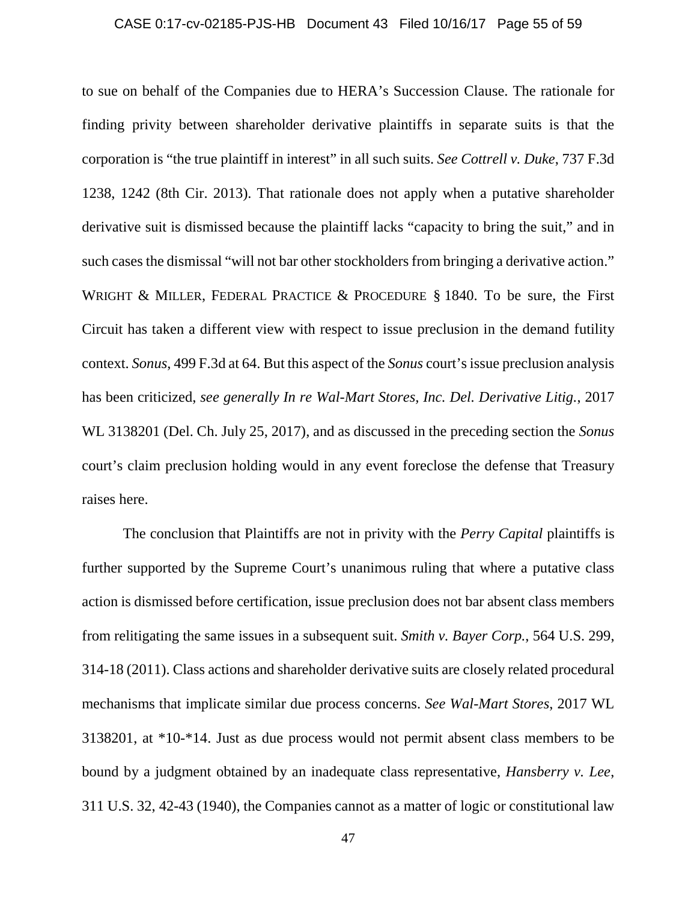to sue on behalf of the Companies due to HERA's Succession Clause. The rationale for finding privity between shareholder derivative plaintiffs in separate suits is that the corporation is "the true plaintiff in interest" in all such suits. *See Cottrell v. Duke*, 737 F.3d 1238, 1242 (8th Cir. 2013). That rationale does not apply when a putative shareholder derivative suit is dismissed because the plaintiff lacks "capacity to bring the suit," and in such cases the dismissal "will not bar other stockholders from bringing a derivative action." WRIGHT & MILLER, FEDERAL PRACTICE & PROCEDURE § 1840. To be sure, the First Circuit has taken a different view with respect to issue preclusion in the demand futility context. *Sonus*, 499 F.3d at 64. But this aspect of the *Sonus* court's issue preclusion analysis has been criticized, *see generally In re Wal-Mart Stores, Inc. Del. Derivative Litig.*, 2017 WL 3138201 (Del. Ch. July 25, 2017), and as discussed in the preceding section the *Sonus* court's claim preclusion holding would in any event foreclose the defense that Treasury raises here.

The conclusion that Plaintiffs are not in privity with the *Perry Capital* plaintiffs is further supported by the Supreme Court's unanimous ruling that where a putative class action is dismissed before certification, issue preclusion does not bar absent class members from relitigating the same issues in a subsequent suit. *Smith v. Bayer Corp.*, 564 U.S. 299, 314-18 (2011). Class actions and shareholder derivative suits are closely related procedural mechanisms that implicate similar due process concerns. *See Wal-Mart Stores*, 2017 WL 3138201, at *10-*14. Just as due process would not permit absent class members to be bound by a judgment obtained by an inadequate class representative, *Hansberry v. Lee*, 311 U.S. 32, 42-43 (1940), the Companies cannot as a matter of logic or constitutional law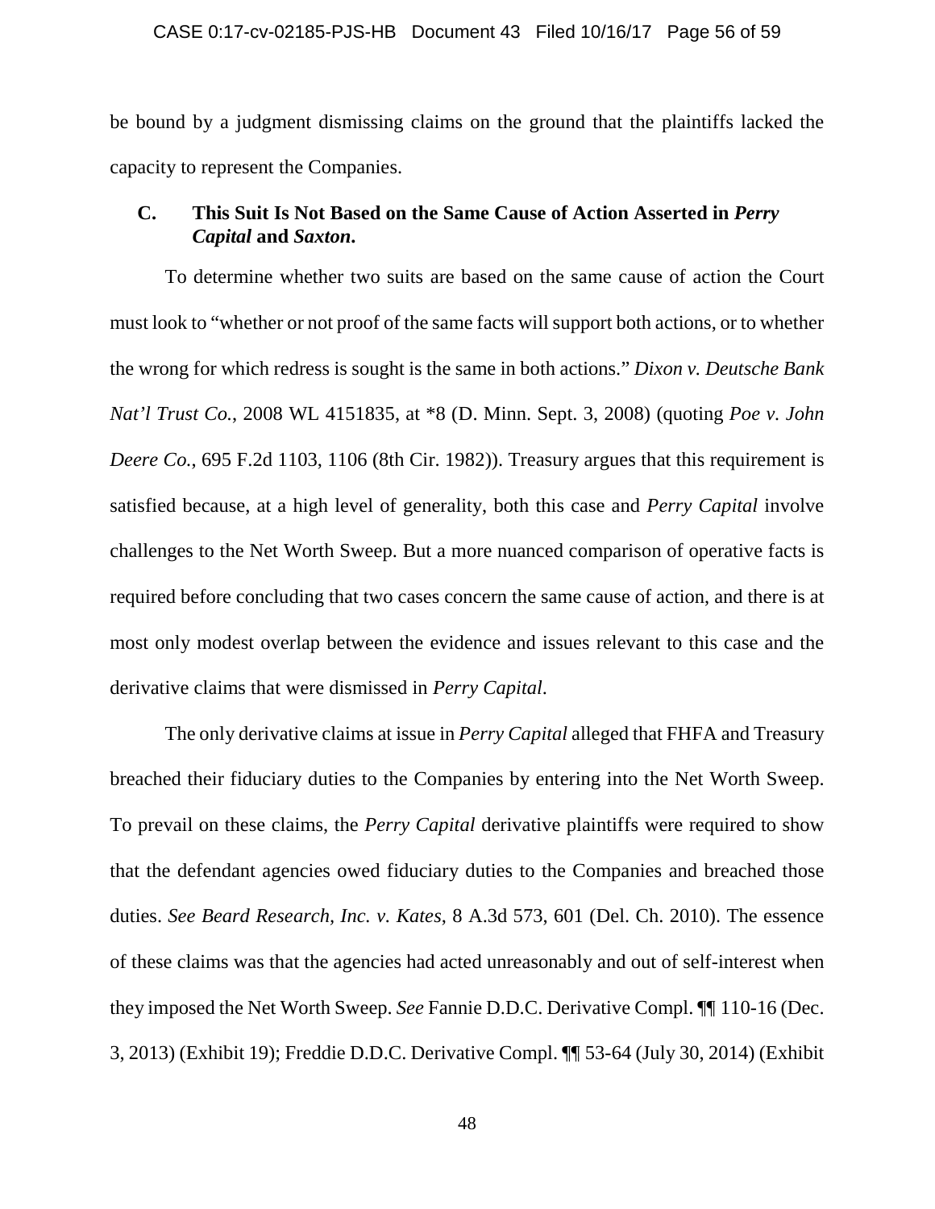be bound by a judgment dismissing claims on the ground that the plaintiffs lacked the capacity to represent the Companies.

### C. This Suit Is Not Based on the Same Cause of Action Asserted in *Perry Capital* and *Saxton*.

To determine whether two suits are based on the same cause of action the Court must look to "whether or not proof of the same facts will support both actions, or to whether the wrong for which redress is sought is the same in both actions." *Dixon v. Deutsche Bank Nat'l Trust Co.*, 2008 WL 4151835, at *8 (D. Minn. Sept. 3, 2008) (quoting *Poe v. John Deere Co.*, 695 F.2d 1103, 1106 (8th Cir. 1982)). Treasury argues that this requirement is satisfied because, at a high level of generality, both this case and *Perry Capital* involve challenges to the Net Worth Sweep. But a more nuanced comparison of operative facts is required before concluding that two cases concern the same cause of action, and there is at most only modest overlap between the evidence and issues relevant to this case and the derivative claims that were dismissed in *Perry Capital*.

The only derivative claims at issue in *Perry Capital* alleged that FHFA and Treasury breached their fiduciary duties to the Companies by entering into the Net Worth Sweep. To prevail on these claims, the *Perry Capital* derivative plaintiffs were required to show that the defendant agencies owed fiduciary duties to the Companies and breached those duties. *See Beard Research, Inc. v. Kates*, 8 A.3d 573, 601 (Del. Ch. 2010). The essence of these claims was that the agencies had acted unreasonably and out of self-interest when they imposed the Net Worth Sweep. *See* Fannie D.D.C. Derivative Compl. ¶¶ 110-16 (Dec. 3, 2013) (Exhibit 19); Freddie D.D.C. Derivative Compl. ¶¶ 53-64 (July 30, 2014) (Exhibit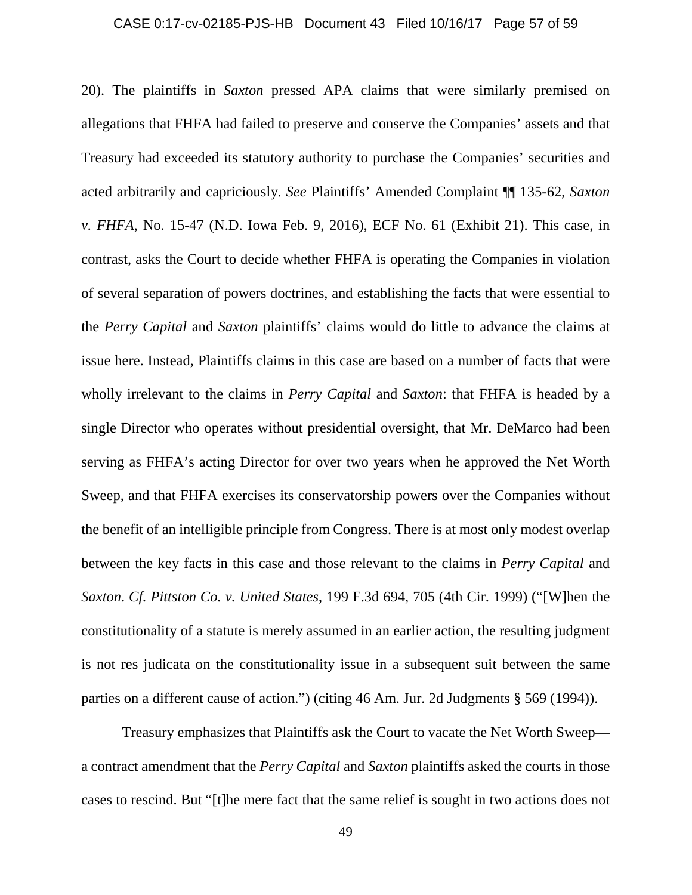20). The plaintiffs in *Saxton* pressed APA claims that were similarly premised on allegations that FHFA had failed to preserve and conserve the Companies' assets and that Treasury had exceeded its statutory authority to purchase the Companies' securities and acted arbitrarily and capriciously. *See* Plaintiffs' Amended Complaint ¶¶ 135-62, *Saxton v. FHFA*, No. 15-47 (N.D. Iowa Feb. 9, 2016), ECF No. 61 (Exhibit 21). This case, in contrast, asks the Court to decide whether FHFA is operating the Companies in violation of several separation of powers doctrines, and establishing the facts that were essential to the *Perry Capital* and *Saxton* plaintiffs' claims would do little to advance the claims at issue here. Instead, Plaintiffs claims in this case are based on a number of facts that were wholly irrelevant to the claims in *Perry Capital* and *Saxton*: that FHFA is headed by a single Director who operates without presidential oversight, that Mr. DeMarco had been serving as FHFA's acting Director for over two years when he approved the Net Worth Sweep, and that FHFA exercises its conservatorship powers over the Companies without the benefit of an intelligible principle from Congress. There is at most only modest overlap between the key facts in this case and those relevant to the claims in *Perry Capital* and *Saxton*. *Cf. Pittston Co. v. United States*, 199 F.3d 694, 705 (4th Cir. 1999) ("[W]hen the constitutionality of a statute is merely assumed in an earlier action, the resulting judgment is not res judicata on the constitutionality issue in a subsequent suit between the same parties on a different cause of action.") (citing 46 Am. Jur. 2d Judgments § 569 (1994)).

Treasury emphasizes that Plaintiffs ask the Court to vacate the Net Worth Sweep—a contract amendment that the *Perry Capital* and *Saxton* plaintiffs asked the courts in those cases to rescind. But "[t]he mere fact that the same relief is sought in two actions does not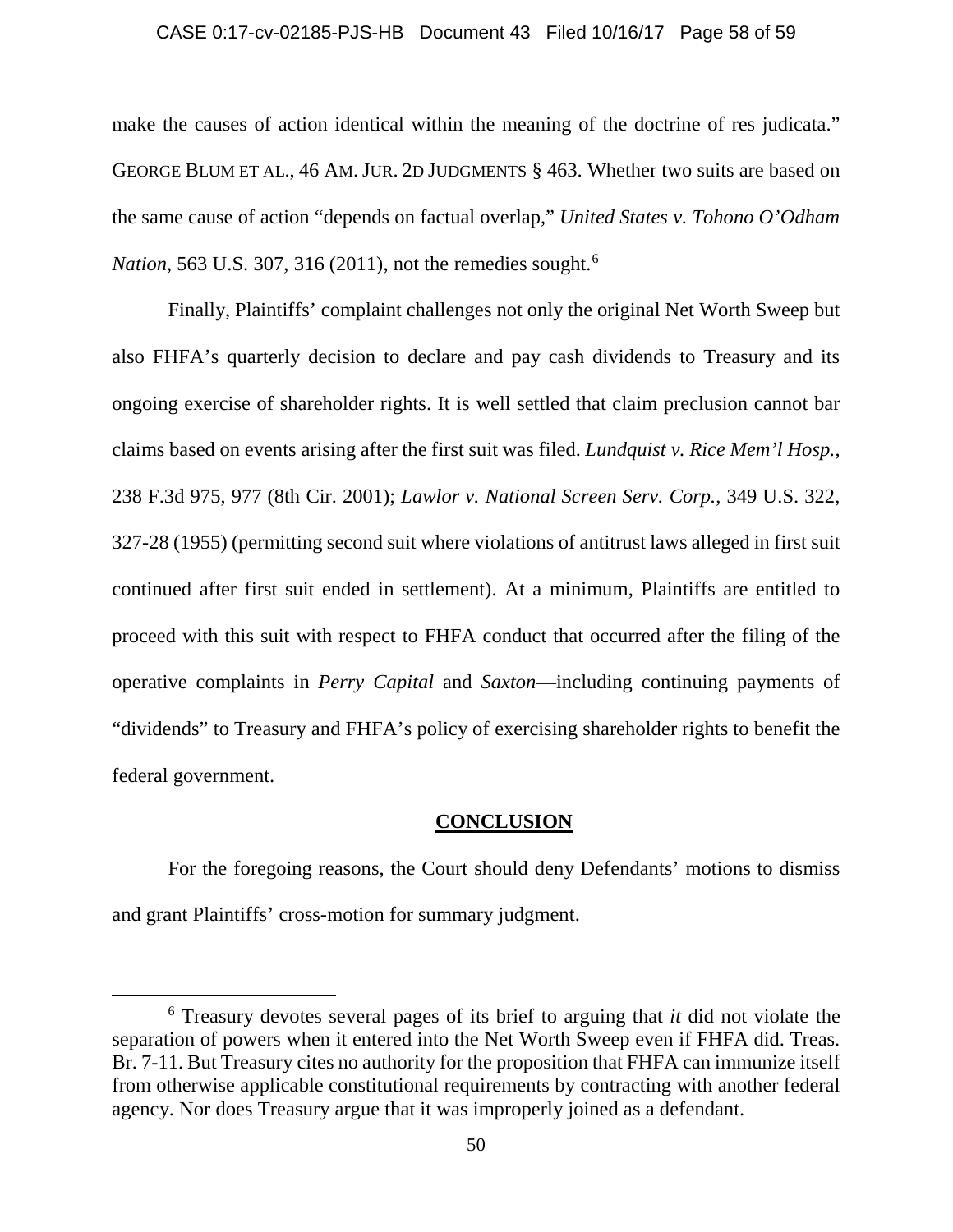make the causes of action identical within the meaning of the doctrine of res judicata." GEORGE BLUM ET AL., 46 AM. JUR. 2D JUDGMENTS § 463. Whether two suits are based on the same cause of action "depends on factual overlap," *United States v. Tohono O'Odham Nation*, 563 U.S. 307, 316 (2011), not the remedies sought.[6]

Finally, Plaintiffs' complaint challenges not only the original Net Worth Sweep but also FHFA's quarterly decision to declare and pay cash dividends to Treasury and its ongoing exercise of shareholder rights. It is well settled that claim preclusion cannot bar claims based on events arising after the first suit was filed. *Lundquist v. Rice Mem'l Hosp.*, 238 F.3d 975, 977 (8th Cir. 2001); *Lawlor v. National Screen Serv. Corp.*, 349 U.S. 322, 327-28 (1955) (permitting second suit where violations of antitrust laws alleged in first suit continued after first suit ended in settlement). At a minimum, Plaintiffs are entitled to proceed with this suit with respect to FHFA conduct that occurred after the filing of the operative complaints in *Perry Capital* and *Saxton*—including continuing payments of "dividends" to Treasury and FHFA's policy of exercising shareholder rights to benefit the federal government.

## CONCLUSION

For the foregoing reasons, the Court should deny Defendants' motions to dismiss and grant Plaintiffs' cross-motion for summary judgment.

[6] Treasury devotes several pages of its brief to arguing that *it* did not violate the separation of powers when it entered into the Net Worth Sweep even if FHFA did. Treas. Br. 7-11. But Treasury cites no authority for the proposition that FHFA can immunize itself from otherwise applicable constitutional requirements by contracting with another federal agency. Nor does Treasury argue that it was improperly joined as a defendant.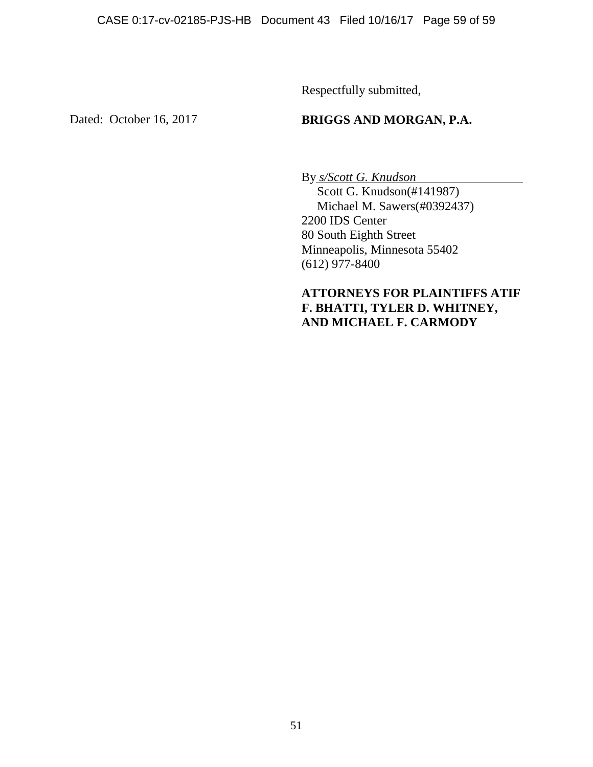Respectfully submitted,

Dated: October 16, 2017

**BRIGGS AND MORGAN, P.A.**

By *s/Scott G. Knudson*
Scott G. Knudson(#141987)
Michael M. Sawers(#0392437)
2200 IDS Center
80 South Eighth Street
Minneapolis, Minnesota 55402
(612) 977-8400

**ATTORNEYS FOR PLAINTIFFS ATIF F. BHATTI, TYLER D. WHITNEY, AND MICHAEL F. CARMODY**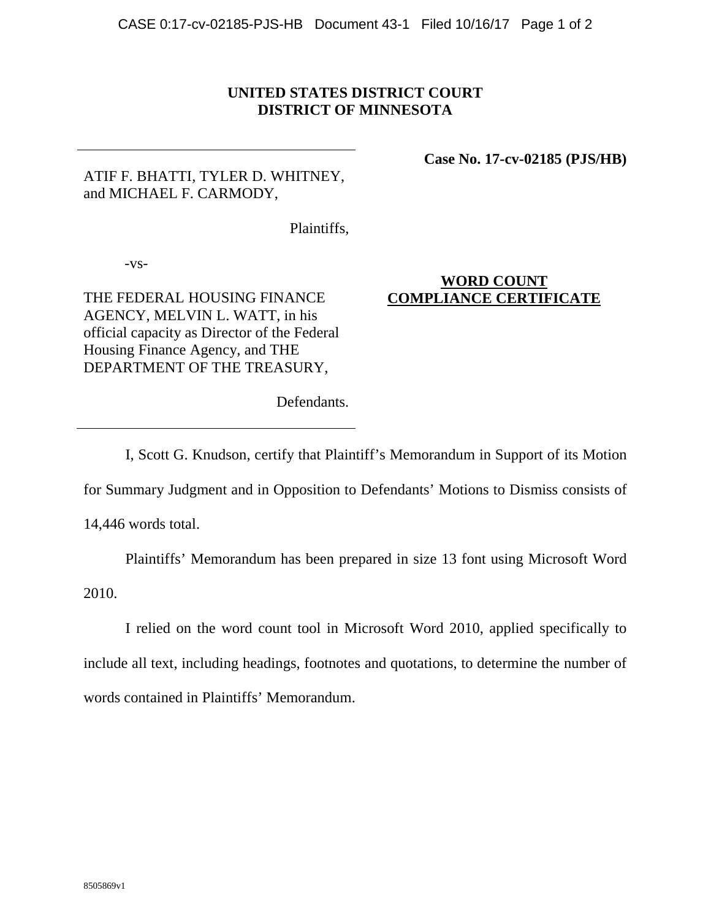**UNITED STATES DISTRICT COURT**
**DISTRICT OF MINNESOTA**

**Case No. 17-cv-02185 (PJS/HB)**

ATIF F. BHATTI, TYLER D. WHITNEY, and MICHAEL F. CARMODY,

Plaintiffs,

-vs-

THE FEDERAL HOUSING FINANCE AGENCY, MELVIN L. WATT, in his official capacity as Director of the Federal Housing Finance Agency, and THE DEPARTMENT OF THE TREASURY,

Defendants.

**WORD COUNT COMPLIANCE CERTIFICATE**

I, Scott G. Knudson, certify that Plaintiff's Memorandum in Support of its Motion for Summary Judgment and in Opposition to Defendants' Motions to Dismiss consists of 14,446 words total.

Plaintiffs' Memorandum has been prepared in size 13 font using Microsoft Word 2010.

I relied on the word count tool in Microsoft Word 2010, applied specifically to include all text, including headings, footnotes and quotations, to determine the number of words contained in Plaintiffs' Memorandum.

8505869v1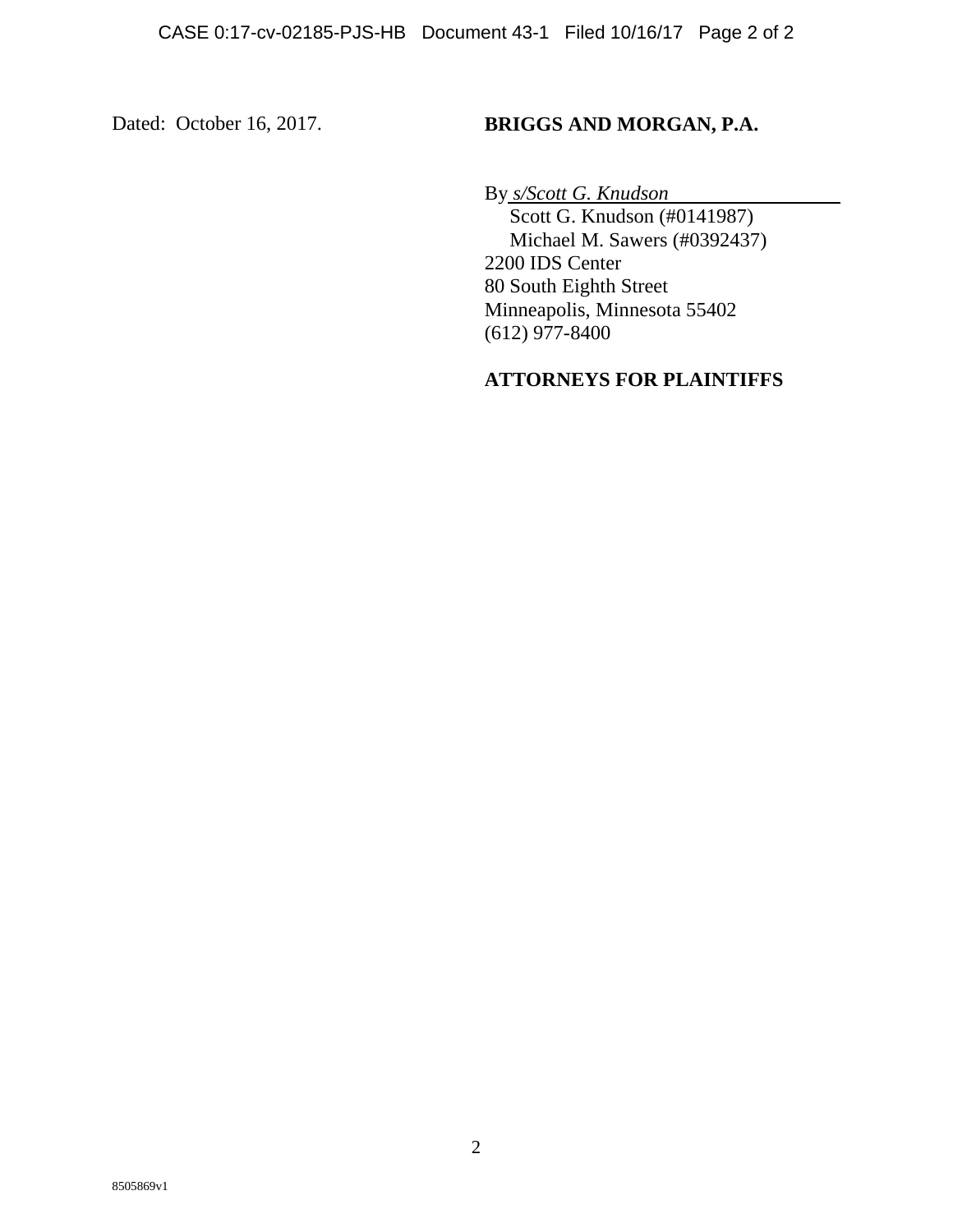Dated: October 16, 2017.

**BRIGGS AND MORGAN, P.A.**

By *s/Scott G. Knudson*
Scott G. Knudson (#0141987)
Michael M. Sawers (#0392437)
2200 IDS Center
80 South Eighth Street
Minneapolis, Minnesota 55402
(612) 977-8400

**ATTORNEYS FOR PLAINTIFFS**

8505869v1